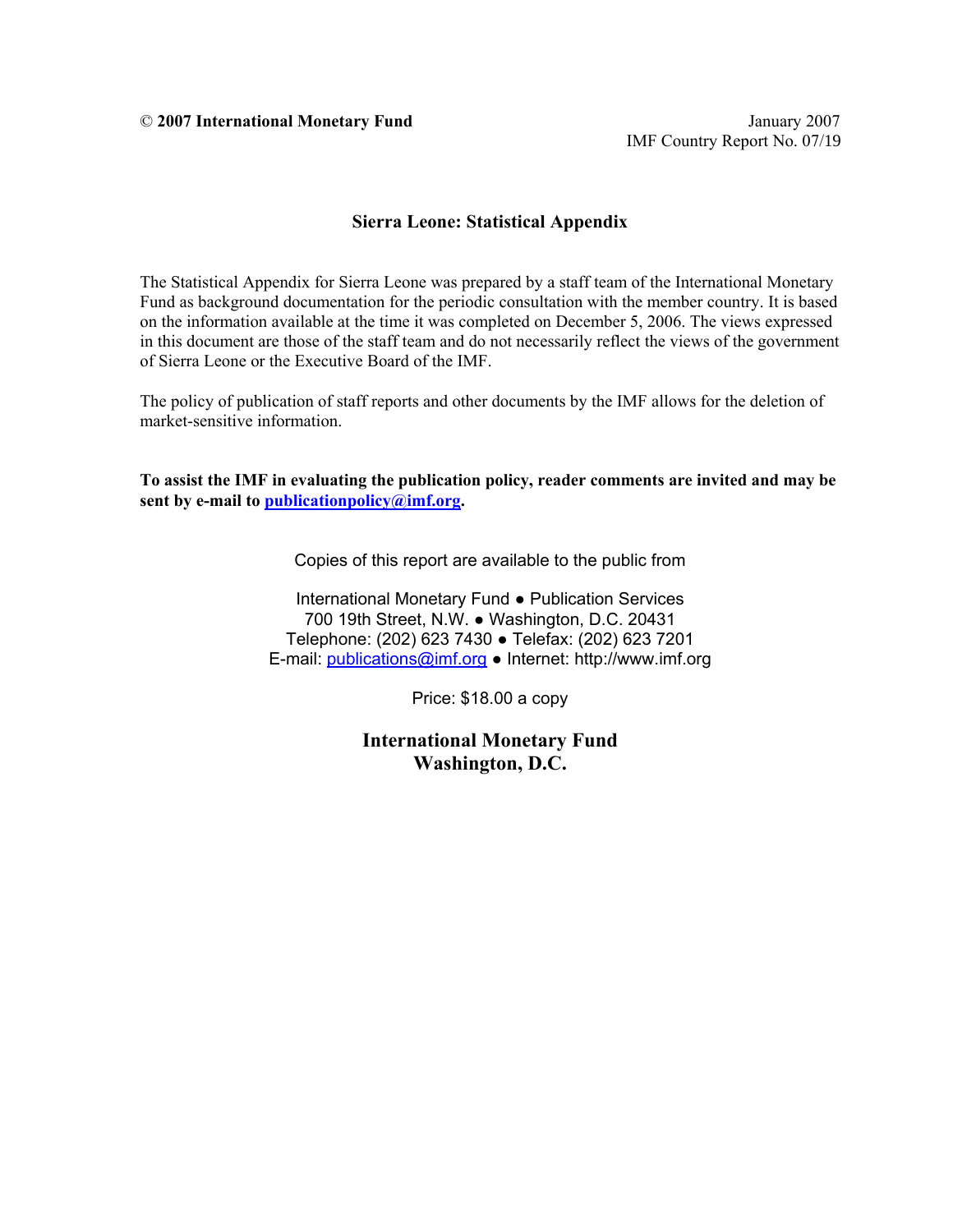© **2007 International Monetary Fund**

January 2007
IMF Country Report No. 07/19

# Sierra Leone: Statistical Appendix

The Statistical Appendix for Sierra Leone was prepared by a staff team of the International Monetary Fund as background documentation for the periodic consultation with the member country. It is based on the information available at the time it was completed on December 5, 2006. The views expressed in this document are those of the staff team and do not necessarily reflect the views of the government of Sierra Leone or the Executive Board of the IMF.

The policy of publication of staff reports and other documents by the IMF allows for the deletion of market-sensitive information.

**To assist the IMF in evaluating the publication policy, reader comments are invited and may be sent by e-mail to publicationpolicy@imf.org.**

Copies of this report are available to the public from

International Monetary Fund ● Publication Services
700 19th Street, N.W. ● Washington, D.C. 20431
Telephone: (202) 623 7430 ● Telefax: (202) 623 7201
E-mail: publications@imf.org ● Internet: http://www.imf.org

Price: $18.00 a copy

**International Monetary Fund**
**Washington, D.C.**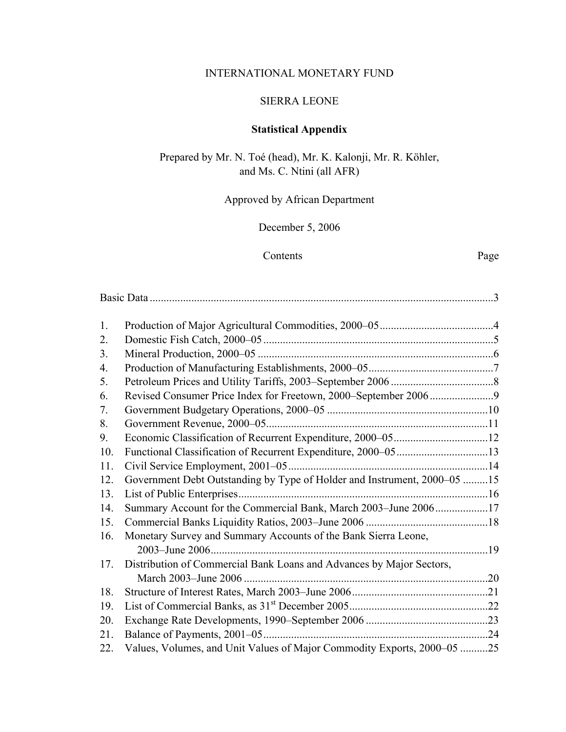INTERNATIONAL MONETARY FUND

SIERRA LEONE

**Statistical Appendix**

Prepared by Mr. N. Toé (head), Mr. K. Kalonji, Mr. R. Köhler, and Ms. C. Ntini (all AFR)

Approved by African Department

December 5, 2006

| Contents | Page |
|---|---|
| Basic Data | 3 |
| 1. Production of Major Agricultural Commodities, 2000–05 | 4 |
| 2. Domestic Fish Catch, 2000–05 | 5 |
| 3. Mineral Production, 2000–05 | 6 |
| 4. Production of Manufacturing Establishments, 2000–05 | 7 |
| 5. Petroleum Prices and Utility Tariffs, 2003–September 2006 | 8 |
| 6. Revised Consumer Price Index for Freetown, 2000–September 2006 | 9 |
| 7. Government Budgetary Operations, 2000–05 | 10 |
| 8. Government Revenue, 2000–05 | 11 |
| 9. Economic Classification of Recurrent Expenditure, 2000–05 | 12 |
| 10. Functional Classification of Recurrent Expenditure, 2000–05 | 13 |
| 11. Civil Service Employment, 2001–05 | 14 |
| 12. Government Debt Outstanding by Type of Holder and Instrument, 2000–05 | 15 |
| 13. List of Public Enterprises | 16 |
| 14. Summary Account for the Commercial Bank, March 2003–June 2006 | 17 |
| 15. Commercial Banks Liquidity Ratios, 2003–June 2006 | 18 |
| 16. Monetary Survey and Summary Accounts of the Bank Sierra Leone, 2003–June 2006 | 19 |
| 17. Distribution of Commercial Bank Loans and Advances by Major Sectors, March 2003–June 2006 | 20 |
| 18. Structure of Interest Rates, March 2003–June 2006 | 21 |
| 19. List of Commercial Banks, as 31st December 2005 | 22 |
| 20. Exchange Rate Developments, 1990–September 2006 | 23 |
| 21. Balance of Payments, 2001–05 | 24 |
| 22. Values, Volumes, and Unit Values of Major Commodity Exports, 2000–05 | 25 |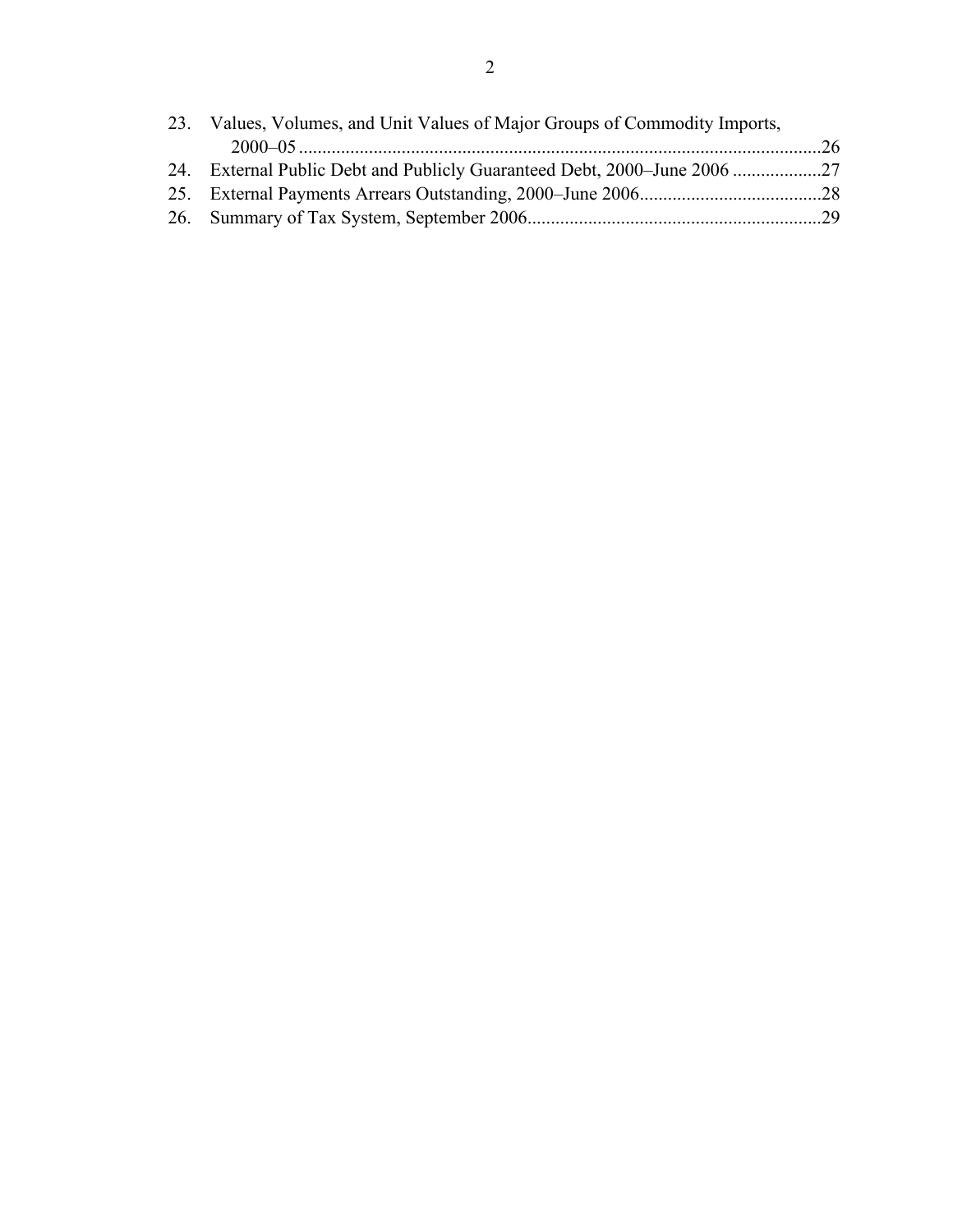23. Values, Volumes, and Unit Values of Major Groups of Commodity Imports, 2000–05 ............................................................................................................26
24. External Public Debt and Publicly Guaranteed Debt, 2000–June 2006 ...................27
25. External Payments Arrears Outstanding, 2000–June 2006.......................................28
26. Summary of Tax System, September 2006..............................................................29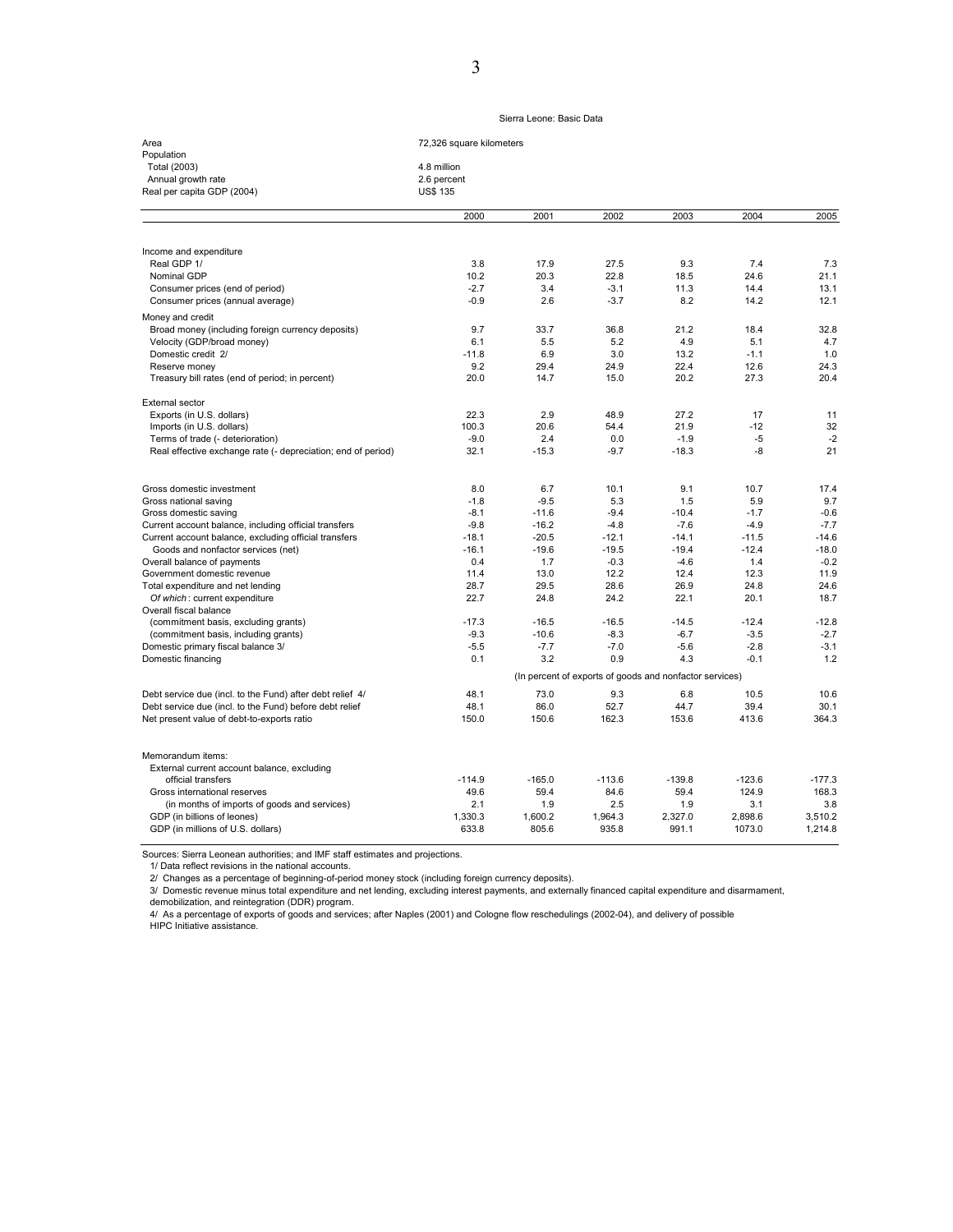Sierra Leone: Basic Data

| | |
|---|---|
| Area | 72,326 square kilometers |
| Population | |
| Total (2003) | 4.8 million |
| Annual growth rate | 2.6 percent |
| Real per capita GDP (2004) | US$ 135 |

| | 2000 | 2001 | 2002 | 2003 | 2004 | 2005 |
|---|---|---|---|---|---|---|
| Income and expenditure | | | | | | |
| Real GDP 1/ | 3.8 | 17.9 | 27.5 | 9.3 | 7.4 | 7.3 |
| Nominal GDP | 10.2 | 20.3 | 22.8 | 18.5 | 24.6 | 21.1 |
| Consumer prices (end of period) | -2.7 | 3.4 | -3.1 | 11.3 | 14.4 | 13.1 |
| Consumer prices (annual average) | -0.9 | 2.6 | -3.7 | 8.2 | 14.2 | 12.1 |
| Money and credit | | | | | | |
| Broad money (including foreign currency deposits) | 9.7 | 33.7 | 36.8 | 21.2 | 18.4 | 32.8 |
| Velocity (GDP/broad money) | 6.1 | 5.5 | 5.2 | 4.9 | 5.1 | 4.7 |
| Domestic credit 2/ | -11.8 | 6.9 | 3.0 | 13.2 | -1.1 | 1.0 |
| Reserve money | 9.2 | 29.4 | 24.9 | 22.4 | 12.6 | 24.3 |
| Treasury bill rates (end of period; in percent) | 20.0 | 14.7 | 15.0 | 20.2 | 27.3 | 20.4 |
| External sector | | | | | | |
| Exports (in U.S. dollars) | 22.3 | 2.9 | 48.9 | 27.2 | 17 | 11 |
| Imports (in U.S. dollars) | 100.3 | 20.6 | 54.4 | 21.9 | -12 | 32 |
| Terms of trade (- deterioration) | -9.0 | 2.4 | 0.0 | -1.9 | -5 | -2 |
| Real effective exchange rate (- depreciation; end of period) | 32.1 | -15.3 | -9.7 | -18.3 | -8 | 21 |
| Gross domestic investment | 8.0 | 6.7 | 10.1 | 9.1 | 10.7 | 17.4 |
| Gross national saving | -1.8 | -9.5 | 5.3 | 1.5 | 5.9 | 9.7 |
| Gross domestic saving | -8.1 | -11.6 | -9.4 | -10.4 | -1.7 | -0.6 |
| Current account balance, including official transfers | -9.8 | -16.2 | -4.8 | -7.6 | -4.9 | -7.7 |
| Current account balance, excluding official transfers | -18.1 | -20.5 | -12.1 | -14.1 | -11.5 | -14.6 |
| Goods and nonfactor services (net) | -16.1 | -19.6 | -19.5 | -19.4 | -12.4 | -18.0 |
| Overall balance of payments | 0.4 | 1.7 | -0.3 | -4.6 | 1.4 | -0.2 |
| Government domestic revenue | 11.4 | 13.0 | 12.2 | 12.4 | 12.3 | 11.9 |
| Total expenditure and net lending | 28.7 | 29.5 | 28.6 | 26.9 | 24.8 | 24.6 |
| *Of which*: current expenditure | 22.7 | 24.8 | 24.2 | 22.1 | 20.1 | 18.7 |
| Overall fiscal balance | | | | | | |
| (commitment basis, excluding grants) | -17.3 | -16.5 | -16.5 | -14.5 | -12.4 | -12.8 |
| (commitment basis, including grants) | -9.3 | -10.6 | -8.3 | -6.7 | -3.5 | -2.7 |
| Domestic primary fiscal balance 3/ | -5.5 | -7.7 | -7.0 | -5.6 | -2.8 | -3.1 |
| Domestic financing | 0.1 | 3.2 | 0.9 | 4.3 | -0.1 | 1.2 |
| | (In percent of exports of goods and nonfactor services) | | | | | |
| Debt service due (incl. to the Fund) after debt relief 4/ | 48.1 | 73.0 | 9.3 | 6.8 | 10.5 | 10.6 |
| Debt service due (incl. to the Fund) before debt relief | 48.1 | 86.0 | 52.7 | 44.7 | 39.4 | 30.1 |
| Net present value of debt-to-exports ratio | 150.0 | 150.6 | 162.3 | 153.6 | 413.6 | 364.3 |
| Memorandum items: | | | | | | |
| External current account balance, excluding official transfers | -114.9 | -165.0 | -113.6 | -139.8 | -123.6 | -177.3 |
| Gross international reserves | 49.6 | 59.4 | 84.6 | 59.4 | 124.9 | 168.3 |
| (in months of imports of goods and services) | 2.1 | 1.9 | 2.5 | 1.9 | 3.1 | 3.8 |
| GDP (in billions of leones) | 1,330.3 | 1,600.2 | 1,964.3 | 2,327.0 | 2,898.6 | 3,510.2 |
| GDP (in millions of U.S. dollars) | 633.8 | 805.6 | 935.8 | 991.1 | 1073.0 | 1,214.8 |

Sources: Sierra Leonean authorities; and IMF staff estimates and projections.

1/ Data reflect revisions in the national accounts.

2/ Changes as a percentage of beginning-of-period money stock (including foreign currency deposits).

3/ Domestic revenue minus total expenditure and net lending, excluding interest payments, and externally financed capital expenditure and disarmament, demobilization, and reintegration (DDR) program.

4/ As a percentage of exports of goods and services; after Naples (2001) and Cologne flow reschedulings (2002-04), and delivery of possible HIPC Initiative assistance.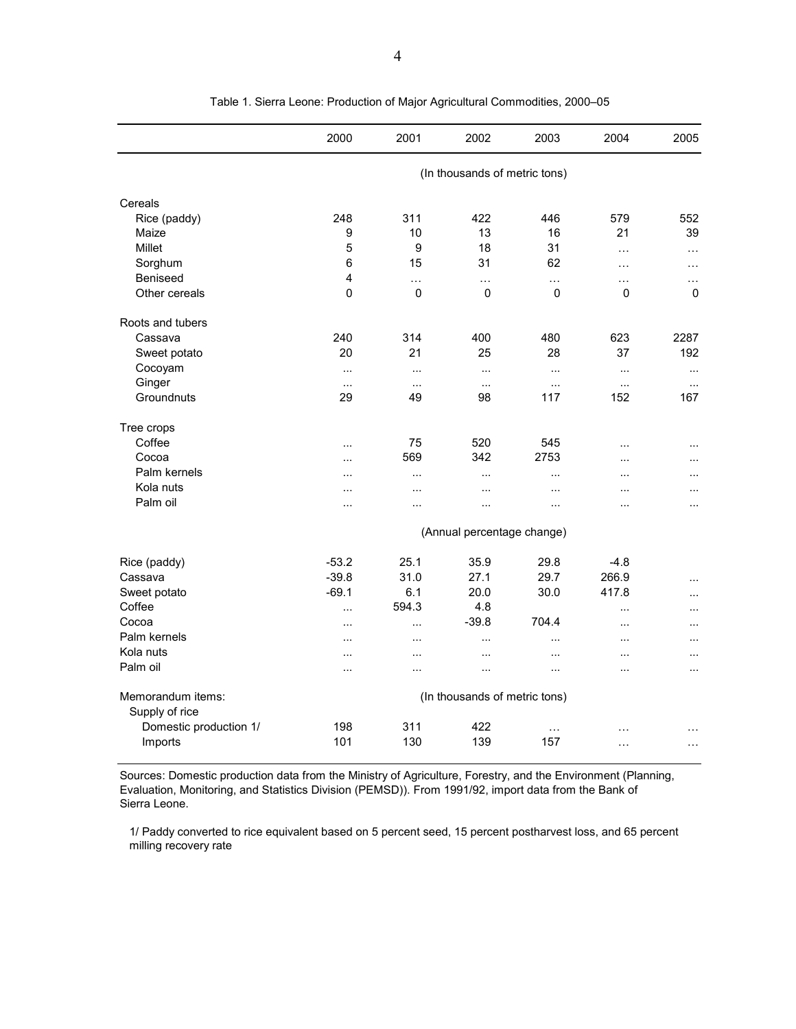Table 1. Sierra Leone: Production of Major Agricultural Commodities, 2000–05

| | 2000 | 2001 | 2002 | 2003 | 2004 | 2005 |
|---|---|---|---|---|---|---|
| | (In thousands of metric tons) | | | | | |
| **Cereals** | | | | | | |
| Rice (paddy) | 248 | 311 | 422 | 446 | 579 | 552 |
| Maize | 9 | 10 | 13 | 16 | 21 | 39 |
| Millet | 5 | 9 | 18 | 31 | … | … |
| Sorghum | 6 | 15 | 31 | 62 | … | … |
| Beniseed | 4 | … | … | … | … | … |
| Other cereals | 0 | 0 | 0 | 0 | 0 | 0 |
| **Roots and tubers** | | | | | | |
| Cassava | 240 | 314 | 400 | 480 | 623 | 2287 |
| Sweet potato | 20 | 21 | 25 | 28 | 37 | 192 |
| Cocoyam | ... | ... | ... | ... | ... | ... |
| Ginger | ... | ... | ... | ... | ... | ... |
| Groundnuts | 29 | 49 | 98 | 117 | 152 | 167 |
| **Tree crops** | | | | | | |
| Coffee | ... | 75 | 520 | 545 | ... | ... |
| Cocoa | ... | 569 | 342 | 2753 | ... | ... |
| Palm kernels | ... | ... | ... | ... | ... | ... |
| Kola nuts | ... | ... | ... | ... | ... | ... |
| Palm oil | ... | ... | ... | ... | ... | ... |
| | (Annual percentage change) | | | | | |
| Rice (paddy) | -53.2 | 25.1 | 35.9 | 29.8 | -4.8 | |
| Cassava | -39.8 | 31.0 | 27.1 | 29.7 | 266.9 | ... |
| Sweet potato | -69.1 | 6.1 | 20.0 | 30.0 | 417.8 | ... |
| Coffee | ... | 594.3 | 4.8 | | ... | ... |
| Cocoa | ... | ... | -39.8 | 704.4 | ... | ... |
| Palm kernels | ... | ... | ... | ... | ... | ... |
| Kola nuts | ... | ... | ... | ... | ... | ... |
| Palm oil | ... | ... | ... | ... | ... | ... |
| Memorandum items: | (In thousands of metric tons) | | | | | |
| Supply of rice | | | | | | |
| Domestic production 1/ | 198 | 311 | 422 | … | … | … |
| Imports | 101 | 130 | 139 | 157 | … | … |

Sources: Domestic production data from the Ministry of Agriculture, Forestry, and the Environment (Planning, Evaluation, Monitoring, and Statistics Division (PEMSD)). From 1991/92, import data from the Bank of Sierra Leone.

1/ Paddy converted to rice equivalent based on 5 percent seed, 15 percent postharvest loss, and 65 percent milling recovery rate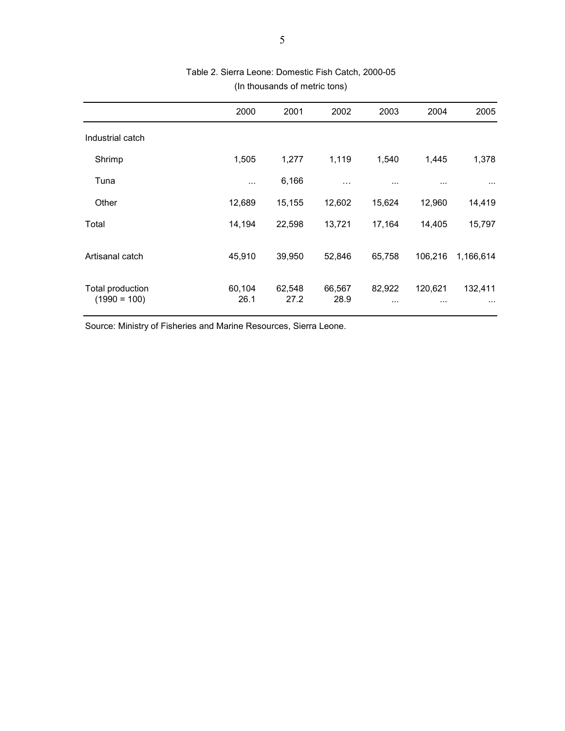Table 2. Sierra Leone: Domestic Fish Catch, 2000-05
(In thousands of metric tons)

| | 2000 | 2001 | 2002 | 2003 | 2004 | 2005 |
|---|---|---|---|---|---|---|
| Industrial catch | | | | | | |
| Shrimp | 1,505 | 1,277 | 1,119 | 1,540 | 1,445 | 1,378 |
| Tuna | ... | 6,166 | … | ... | ... | ... |
| Other | 12,689 | 15,155 | 12,602 | 15,624 | 12,960 | 14,419 |
| Total | 14,194 | 22,598 | 13,721 | 17,164 | 14,405 | 15,797 |
| Artisanal catch | 45,910 | 39,950 | 52,846 | 65,758 | 106,216 | 1,166,614 |
| Total production | 60,104 | 62,548 | 66,567 | 82,922 | 120,621 | 132,411 |
| (1990 = 100) | 26.1 | 27.2 | 28.9 | ... | ... | ... |

Source: Ministry of Fisheries and Marine Resources, Sierra Leone.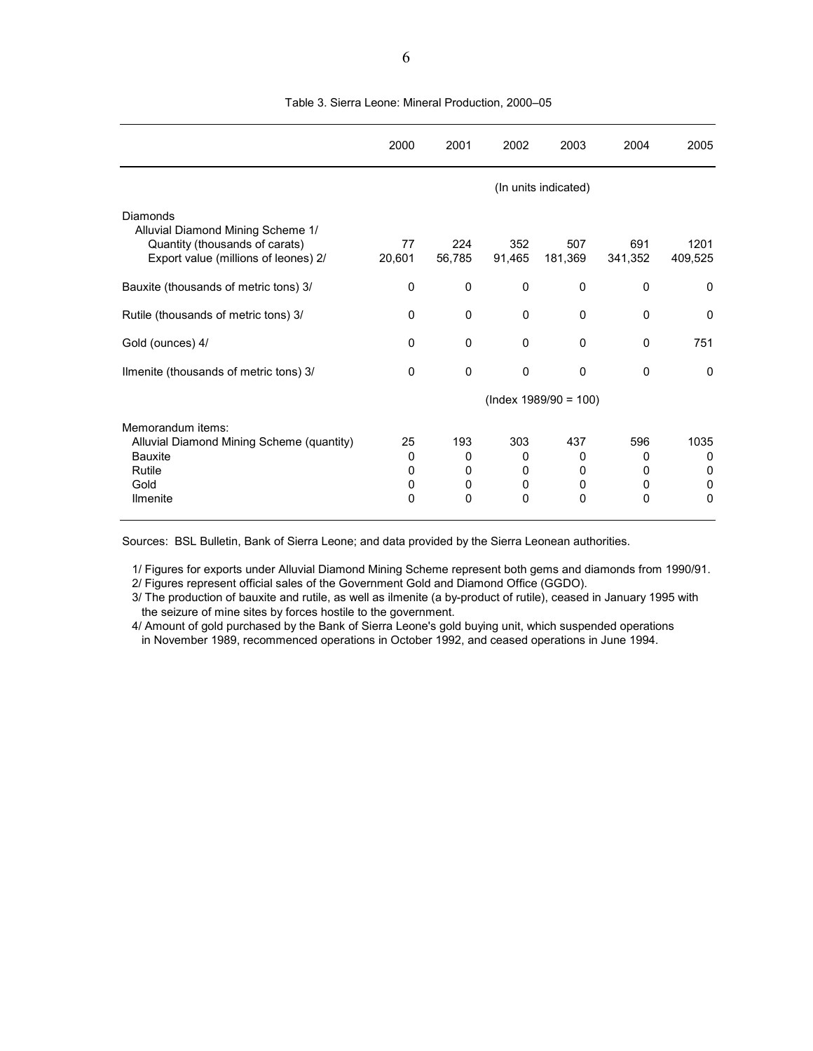Table 3. Sierra Leone: Mineral Production, 2000–05

| | 2000 | 2001 | 2002 | 2003 | 2004 | 2005 |
|---|---|---|---|---|---|---|
| | (In units indicated) | | | | | |
| Diamonds | | | | | | |
| Alluvial Diamond Mining Scheme 1/ | | | | | | |
| Quantity (thousands of carats) | 77 | 224 | 352 | 507 | 691 | 1201 |
| Export value (millions of leones) 2/ | 20,601 | 56,785 | 91,465 | 181,369 | 341,352 | 409,525 |
| Bauxite (thousands of metric tons) 3/ | 0 | 0 | 0 | 0 | 0 | 0 |
| Rutile (thousands of metric tons) 3/ | 0 | 0 | 0 | 0 | 0 | 0 |
| Gold (ounces) 4/ | 0 | 0 | 0 | 0 | 0 | 751 |
| Ilmenite (thousands of metric tons) 3/ | 0 | 0 | 0 | 0 | 0 | 0 |
| | (Index 1989/90 = 100) | | | | | |
| Memorandum items: | | | | | | |
| Alluvial Diamond Mining Scheme (quantity) | 25 | 193 | 303 | 437 | 596 | 1035 |
| Bauxite | 0 | 0 | 0 | 0 | 0 | 0 |
| Rutile | 0 | 0 | 0 | 0 | 0 | 0 |
| Gold | 0 | 0 | 0 | 0 | 0 | 0 |
| Ilmenite | 0 | 0 | 0 | 0 | 0 | 0 |

Sources: BSL Bulletin, Bank of Sierra Leone; and data provided by the Sierra Leonean authorities.

1/ Figures for exports under Alluvial Diamond Mining Scheme represent both gems and diamonds from 1990/91.
2/ Figures represent official sales of the Government Gold and Diamond Office (GGDO).
3/ The production of bauxite and rutile, as well as ilmenite (a by-product of rutile), ceased in January 1995 with the seizure of mine sites by forces hostile to the government.
4/ Amount of gold purchased by the Bank of Sierra Leone's gold buying unit, which suspended operations in November 1989, recommenced operations in October 1992, and ceased operations in June 1994.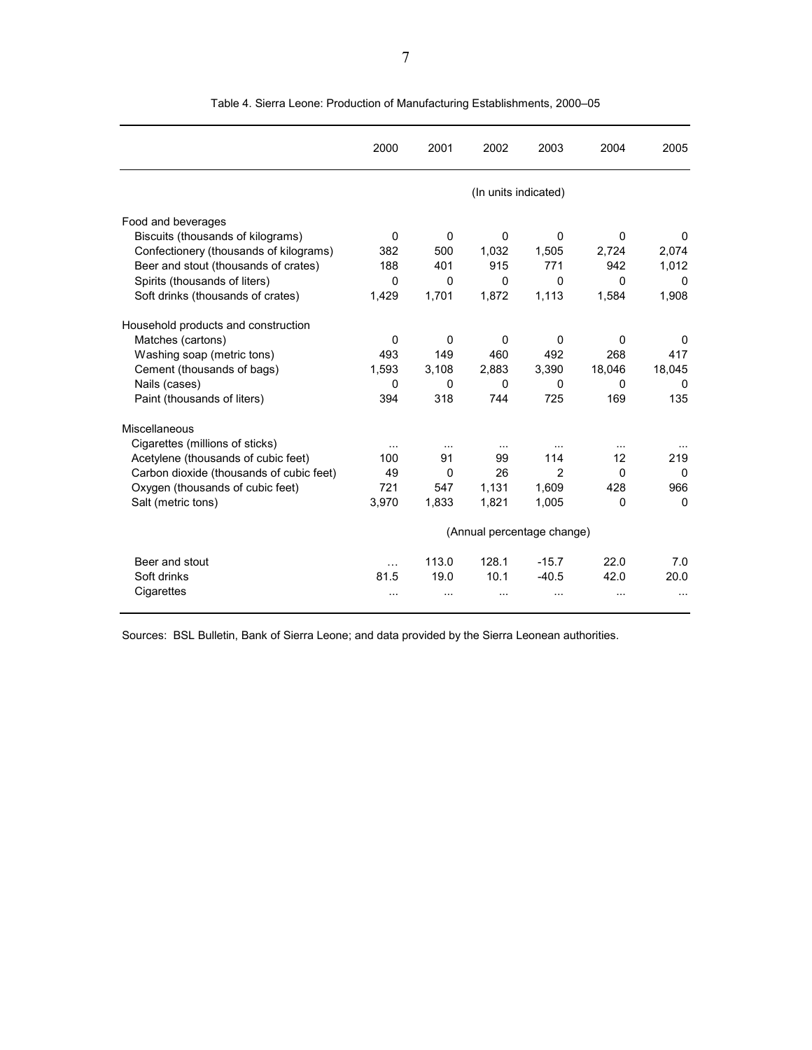Table 4. Sierra Leone: Production of Manufacturing Establishments, 2000–05

| | 2000 | 2001 | 2002 | 2003 | 2004 | 2005 |
|---|---|---|---|---|---|---|
| | (In units indicated) | | | | | |
| Food and beverages | | | | | | |
| Biscuits (thousands of kilograms) | 0 | 0 | 0 | 0 | 0 | 0 |
| Confectionery (thousands of kilograms) | 382 | 500 | 1,032 | 1,505 | 2,724 | 2,074 |
| Beer and stout (thousands of crates) | 188 | 401 | 915 | 771 | 942 | 1,012 |
| Spirits (thousands of liters) | 0 | 0 | 0 | 0 | 0 | 0 |
| Soft drinks (thousands of crates) | 1,429 | 1,701 | 1,872 | 1,113 | 1,584 | 1,908 |
| Household products and construction | | | | | | |
| Matches (cartons) | 0 | 0 | 0 | 0 | 0 | 0 |
| Washing soap (metric tons) | 493 | 149 | 460 | 492 | 268 | 417 |
| Cement (thousands of bags) | 1,593 | 3,108 | 2,883 | 3,390 | 18,046 | 18,045 |
| Nails (cases) | 0 | 0 | 0 | 0 | 0 | 0 |
| Paint (thousands of liters) | 394 | 318 | 744 | 725 | 169 | 135 |
| Miscellaneous | | | | | | |
| Cigarettes (millions of sticks) | ... | ... | ... | ... | ... | ... |
| Acetylene (thousands of cubic feet) | 100 | 91 | 99 | 114 | 12 | 219 |
| Carbon dioxide (thousands of cubic feet) | 49 | 0 | 26 | 2 | 0 | 0 |
| Oxygen (thousands of cubic feet) | 721 | 547 | 1,131 | 1,609 | 428 | 966 |
| Salt (metric tons) | 3,970 | 1,833 | 1,821 | 1,005 | 0 | 0 |
| | (Annual percentage change) | | | | | |
| Beer and stout | ... | 113.0 | 128.1 | -15.7 | 22.0 | 7.0 |
| Soft drinks | 81.5 | 19.0 | 10.1 | -40.5 | 42.0 | 20.0 |
| Cigarettes | ... | ... | ... | ... | ... | ... |

Sources: BSL Bulletin, Bank of Sierra Leone; and data provided by the Sierra Leonean authorities.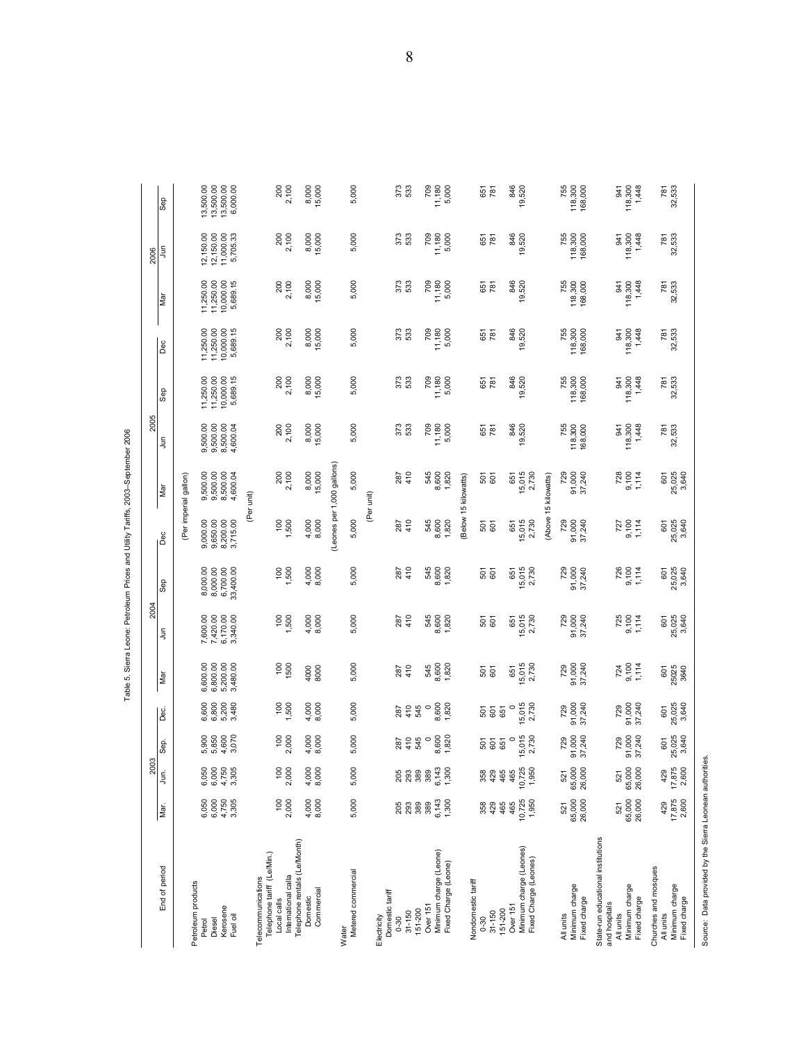Table 5. Sierra Leone: Petroleum Prices and Utility Tariffs, 2003–September 2006

| End of period | 2003 | | | | 2004 | | | | 2005 | | | | 2006 | | |
|---|---|---|---|---|---|---|---|---|---|---|---|---|---|---|---|
| | Mar. | Jun. | Sep. | Dec. | Mar | Jun | Sep | Dec | Mar | Jun | Sep | Dec | Mar | Jun | Sep |
| | (Per imperial gallon) | | | | | | | | | | | | | | |
| Petroleum products | | | | | | | | | | | | | | | |
| Petrol | 6,050 | 6,050 | 5,900 | 6,600 | 6,600.00 | 7,600.00 | 8,000.00 | 9,000.00 | 9,500.00 | 9,500.00 | 11,250.00 | 11,250.00 | 11,250.00 | 12,150.00 | 13,500.00 |
| Diesel | 6,000 | 6,000 | 5,850 | 6,800 | 6,800.00 | 7,420.00 | 8,000.00 | 9,650.00 | 9,500.00 | 9,500.00 | 11,250.00 | 11,250.00 | 11,250.00 | 12,150.00 | 13,500.00 |
| Kerosene | 4,750 | 4,750 | 4,600 | 5,200 | 5,200.00 | 6,170.00 | 6,700.00 | 8,200.00 | 8,500.00 | 8,500.00 | 10,000.00 | 10,000.00 | 10,000.00 | 11,000.00 | 13,500.00 |
| Fuel oil | 3,305 | 3,305 | 3,070 | 3,480 | 3,480.00 | 3,340.00 | 33,400.00 | 3,715.00 | 4,600.04 | 4,600.04 | 5,689.15 | 5,689.15 | 5,689.15 | 5,705.33 | 6,000.00 |
| | (Per unit) | | | | | | | | | | | | | | |
| Telecommunications | | | | | | | | | | | | | | | |
| Telephone tariff (Le/Min.) | | | | | | | | | | | | | | | |
| Local calls | 100 | 100 | 100 | 100 | 100 | 100 | 100 | 100 | 200 | 200 | 200 | 200 | 200 | 200 | 200 |
| International calls | 2,000 | 2,000 | 2,000 | 1,500 | 1500 | 1,500 | 1,500 | 1,500 | 2,100 | 2,100 | 2,100 | 2,100 | 2,100 | 2,100 | 2,100 |
| Telephone rentals (Le/Month) | | | | | | | | | | | | | | | |
| Domestic | 4,000 | 4,000 | 4,000 | 4,000 | 4000 | 4,000 | 4,000 | 4,000 | 8,000 | 8,000 | 8,000 | 8,000 | 8,000 | 8,000 | 8,000 |
| Commercial | 8,000 | 8,000 | 8,000 | 8,000 | 8000 | 8,000 | 8,000 | 8,000 | 15,000 | 15,000 | 15,000 | 15,000 | 15,000 | 15,000 | 15,000 |
| | (Leones per 1,000 gallons) | | | | | | | | | | | | | | |
| Water | | | | | | | | | | | | | | | |
| Metered commercial | 5,000 | 5,000 | 5,000 | 5,000 | 5,000 | 5,000 | 5,000 | 5,000 | 5,000 | 5,000 | 5,000 | 5,000 | 5,000 | 5,000 | 5,000 |
| | (Per unit) | | | | | | | | | | | | | | |
| Electricity | | | | | | | | | | | | | | | |
| Domestic tariff | | | | | | | | | | | | | | | |
| 0-30 | 205 | 205 | 287 | 287 | 287 | 287 | 287 | 287 | 287 | 373 | 373 | 373 | 373 | 373 | 373 |
| 31-150 | 293 | 293 | 410 | 410 | 410 | 410 | 410 | 410 | 410 | 533 | 533 | 533 | 533 | 533 | 533 |
| 151-200 | 389 | 389 | 545 | 545 | | | | | | | | | | | |
| Over 151 | 389 | 389 | 0 | 0 | 545 | 545 | 545 | 545 | 545 | 709 | 709 | 709 | 709 | 709 | 709 |
| Minimum charge (Leone) | 6,143 | 6,143 | 8,600 | 8,600 | 8,600 | 8,600 | 8,600 | 8,600 | 8,600 | 11,180 | 11,180 | 11,180 | 11,180 | 11,180 | 11,180 |
| Fixed Charge (Leone) | 1,300 | 1,300 | 1,820 | 1,820 | 1,820 | 1,820 | 1,820 | 1,820 | 1,820 | 5,000 | 5,000 | 5,000 | 5,000 | 5,000 | 5,000 |
| | (Below 15 kilowatts) | | | | | | | | | | | | | | |
| Nondomestic tariff | | | | | | | | | | | | | | | |
| 0-30 | 358 | 358 | 501 | 501 | 501 | 501 | 501 | 501 | 501 | 651 | 651 | 651 | 651 | 651 | 651 |
| 31-150 | 429 | 429 | 601 | 601 | 601 | 601 | 601 | 601 | 601 | 781 | 781 | 781 | 781 | 781 | 781 |
| 151-200 | 465 | 465 | 651 | 651 | | | | | | | | | | | |
| Over 151 | 465 | 465 | 0 | 0 | 651 | 651 | 651 | 651 | 651 | 846 | 846 | 846 | 846 | 846 | 846 |
| Minimum charge (Leones) | 10,725 | 10,725 | 15,015 | 15,015 | 15,015 | 15,015 | 15,015 | 15,015 | 15,015 | 19,520 | 19,520 | 19,520 | 19,520 | 19,520 | 19,520 |
| Fixed Charge (Leones) | 1,950 | 1,950 | 2,730 | 2,730 | 2,730 | 2,730 | 2,730 | 2,730 | 2,730 | | | | | | |
| | (Above 15 kilowatts) | | | | | | | | | | | | | | |
| All units | 521 | 521 | 729 | 729 | 729 | 729 | 729 | 729 | 729 | 755 | 755 | 755 | 755 | 755 | 755 |
| Minimum charge | 65,000 | 65,000 | 91,000 | 91,000 | 91,000 | 91,000 | 91,000 | 91,000 | 91,000 | 118,300 | 118,300 | 118,300 | 118,300 | 118,300 | 118,300 |
| Fixed charge | 26,000 | 26,000 | 37,240 | 37,240 | 37,240 | 37,240 | 37,240 | 37,240 | 37,240 | 168,000 | 168,000 | 168,000 | 168,000 | 168,000 | 168,000 |
| State-run educational institutions and hospitals | | | | | | | | | | | | | | | |
| All units | 521 | 521 | 729 | 729 | 724 | 725 | 726 | 727 | 728 | 941 | 941 | 941 | 941 | 941 | 941 |
| Minimum charge | 65,000 | 65,000 | 91,000 | 91,000 | 9,100 | 9,100 | 9,100 | 9,100 | 9,100 | 118,300 | 118,300 | 118,300 | 118,300 | 118,300 | 118,300 |
| Fixed charge | 26,000 | 26,000 | 37,240 | 37,240 | 1,114 | 1,114 | 1,114 | 1,114 | 1,114 | 1,448 | 1,448 | 1,448 | 1,448 | 1,448 | 1,448 |
| Churches and mosques | | | | | | | | | | | | | | | |
| All units | 429 | 429 | 601 | 601 | 601 | 601 | 601 | 601 | 601 | 781 | 781 | 781 | 781 | 781 | 781 |
| Minimum charge | 17,875 | 17,875 | 25,025 | 25,025 | 25025 | 25,025 | 25,025 | 25,025 | 25,025 | 32,533 | 32,533 | 32,533 | 32,533 | 32,533 | 32,533 |
| Fixed charge | 2,600 | 2,600 | 3,640 | 3,640 | 3640 | 3,640 | 3,640 | 3,640 | 3,640 | | | | | | |

Source: Data provided by the Sierra Leonean authorities.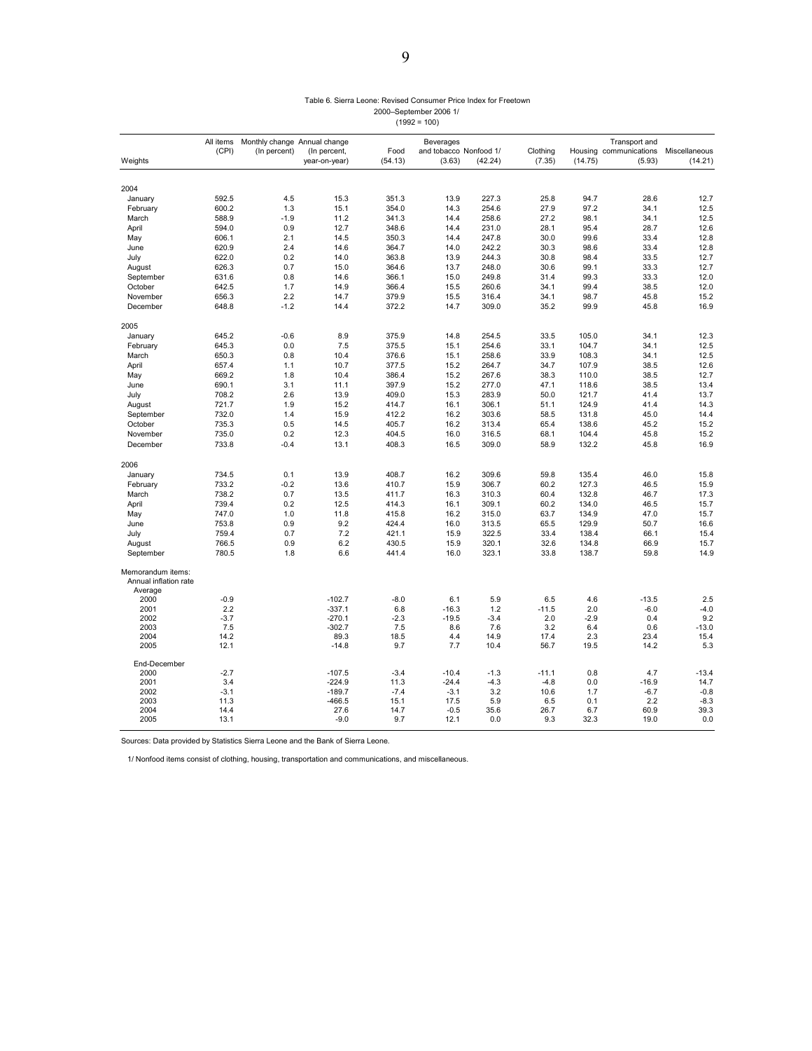Table 6. Sierra Leone: Revised Consumer Price Index for Freetown
2000–September 2006 1/
(1992 = 100)

| Weights | All items (CPI) | Monthly change (In percent) | Annual change (In percent, year-on-year) | Food (54.13) | Beverages and tobacco (3.63) | Nonfood 1/ (42.24) | Clothing (7.35) | Housing (14.75) | Transport and communications (5.93) | Miscellaneous (14.21) |
|---|---|---|---|---|---|---|---|---|---|---|
| **2004** | | | | | | | | | | |
| January | 592.5 | 4.5 | 15.3 | 351.3 | 13.9 | 227.3 | 25.8 | 94.7 | 28.6 | 12.7 |
| February | 600.2 | 1.3 | 15.1 | 354.0 | 14.3 | 254.6 | 27.9 | 97.2 | 34.1 | 12.5 |
| March | 588.9 | -1.9 | 11.2 | 341.3 | 14.4 | 258.6 | 27.2 | 98.1 | 34.1 | 12.5 |
| April | 594.0 | 0.9 | 12.7 | 348.6 | 14.4 | 231.0 | 28.1 | 95.4 | 28.7 | 12.6 |
| May | 606.1 | 2.1 | 14.5 | 350.3 | 14.4 | 247.8 | 30.0 | 99.6 | 33.4 | 12.8 |
| June | 620.9 | 2.4 | 14.6 | 364.7 | 14.0 | 242.2 | 30.3 | 98.6 | 33.4 | 12.8 |
| July | 622.0 | 0.2 | 14.0 | 363.8 | 13.9 | 244.3 | 30.8 | 98.4 | 33.5 | 12.7 |
| August | 626.3 | 0.7 | 15.0 | 364.6 | 13.7 | 248.0 | 30.6 | 99.1 | 33.3 | 12.7 |
| September | 631.6 | 0.8 | 14.6 | 366.1 | 15.0 | 249.8 | 31.4 | 99.3 | 33.3 | 12.0 |
| October | 642.5 | 1.7 | 14.9 | 366.4 | 15.5 | 260.6 | 34.1 | 99.4 | 38.5 | 12.0 |
| November | 656.3 | 2.2 | 14.7 | 379.9 | 15.5 | 316.4 | 34.1 | 98.7 | 45.8 | 15.2 |
| December | 648.8 | -1.2 | 14.4 | 372.2 | 14.7 | 309.0 | 35.2 | 99.9 | 45.8 | 16.9 |
| **2005** | | | | | | | | | | |
| January | 645.2 | -0.6 | 8.9 | 375.9 | 14.8 | 254.5 | 33.5 | 105.0 | 34.1 | 12.3 |
| February | 645.3 | 0.0 | 7.5 | 375.5 | 15.1 | 254.6 | 33.1 | 104.7 | 34.1 | 12.5 |
| March | 650.3 | 0.8 | 10.4 | 376.6 | 15.1 | 258.6 | 33.9 | 108.3 | 34.1 | 12.5 |
| April | 657.4 | 1.1 | 10.7 | 377.5 | 15.2 | 264.7 | 34.7 | 107.9 | 38.5 | 12.6 |
| May | 669.2 | 1.8 | 10.4 | 386.4 | 15.2 | 267.6 | 38.3 | 110.0 | 38.5 | 12.7 |
| June | 690.1 | 3.1 | 11.1 | 397.9 | 15.2 | 277.0 | 47.1 | 118.6 | 38.5 | 13.4 |
| July | 708.2 | 2.6 | 13.9 | 409.0 | 15.3 | 283.9 | 50.0 | 121.7 | 41.4 | 13.7 |
| August | 721.7 | 1.9 | 15.2 | 414.7 | 16.1 | 306.1 | 51.1 | 124.9 | 41.4 | 14.3 |
| September | 732.0 | 1.4 | 15.9 | 412.2 | 16.2 | 303.6 | 58.5 | 131.8 | 45.0 | 14.4 |
| October | 735.3 | 0.5 | 14.5 | 405.7 | 16.2 | 313.4 | 65.4 | 138.6 | 45.2 | 15.2 |
| November | 735.0 | 0.2 | 12.3 | 404.5 | 16.0 | 316.5 | 68.1 | 104.4 | 45.8 | 15.2 |
| December | 733.8 | -0.4 | 13.1 | 408.3 | 16.5 | 309.0 | 58.9 | 132.2 | 45.8 | 16.9 |
| **2006** | | | | | | | | | | |
| January | 734.5 | 0.1 | 13.9 | 408.7 | 16.2 | 309.6 | 59.8 | 135.4 | 46.0 | 15.8 |
| February | 733.2 | -0.2 | 13.6 | 410.7 | 15.9 | 306.7 | 60.2 | 127.3 | 46.5 | 15.9 |
| March | 738.2 | 0.7 | 13.5 | 411.7 | 16.3 | 310.3 | 60.4 | 132.8 | 46.7 | 17.3 |
| April | 739.4 | 0.2 | 12.5 | 414.3 | 16.1 | 309.1 | 60.2 | 134.0 | 46.5 | 15.7 |
| May | 747.0 | 1.0 | 11.8 | 415.8 | 16.2 | 315.0 | 63.7 | 134.9 | 47.0 | 15.7 |
| June | 753.8 | 0.9 | 9.2 | 424.4 | 16.0 | 313.5 | 65.5 | 129.9 | 50.7 | 16.6 |
| July | 759.4 | 0.7 | 7.2 | 421.1 | 15.9 | 322.5 | 33.4 | 138.4 | 66.1 | 15.4 |
| August | 766.5 | 0.9 | 6.2 | 430.5 | 15.9 | 320.1 | 32.6 | 134.8 | 66.9 | 15.7 |
| September | 780.5 | 1.8 | 6.6 | 441.4 | 16.0 | 323.1 | 33.8 | 138.7 | 59.8 | 14.9 |
| **Memorandum items:** | | | | | | | | | | |
| Annual inflation rate | | | | | | | | | | |
| Average | | | | | | | | | | |
| 2000 | -0.9 | | -102.7 | -8.0 | 6.1 | 5.9 | 6.5 | 4.6 | -13.5 | 2.5 |
| 2001 | 2.2 | | -337.1 | 6.8 | -16.3 | 1.2 | -11.5 | 2.0 | -6.0 | -4.0 |
| 2002 | -3.7 | | -270.1 | -2.3 | -19.5 | -3.4 | 2.0 | -2.9 | 0.4 | 9.2 |
| 2003 | 7.5 | | -302.7 | 7.5 | 8.6 | 7.6 | 3.2 | 6.4 | 0.6 | -13.0 |
| 2004 | 14.2 | | 89.3 | 18.5 | 4.4 | 14.9 | 17.4 | 2.3 | 23.4 | 15.4 |
| 2005 | 12.1 | | -14.8 | 9.7 | 7.7 | 10.4 | 56.7 | 19.5 | 14.2 | 5.3 |
| End-December | | | | | | | | | | |
| 2000 | -2.7 | | -107.5 | -3.4 | -10.4 | -1.3 | -11.1 | 0.8 | 4.7 | -13.4 |
| 2001 | 3.4 | | -224.9 | 11.3 | -24.4 | -4.3 | -4.8 | 0.0 | -16.9 | 14.7 |
| 2002 | -3.1 | | -189.7 | -7.4 | -3.1 | 3.2 | 10.6 | 1.7 | -6.7 | -0.8 |
| 2003 | 11.3 | | -466.5 | 15.1 | 17.5 | 5.9 | 6.5 | 0.1 | 2.2 | -8.3 |
| 2004 | 14.4 | | 27.6 | 14.7 | -0.5 | 35.6 | 26.7 | 6.7 | 60.9 | 39.3 |
| 2005 | 13.1 | | -9.0 | 9.7 | 12.1 | 0.0 | 9.3 | 32.3 | 19.0 | 0.0 |

Sources: Data provided by Statistics Sierra Leone and the Bank of Sierra Leone.

1/ Nonfood items consist of clothing, housing, transportation and communications, and miscellaneous.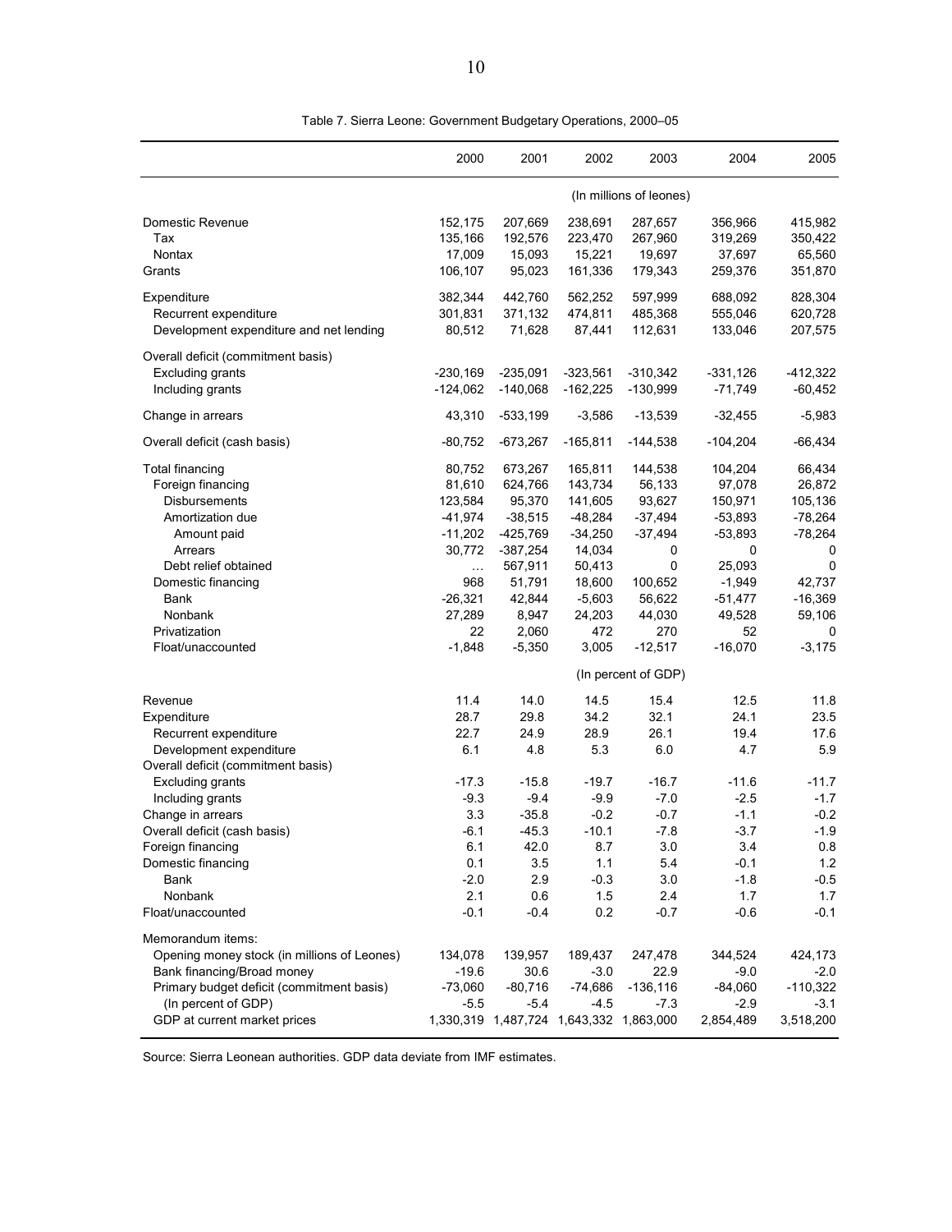Table 7. Sierra Leone: Government Budgetary Operations, 2000–05

| | 2000 | 2001 | 2002 | 2003 | 2004 | 2005 |
|---|---|---|---|---|---|---|
| | (In millions of leones) | | | | | |
| Domestic Revenue | 152,175 | 207,669 | 238,691 | 287,657 | 356,966 | 415,982 |
| Tax | 135,166 | 192,576 | 223,470 | 267,960 | 319,269 | 350,422 |
| Nontax | 17,009 | 15,093 | 15,221 | 19,697 | 37,697 | 65,560 |
| Grants | 106,107 | 95,023 | 161,336 | 179,343 | 259,376 | 351,870 |
| Expenditure | 382,344 | 442,760 | 562,252 | 597,999 | 688,092 | 828,304 |
| Recurrent expenditure | 301,831 | 371,132 | 474,811 | 485,368 | 555,046 | 620,728 |
| Development expenditure and net lending | 80,512 | 71,628 | 87,441 | 112,631 | 133,046 | 207,575 |
| Overall deficit (commitment basis) | | | | | | |
| Excluding grants | -230,169 | -235,091 | -323,561 | -310,342 | -331,126 | -412,322 |
| Including grants | -124,062 | -140,068 | -162,225 | -130,999 | -71,749 | -60,452 |
| Change in arrears | 43,310 | -533,199 | -3,586 | -13,539 | -32,455 | -5,983 |
| Overall deficit (cash basis) | -80,752 | -673,267 | -165,811 | -144,538 | -104,204 | -66,434 |
| Total financing | 80,752 | 673,267 | 165,811 | 144,538 | 104,204 | 66,434 |
| Foreign financing | 81,610 | 624,766 | 143,734 | 56,133 | 97,078 | 26,872 |
| Disbursements | 123,584 | 95,370 | 141,605 | 93,627 | 150,971 | 105,136 |
| Amortization due | -41,974 | -38,515 | -48,284 | -37,494 | -53,893 | -78,264 |
| Amount paid | -11,202 | -425,769 | -34,250 | -37,494 | -53,893 | -78,264 |
| Arrears | 30,772 | -387,254 | 14,034 | 0 | 0 | 0 |
| Debt relief obtained | … | 567,911 | 50,413 | 0 | 25,093 | 0 |
| Domestic financing | 968 | 51,791 | 18,600 | 100,652 | -1,949 | 42,737 |
| Bank | -26,321 | 42,844 | -5,603 | 56,622 | -51,477 | -16,369 |
| Nonbank | 27,289 | 8,947 | 24,203 | 44,030 | 49,528 | 59,106 |
| Privatization | 22 | 2,060 | 472 | 270 | 52 | 0 |
| Float/unaccounted | -1,848 | -5,350 | 3,005 | -12,517 | -16,070 | -3,175 |
| | (In percent of GDP) | | | | | |
| Revenue | 11.4 | 14.0 | 14.5 | 15.4 | 12.5 | 11.8 |
| Expenditure | 28.7 | 29.8 | 34.2 | 32.1 | 24.1 | 23.5 |
| Recurrent expenditure | 22.7 | 24.9 | 28.9 | 26.1 | 19.4 | 17.6 |
| Development expenditure | 6.1 | 4.8 | 5.3 | 6.0 | 4.7 | 5.9 |
| Overall deficit (commitment basis) | | | | | | |
| Excluding grants | -17.3 | -15.8 | -19.7 | -16.7 | -11.6 | -11.7 |
| Including grants | -9.3 | -9.4 | -9.9 | -7.0 | -2.5 | -1.7 |
| Change in arrears | 3.3 | -35.8 | -0.2 | -0.7 | -1.1 | -0.2 |
| Overall deficit (cash basis) | -6.1 | -45.3 | -10.1 | -7.8 | -3.7 | -1.9 |
| Foreign financing | 6.1 | 42.0 | 8.7 | 3.0 | 3.4 | 0.8 |
| Domestic financing | 0.1 | 3.5 | 1.1 | 5.4 | -0.1 | 1.2 |
| Bank | -2.0 | 2.9 | -0.3 | 3.0 | -1.8 | -0.5 |
| Nonbank | 2.1 | 0.6 | 1.5 | 2.4 | 1.7 | 1.7 |
| Float/unaccounted | -0.1 | -0.4 | 0.2 | -0.7 | -0.6 | -0.1 |
| Memorandum items: | | | | | | |
| Opening money stock (in millions of Leones) | 134,078 | 139,957 | 189,437 | 247,478 | 344,524 | 424,173 |
| Bank financing/Broad money | -19.6 | 30.6 | -3.0 | 22.9 | -9.0 | -2.0 |
| Primary budget deficit (commitment basis) | -73,060 | -80,716 | -74,686 | -136,116 | -84,060 | -110,322 |
| (In percent of GDP) | -5.5 | -5.4 | -4.5 | -7.3 | -2.9 | -3.1 |
| GDP at current market prices | 1,330,319 | 1,487,724 | 1,643,332 | 1,863,000 | 2,854,489 | 3,518,200 |

Source: Sierra Leonean authorities. GDP data deviate from IMF estimates.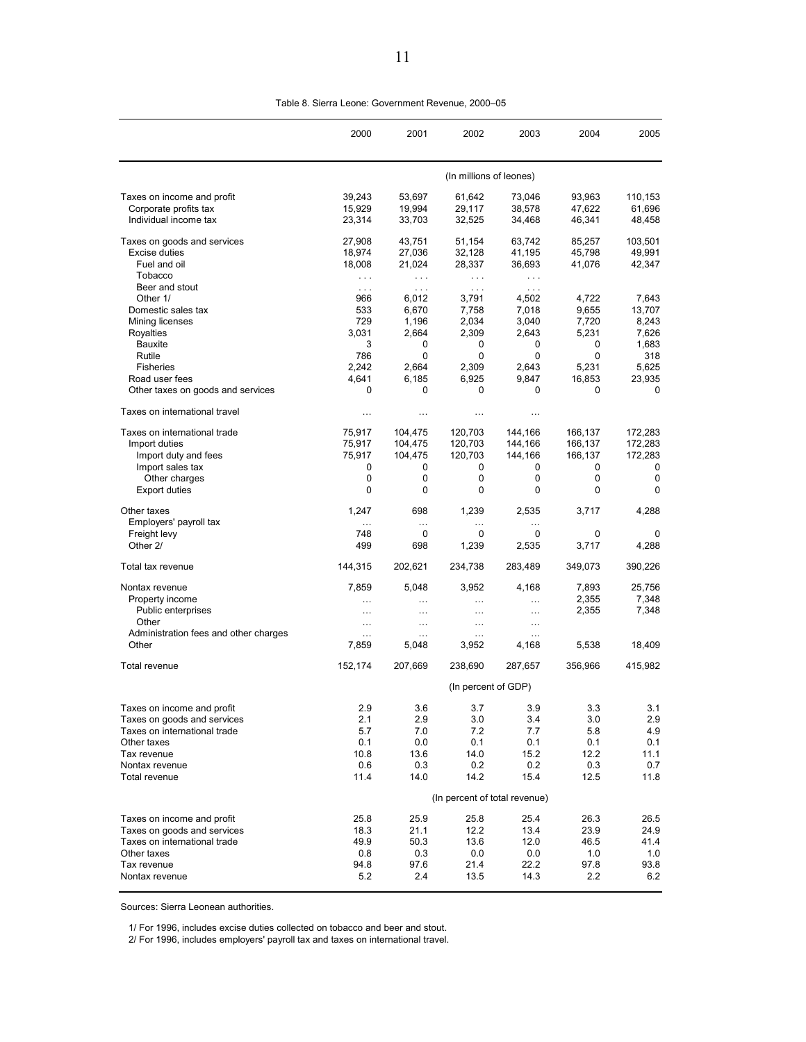Table 8. Sierra Leone: Government Revenue, 2000–05

| | 2000 | 2001 | 2002 | 2003 | 2004 | 2005 |
|---|---|---|---|---|---|---|
| | (In millions of leones) | | | | | |
| Taxes on income and profit | 39,243 | 53,697 | 61,642 | 73,046 | 93,963 | 110,153 |
| Corporate profits tax | 15,929 | 19,994 | 29,117 | 38,578 | 47,622 | 61,696 |
| Individual income tax | 23,314 | 33,703 | 32,525 | 34,468 | 46,341 | 48,458 |
| Taxes on goods and services | 27,908 | 43,751 | 51,154 | 63,742 | 85,257 | 103,501 |
| Excise duties | 18,974 | 27,036 | 32,128 | 41,195 | 45,798 | 49,991 |
| Fuel and oil | 18,008 | 21,024 | 28,337 | 36,693 | 41,076 | 42,347 |
| Tobacco | … | … | … | … | | |
| Beer and stout | … | … | … | … | | |
| Other 1/ | 966 | 6,012 | 3,791 | 4,502 | 4,722 | 7,643 |
| Domestic sales tax | 533 | 6,670 | 7,758 | 7,018 | 9,655 | 13,707 |
| Mining licenses | 729 | 1,196 | 2,034 | 3,040 | 7,720 | 8,243 |
| Royalties | 3,031 | 2,664 | 2,309 | 2,643 | 5,231 | 7,626 |
| Bauxite | 3 | 0 | 0 | 0 | 0 | 1,683 |
| Rutile | 786 | 0 | 0 | 0 | 0 | 318 |
| Fisheries | 2,242 | 2,664 | 2,309 | 2,643 | 5,231 | 5,625 |
| Road user fees | 4,641 | 6,185 | 6,925 | 9,847 | 16,853 | 23,935 |
| Other taxes on goods and services | 0 | 0 | 0 | 0 | 0 | 0 |
| Taxes on international travel | … | … | … | … | | |
| Taxes on international trade | 75,917 | 104,475 | 120,703 | 144,166 | 166,137 | 172,283 |
| Import duties | 75,917 | 104,475 | 120,703 | 144,166 | 166,137 | 172,283 |
| Import duty and fees | 75,917 | 104,475 | 120,703 | 144,166 | 166,137 | 172,283 |
| Import sales tax | 0 | 0 | 0 | 0 | 0 | 0 |
| Other charges | 0 | 0 | 0 | 0 | 0 | 0 |
| Export duties | 0 | 0 | 0 | 0 | 0 | 0 |
| Other taxes | 1,247 | 698 | 1,239 | 2,535 | 3,717 | 4,288 |
| Employers' payroll tax | … | … | … | … | | |
| Freight levy | 748 | 0 | 0 | 0 | 0 | 0 |
| Other 2/ | 499 | 698 | 1,239 | 2,535 | 3,717 | 4,288 |
| Total tax revenue | 144,315 | 202,621 | 234,738 | 283,489 | 349,073 | 390,226 |
| Nontax revenue | 7,859 | 5,048 | 3,952 | 4,168 | 7,893 | 25,756 |
| Property income | … | … | … | … | 2,355 | 7,348 |
| Public enterprises | … | … | … | … | 2,355 | 7,348 |
| Other | … | … | … | … | | |
| Administration fees and other charges | … | … | … | … | | |
| Other | 7,859 | 5,048 | 3,952 | 4,168 | 5,538 | 18,409 |
| Total revenue | 152,174 | 207,669 | 238,690 | 287,657 | 356,966 | 415,982 |
| | (In percent of GDP) | | | | | |
| Taxes on income and profit | 2.9 | 3.6 | 3.7 | 3.9 | 3.3 | 3.1 |
| Taxes on goods and services | 2.1 | 2.9 | 3.0 | 3.4 | 3.0 | 2.9 |
| Taxes on international trade | 5.7 | 7.0 | 7.2 | 7.7 | 5.8 | 4.9 |
| Other taxes | 0.1 | 0.0 | 0.1 | 0.1 | 0.1 | 0.1 |
| Tax revenue | 10.8 | 13.6 | 14.0 | 15.2 | 12.2 | 11.1 |
| Nontax revenue | 0.6 | 0.3 | 0.2 | 0.2 | 0.3 | 0.7 |
| Total revenue | 11.4 | 14.0 | 14.2 | 15.4 | 12.5 | 11.8 |
| | (In percent of total revenue) | | | | | |
| Taxes on income and profit | 25.8 | 25.9 | 25.8 | 25.4 | 26.3 | 26.5 |
| Taxes on goods and services | 18.3 | 21.1 | 12.2 | 13.4 | 23.9 | 24.9 |
| Taxes on international trade | 49.9 | 50.3 | 13.6 | 12.0 | 46.5 | 41.4 |
| Other taxes | 0.8 | 0.3 | 0.0 | 0.0 | 1.0 | 1.0 |
| Tax revenue | 94.8 | 97.6 | 21.4 | 22.2 | 97.8 | 93.8 |
| Nontax revenue | 5.2 | 2.4 | 13.5 | 14.3 | 2.2 | 6.2 |

Sources: Sierra Leonean authorities.

1/ For 1996, includes excise duties collected on tobacco and beer and stout.

2/ For 1996, includes employers' payroll tax and taxes on international travel.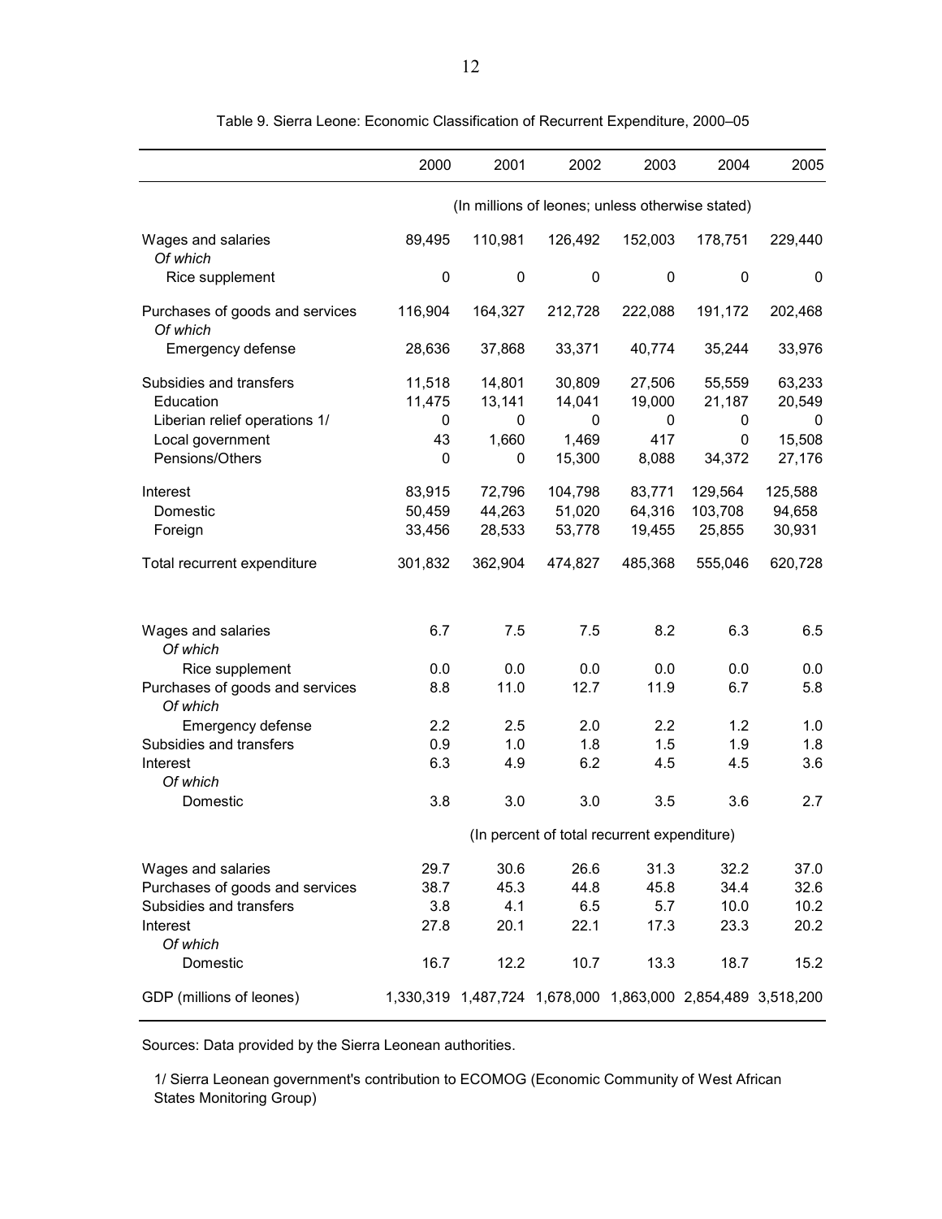Table 9. Sierra Leone: Economic Classification of Recurrent Expenditure, 2000–05

| | 2000 | 2001 | 2002 | 2003 | 2004 | 2005 |
|---|---|---|---|---|---|---|
| | (In millions of leones; unless otherwise stated) | | | | | |
| Wages and salaries | 89,495 | 110,981 | 126,492 | 152,003 | 178,751 | 229,440 |
| *Of which* | | | | | | |
| Rice supplement | 0 | 0 | 0 | 0 | 0 | 0 |
| Purchases of goods and services | 116,904 | 164,327 | 212,728 | 222,088 | 191,172 | 202,468 |
| *Of which* | | | | | | |
| Emergency defense | 28,636 | 37,868 | 33,371 | 40,774 | 35,244 | 33,976 |
| Subsidies and transfers | 11,518 | 14,801 | 30,809 | 27,506 | 55,559 | 63,233 |
| Education | 11,475 | 13,141 | 14,041 | 19,000 | 21,187 | 20,549 |
| Liberian relief operations 1/ | 0 | 0 | 0 | 0 | 0 | 0 |
| Local government | 43 | 1,660 | 1,469 | 417 | 0 | 15,508 |
| Pensions/Others | 0 | 0 | 15,300 | 8,088 | 34,372 | 27,176 |
| Interest | 83,915 | 72,796 | 104,798 | 83,771 | 129,564 | 125,588 |
| Domestic | 50,459 | 44,263 | 51,020 | 64,316 | 103,708 | 94,658 |
| Foreign | 33,456 | 28,533 | 53,778 | 19,455 | 25,855 | 30,931 |
| Total recurrent expenditure | 301,832 | 362,904 | 474,827 | 485,368 | 555,046 | 620,728 |
| Wages and salaries | 6.7 | 7.5 | 7.5 | 8.2 | 6.3 | 6.5 |
| *Of which* | | | | | | |
| Rice supplement | 0.0 | 0.0 | 0.0 | 0.0 | 0.0 | 0.0 |
| Purchases of goods and services | 8.8 | 11.0 | 12.7 | 11.9 | 6.7 | 5.8 |
| *Of which* | | | | | | |
| Emergency defense | 2.2 | 2.5 | 2.0 | 2.2 | 1.2 | 1.0 |
| Subsidies and transfers | 0.9 | 1.0 | 1.8 | 1.5 | 1.9 | 1.8 |
| Interest | 6.3 | 4.9 | 6.2 | 4.5 | 4.5 | 3.6 |
| *Of which* | | | | | | |
| Domestic | 3.8 | 3.0 | 3.0 | 3.5 | 3.6 | 2.7 |
| | (In percent of total recurrent expenditure) | | | | | |
| Wages and salaries | 29.7 | 30.6 | 26.6 | 31.3 | 32.2 | 37.0 |
| Purchases of goods and services | 38.7 | 45.3 | 44.8 | 45.8 | 34.4 | 32.6 |
| Subsidies and transfers | 3.8 | 4.1 | 6.5 | 5.7 | 10.0 | 10.2 |
| Interest | 27.8 | 20.1 | 22.1 | 17.3 | 23.3 | 20.2 |
| *Of which* | | | | | | |
| Domestic | 16.7 | 12.2 | 10.7 | 13.3 | 18.7 | 15.2 |
| GDP (millions of leones) | 1,330,319 | 1,487,724 | 1,678,000 | 1,863,000 | 2,854,489 | 3,518,200 |

Sources: Data provided by the Sierra Leonean authorities.

1/ Sierra Leonean government's contribution to ECOMOG (Economic Community of West African States Monitoring Group)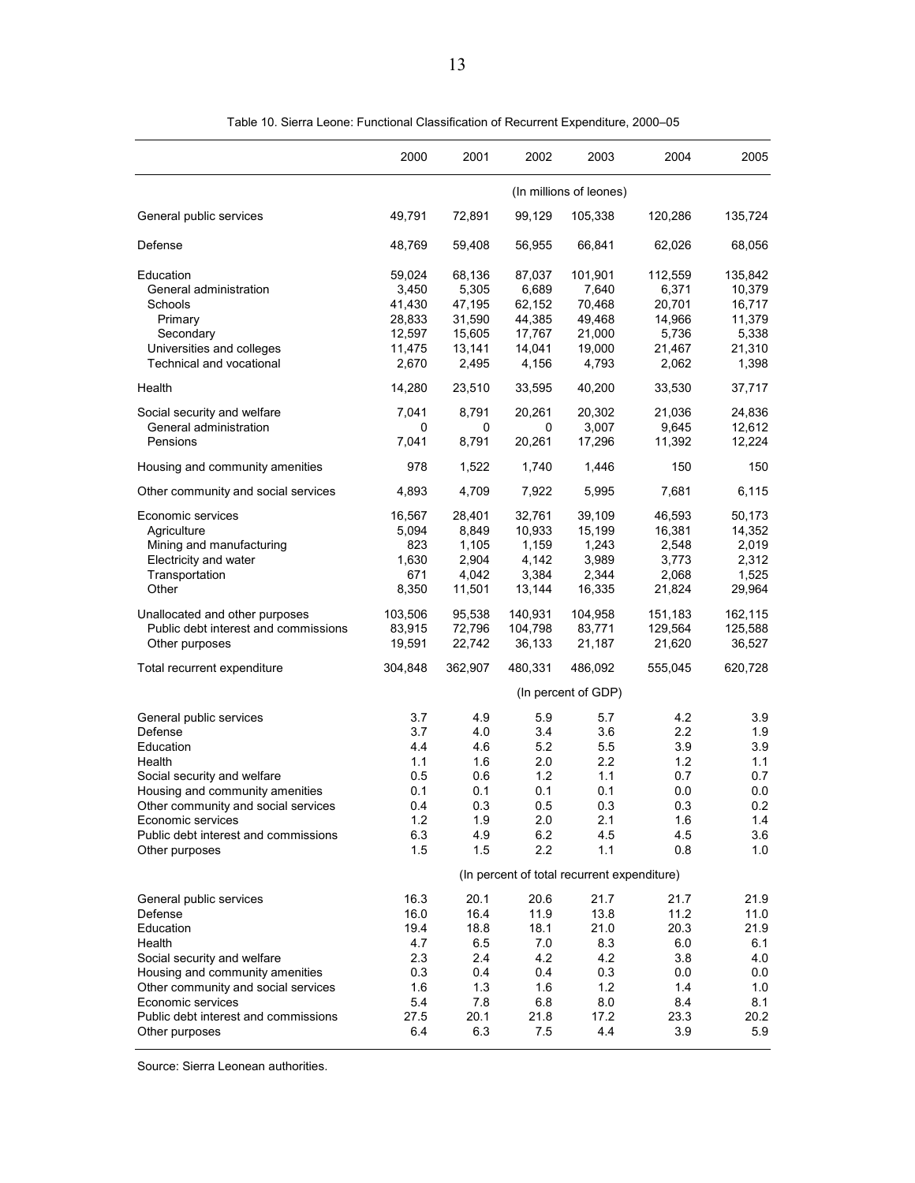Table 10. Sierra Leone: Functional Classification of Recurrent Expenditure, 2000–05

| | 2000 | 2001 | 2002 | 2003 | 2004 | 2005 |
|---|---|---|---|---|---|---|
| | (In millions of leones) | | | | | |
| General public services | 49,791 | 72,891 | 99,129 | 105,338 | 120,286 | 135,724 |
| Defense | 48,769 | 59,408 | 56,955 | 66,841 | 62,026 | 68,056 |
| Education | 59,024 | 68,136 | 87,037 | 101,901 | 112,559 | 135,842 |
| General administration | 3,450 | 5,305 | 6,689 | 7,640 | 6,371 | 10,379 |
| Schools | 41,430 | 47,195 | 62,152 | 70,468 | 20,701 | 16,717 |
| Primary | 28,833 | 31,590 | 44,385 | 49,468 | 14,966 | 11,379 |
| Secondary | 12,597 | 15,605 | 17,767 | 21,000 | 5,736 | 5,338 |
| Universities and colleges | 11,475 | 13,141 | 14,041 | 19,000 | 21,467 | 21,310 |
| Technical and vocational | 2,670 | 2,495 | 4,156 | 4,793 | 2,062 | 1,398 |
| Health | 14,280 | 23,510 | 33,595 | 40,200 | 33,530 | 37,717 |
| Social security and welfare | 7,041 | 8,791 | 20,261 | 20,302 | 21,036 | 24,836 |
| General administration | 0 | 0 | 0 | 3,007 | 9,645 | 12,612 |
| Pensions | 7,041 | 8,791 | 20,261 | 17,296 | 11,392 | 12,224 |
| Housing and community amenities | 978 | 1,522 | 1,740 | 1,446 | 150 | 150 |
| Other community and social services | 4,893 | 4,709 | 7,922 | 5,995 | 7,681 | 6,115 |
| Economic services | 16,567 | 28,401 | 32,761 | 39,109 | 46,593 | 50,173 |
| Agriculture | 5,094 | 8,849 | 10,933 | 15,199 | 16,381 | 14,352 |
| Mining and manufacturing | 823 | 1,105 | 1,159 | 1,243 | 2,548 | 2,019 |
| Electricity and water | 1,630 | 2,904 | 4,142 | 3,989 | 3,773 | 2,312 |
| Transportation | 671 | 4,042 | 3,384 | 2,344 | 2,068 | 1,525 |
| Other | 8,350 | 11,501 | 13,144 | 16,335 | 21,824 | 29,964 |
| Unallocated and other purposes | 103,506 | 95,538 | 140,931 | 104,958 | 151,183 | 162,115 |
| Public debt interest and commissions | 83,915 | 72,796 | 104,798 | 83,771 | 129,564 | 125,588 |
| Other purposes | 19,591 | 22,742 | 36,133 | 21,187 | 21,620 | 36,527 |
| Total recurrent expenditure | 304,848 | 362,907 | 480,331 | 486,092 | 555,045 | 620,728 |
| | (In percent of GDP) | | | | | |
| General public services | 3.7 | 4.9 | 5.9 | 5.7 | 4.2 | 3.9 |
| Defense | 3.7 | 4.0 | 3.4 | 3.6 | 2.2 | 1.9 |
| Education | 4.4 | 4.6 | 5.2 | 5.5 | 3.9 | 3.9 |
| Health | 1.1 | 1.6 | 2.0 | 2.2 | 1.2 | 1.1 |
| Social security and welfare | 0.5 | 0.6 | 1.2 | 1.1 | 0.7 | 0.7 |
| Housing and community amenities | 0.1 | 0.1 | 0.1 | 0.1 | 0.0 | 0.0 |
| Other community and social services | 0.4 | 0.3 | 0.5 | 0.3 | 0.3 | 0.2 |
| Economic services | 1.2 | 1.9 | 2.0 | 2.1 | 1.6 | 1.4 |
| Public debt interest and commissions | 6.3 | 4.9 | 6.2 | 4.5 | 4.5 | 3.6 |
| Other purposes | 1.5 | 1.5 | 2.2 | 1.1 | 0.8 | 1.0 |
| | (In percent of total recurrent expenditure) | | | | | |
| General public services | 16.3 | 20.1 | 20.6 | 21.7 | 21.7 | 21.9 |
| Defense | 16.0 | 16.4 | 11.9 | 13.8 | 11.2 | 11.0 |
| Education | 19.4 | 18.8 | 18.1 | 21.0 | 20.3 | 21.9 |
| Health | 4.7 | 6.5 | 7.0 | 8.3 | 6.0 | 6.1 |
| Social security and welfare | 2.3 | 2.4 | 4.2 | 4.2 | 3.8 | 4.0 |
| Housing and community amenities | 0.3 | 0.4 | 0.4 | 0.3 | 0.0 | 0.0 |
| Other community and social services | 1.6 | 1.3 | 1.6 | 1.2 | 1.4 | 1.0 |
| Economic services | 5.4 | 7.8 | 6.8 | 8.0 | 8.4 | 8.1 |
| Public debt interest and commissions | 27.5 | 20.1 | 21.8 | 17.2 | 23.3 | 20.2 |
| Other purposes | 6.4 | 6.3 | 7.5 | 4.4 | 3.9 | 5.9 |

Source: Sierra Leonean authorities.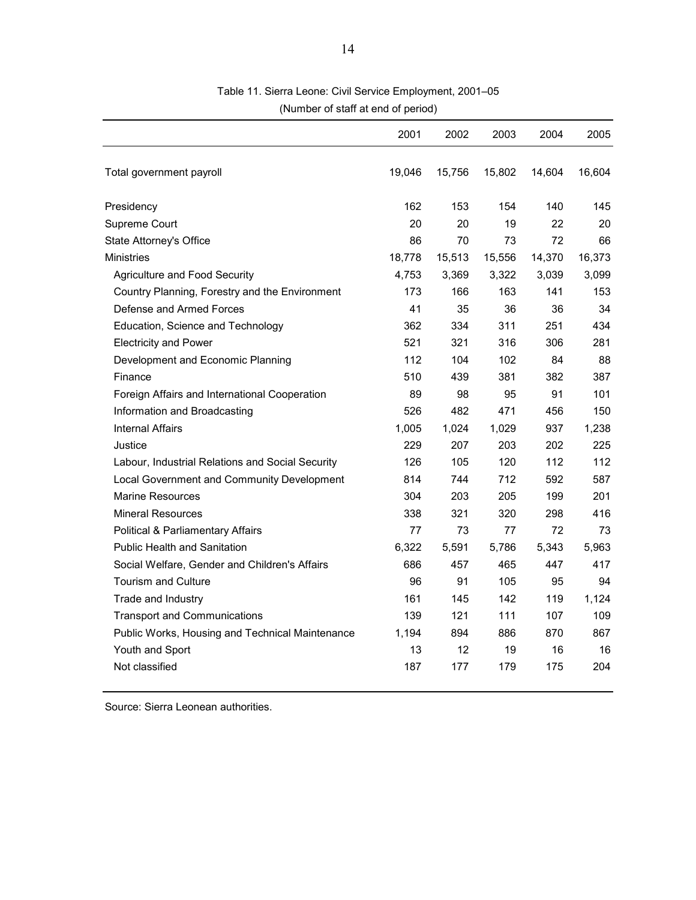Table 11. Sierra Leone: Civil Service Employment, 2001–05

(Number of staff at end of period)

| | 2001 | 2002 | 2003 | 2004 | 2005 |
|---|---|---|---|---|---|
| Total government payroll | 19,046 | 15,756 | 15,802 | 14,604 | 16,604 |
| Presidency | 162 | 153 | 154 | 140 | 145 |
| Supreme Court | 20 | 20 | 19 | 22 | 20 |
| State Attorney's Office | 86 | 70 | 73 | 72 | 66 |
| Ministries | 18,778 | 15,513 | 15,556 | 14,370 | 16,373 |
| Agriculture and Food Security | 4,753 | 3,369 | 3,322 | 3,039 | 3,099 |
| Country Planning, Forestry and the Environment | 173 | 166 | 163 | 141 | 153 |
| Defense and Armed Forces | 41 | 35 | 36 | 36 | 34 |
| Education, Science and Technology | 362 | 334 | 311 | 251 | 434 |
| Electricity and Power | 521 | 321 | 316 | 306 | 281 |
| Development and Economic Planning | 112 | 104 | 102 | 84 | 88 |
| Finance | 510 | 439 | 381 | 382 | 387 |
| Foreign Affairs and International Cooperation | 89 | 98 | 95 | 91 | 101 |
| Information and Broadcasting | 526 | 482 | 471 | 456 | 150 |
| Internal Affairs | 1,005 | 1,024 | 1,029 | 937 | 1,238 |
| Justice | 229 | 207 | 203 | 202 | 225 |
| Labour, Industrial Relations and Social Security | 126 | 105 | 120 | 112 | 112 |
| Local Government and Community Development | 814 | 744 | 712 | 592 | 587 |
| Marine Resources | 304 | 203 | 205 | 199 | 201 |
| Mineral Resources | 338 | 321 | 320 | 298 | 416 |
| Political & Parliamentary Affairs | 77 | 73 | 77 | 72 | 73 |
| Public Health and Sanitation | 6,322 | 5,591 | 5,786 | 5,343 | 5,963 |
| Social Welfare, Gender and Children's Affairs | 686 | 457 | 465 | 447 | 417 |
| Tourism and Culture | 96 | 91 | 105 | 95 | 94 |
| Trade and Industry | 161 | 145 | 142 | 119 | 1,124 |
| Transport and Communications | 139 | 121 | 111 | 107 | 109 |
| Public Works, Housing and Technical Maintenance | 1,194 | 894 | 886 | 870 | 867 |
| Youth and Sport | 13 | 12 | 19 | 16 | 16 |
| Not classified | 187 | 177 | 179 | 175 | 204 |

Source: Sierra Leonean authorities.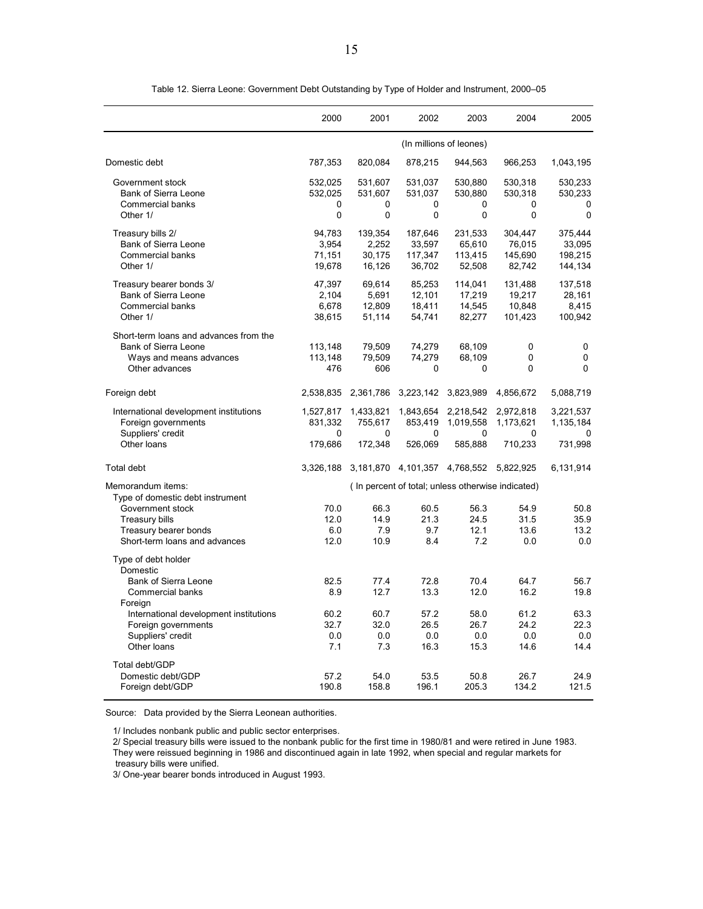Table 12. Sierra Leone: Government Debt Outstanding by Type of Holder and Instrument, 2000–05

| | 2000 | 2001 | 2002 | 2003 | 2004 | 2005 |
|---|---|---|---|---|---|---|
| | (In millions of leones) | | | | | |
| Domestic debt | 787,353 | 820,084 | 878,215 | 944,563 | 966,253 | 1,043,195 |
| Government stock | 532,025 | 531,607 | 531,037 | 530,880 | 530,318 | 530,233 |
| Bank of Sierra Leone | 532,025 | 531,607 | 531,037 | 530,880 | 530,318 | 530,233 |
| Commercial banks | 0 | 0 | 0 | 0 | 0 | 0 |
| Other 1/ | 0 | 0 | 0 | 0 | 0 | 0 |
| Treasury bills 2/ | 94,783 | 139,354 | 187,646 | 231,533 | 304,447 | 375,444 |
| Bank of Sierra Leone | 3,954 | 2,252 | 33,597 | 65,610 | 76,015 | 33,095 |
| Commercial banks | 71,151 | 30,175 | 117,347 | 113,415 | 145,690 | 198,215 |
| Other 1/ | 19,678 | 16,126 | 36,702 | 52,508 | 82,742 | 144,134 |
| Treasury bearer bonds 3/ | 47,397 | 69,614 | 85,253 | 114,041 | 131,488 | 137,518 |
| Bank of Sierra Leone | 2,104 | 5,691 | 12,101 | 17,219 | 19,217 | 28,161 |
| Commercial banks | 6,678 | 12,809 | 18,411 | 14,545 | 10,848 | 8,415 |
| Other 1/ | 38,615 | 51,114 | 54,741 | 82,277 | 101,423 | 100,942 |
| Short-term loans and advances from the Bank of Sierra Leone | 113,148 | 79,509 | 74,279 | 68,109 | 0 | 0 |
| Ways and means advances | 113,148 | 79,509 | 74,279 | 68,109 | 0 | 0 |
| Other advances | 476 | 606 | 0 | 0 | 0 | 0 |
| Foreign debt | 2,538,835 | 2,361,786 | 3,223,142 | 3,823,989 | 4,856,672 | 5,088,719 |
| International development institutions | 1,527,817 | 1,433,821 | 1,843,654 | 2,218,542 | 2,972,818 | 3,221,537 |
| Foreign governments | 831,332 | 755,617 | 853,419 | 1,019,558 | 1,173,621 | 1,135,184 |
| Suppliers' credit | 0 | 0 | 0 | 0 | 0 | 0 |
| Other loans | 179,686 | 172,348 | 526,069 | 585,888 | 710,233 | 731,998 |
| Total debt | 3,326,188 | 3,181,870 | 4,101,357 | 4,768,552 | 5,822,925 | 6,131,914 |
| Memorandum items: | (In percent of total; unless otherwise indicated) | | | | | |
| Type of domestic debt instrument | | | | | | |
| Government stock | 70.0 | 66.3 | 60.5 | 56.3 | 54.9 | 50.8 |
| Treasury bills | 12.0 | 14.9 | 21.3 | 24.5 | 31.5 | 35.9 |
| Treasury bearer bonds | 6.0 | 7.9 | 9.7 | 12.1 | 13.6 | 13.2 |
| Short-term loans and advances | 12.0 | 10.9 | 8.4 | 7.2 | 0.0 | 0.0 |
| Type of debt holder | | | | | | |
| Domestic | | | | | | |
| Bank of Sierra Leone | 82.5 | 77.4 | 72.8 | 70.4 | 64.7 | 56.7 |
| Commercial banks | 8.9 | 12.7 | 13.3 | 12.0 | 16.2 | 19.8 |
| Foreign | | | | | | |
| International development institutions | 60.2 | 60.7 | 57.2 | 58.0 | 61.2 | 63.3 |
| Foreign governments | 32.7 | 32.0 | 26.5 | 26.7 | 24.2 | 22.3 |
| Suppliers' credit | 0.0 | 0.0 | 0.0 | 0.0 | 0.0 | 0.0 |
| Other loans | 7.1 | 7.3 | 16.3 | 15.3 | 14.6 | 14.4 |
| Total debt/GDP | | | | | | |
| Domestic debt/GDP | 57.2 | 54.0 | 53.5 | 50.8 | 26.7 | 24.9 |
| Foreign debt/GDP | 190.8 | 158.8 | 196.1 | 205.3 | 134.2 | 121.5 |

Source: Data provided by the Sierra Leonean authorities.

1/ Includes nonbank public and public sector enterprises.

2/ Special treasury bills were issued to the nonbank public for the first time in 1980/81 and were retired in June 1983. They were reissued beginning in 1986 and discontinued again in late 1992, when special and regular markets for treasury bills were unified.

3/ One-year bearer bonds introduced in August 1993.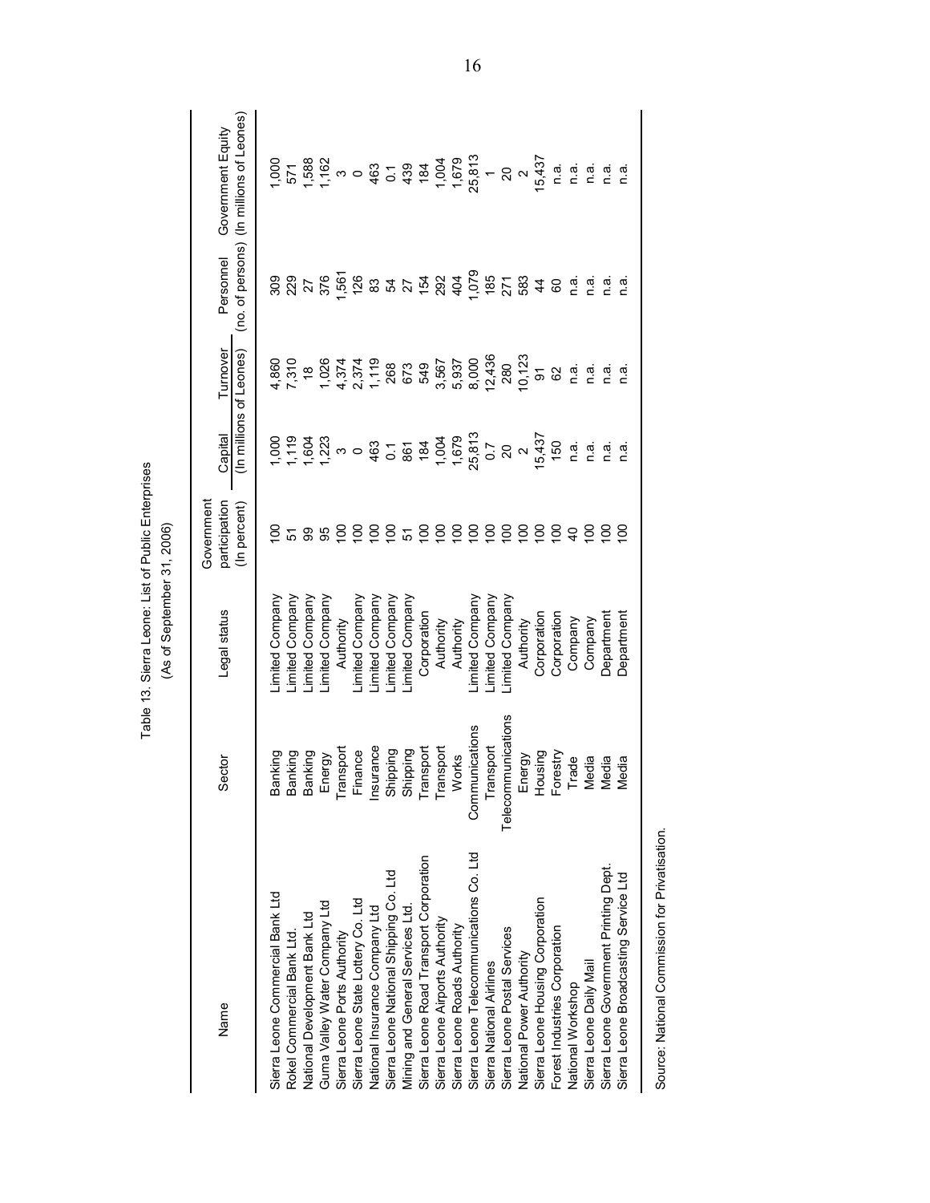Table 13. Sierra Leone: List of Public Enterprises

(As of September 31, 2006)

| Name | Sector | Legal status | Government participation (In percent) | Capital (In millions of Leones) | Turnover (In millions of Leones) | Personnel (no. of persons) | Government Equity (In millions of Leones) |
|---|---|---|---|---|---|---|---|
| Sierra Leone Commercial Bank Ltd | Banking | Limited Company | 100 | 1,000 | 4,860 | 309 | 1,000 |
| Rokel Commercial Bank Ltd. | Banking | Limited Company | 51 | 1,119 | 7,310 | 229 | 571 |
| National Development Bank Ltd | Banking | Limited Company | 99 | 1,604 | 18 | 27 | 1,588 |
| Guma Valley Water Company Ltd | Energy | Limited Company | 95 | 1,223 | 1,026 | 376 | 1,162 |
| Sierra Leone Ports Authority | Transport | Authority | 100 | 3 | 4,374 | 1,561 | 3 |
| Sierra Leone State Lottery Co. Ltd | Finance | Limited Company | 100 | 0 | 2,374 | 126 | 0 |
| National Insurance Company Ltd | Insurance | Limited Company | 100 | 463 | 1,119 | 83 | 463 |
| Sierra Leone National Shipping Co. Ltd | Shipping | Limited Company | 100 | 0.1 | 268 | 54 | 0.1 |
| Mining and General Services Ltd. | Shipping | Limited Company | 51 | 861 | 673 | 27 | 439 |
| Sierra Leone Road Transport Corporation | Transport | Corporation | 100 | 184 | 549 | 154 | 184 |
| Sierra Leone Airports Authority | Transport | Authority | 100 | 1,004 | 3,567 | 292 | 1,004 |
| Sierra Leone Roads Authority | Works | Authority | 100 | 1,679 | 5,937 | 404 | 1,679 |
| Sierra Leone Telecommunications Co. Ltd | Communications | Limited Company | 100 | 25,813 | 8,000 | 1,079 | 25,813 |
| Sierra National Airlines | Transport | Limited Company | 100 | 0.7 | 12,436 | 185 | 1 |
| Sierra Leone Postal Services | Telecommunications | Limited Company | 100 | 20 | 280 | 271 | 20 |
| National Power Authority | Energy | Authority | 100 | 2 | 10,123 | 583 | 2 |
| Sierra Leone Housing Corporation | Housing | Corporation | 100 | 15,437 | 91 | 44 | 15,437 |
| Forest Industries Corporation | Forestry | Corporation | 100 | 150 | 62 | 60 | n.a. |
| National Workshop | Trade | Company | 40 | n.a. | n.a. | n.a. | n.a. |
| Sierra Leone Daily Mail | Media | Company | 100 | n.a. | n.a. | n.a. | n.a. |
| Sierra Leone Government Printing Dept. | Media | Department | 100 | n.a. | n.a. | n.a. | n.a. |
| Sierra Leone Broadcasting Service Ltd | Media | Department | 100 | n.a. | n.a. | n.a. | n.a. |

Source: National Commission for Privatisation.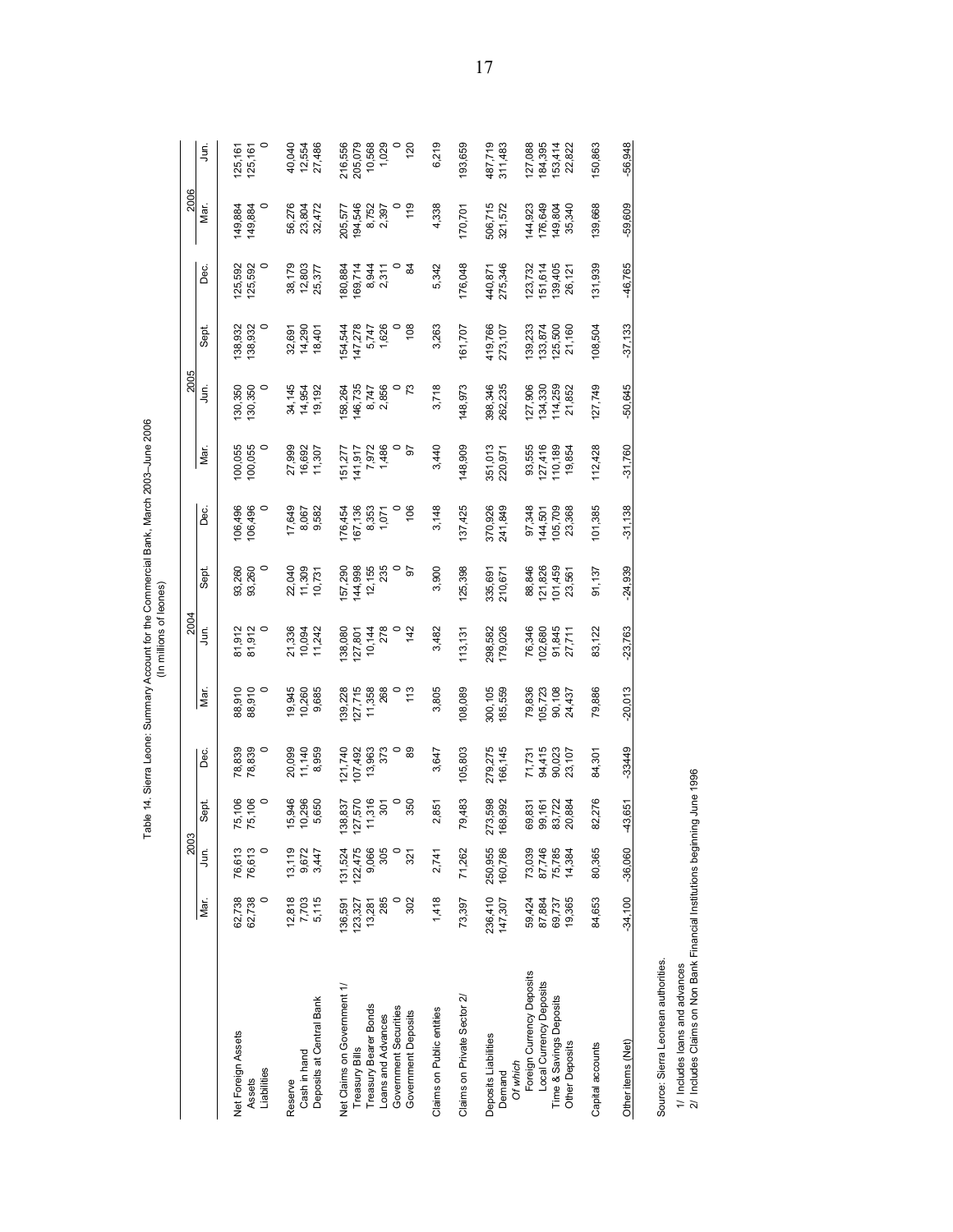Table 14. Sierra Leone: Summary Account for the Commercial Bank, March 2003–June 2006
(In millions of leones)

| | 2003 | | | | 2004 | | | | 2005 | | | | 2006 | |
|---|---|---|---|---|---|---|---|---|---|---|---|---|---|---|
| | Mar. | Jun. | Sept. | Dec. | Mar. | Jun. | Sept. | Dec. | Mar. | Jun. | Sept. | Dec. | Mar. | Jun. |
| Net Foreign Assets | 62,738 | 76,613 | 75,106 | 78,839 | 88,910 | 81,912 | 93,260 | 106,496 | 100,055 | 130,350 | 138,932 | 125,592 | 149,884 | 125,161 |
| Assets | 62,738 | 76,613 | 75,106 | 78,839 | 88,910 | 81,912 | 93,260 | 106,496 | 100,055 | 130,350 | 138,932 | 125,592 | 149,884 | 125,161 |
| Liabilities | 0 | 0 | 0 | 0 | 0 | 0 | 0 | 0 | 0 | 0 | 0 | 0 | 0 | 0 |
| Reserve | 12,818 | 13,119 | 15,946 | 20,099 | 19,945 | 21,336 | 22,040 | 17,649 | 27,999 | 34,145 | 32,691 | 38,179 | 56,276 | 40,040 |
| Cash in hand | 7,703 | 9,672 | 10,296 | 11,140 | 10,260 | 10,094 | 11,309 | 8,067 | 16,692 | 14,954 | 14,290 | 12,803 | 23,804 | 12,554 |
| Deposits at Central Bank | 5,115 | 3,447 | 5,650 | 8,959 | 9,685 | 11,242 | 10,731 | 9,582 | 11,307 | 19,192 | 18,401 | 25,377 | 32,472 | 27,486 |
| Net Claims on Government 1/ | 136,591 | 131,524 | 138,837 | 121,740 | 139,228 | 138,080 | 157,290 | 176,454 | 151,277 | 158,264 | 154,544 | 180,884 | 205,577 | 216,556 |
| Treasury Bills | 123,327 | 122,475 | 127,570 | 107,492 | 127,715 | 127,801 | 144,998 | 167,136 | 141,917 | 146,735 | 147,278 | 169,714 | 194,546 | 205,079 |
| Treasury Bearer Bonds | 13,281 | 9,066 | 11,316 | 13,963 | 11,358 | 10,144 | 12,155 | 8,353 | 7,972 | 8,747 | 5,747 | 8,944 | 8,752 | 10,568 |
| Loans and Advances | 285 | 305 | 301 | 373 | 268 | 278 | 235 | 1,071 | 1,486 | 2,856 | 1,626 | 2,311 | 2,397 | 1,029 |
| Government Securities | 0 | 0 | 0 | 0 | 0 | 0 | 0 | 0 | 0 | 0 | 0 | 0 | 0 | 0 |
| Government Deposits | 302 | 321 | 350 | 89 | 113 | 142 | 97 | 106 | 97 | 73 | 108 | 84 | 119 | 120 |
| Claims on Public entities | 1,418 | 2,741 | 2,851 | 3,647 | 3,805 | 3,482 | 3,900 | 3,148 | 3,440 | 3,718 | 3,263 | 5,342 | 4,338 | 6,219 |
| Claims on Private Sector 2/ | 73,397 | 71,262 | 79,483 | 105,803 | 108,089 | 113,131 | 125,398 | 137,425 | 148,909 | 148,973 | 161,707 | 176,048 | 170,701 | 193,659 |
| Deposits Liabilities | 236,410 | 250,955 | 273,598 | 279,275 | 300,105 | 298,582 | 335,691 | 370,926 | 351,013 | 398,346 | 419,766 | 440,871 | 506,715 | 487,719 |
| Demand | 147,307 | 160,786 | 168,992 | 166,145 | 185,559 | 179,026 | 210,671 | 241,849 | 220,971 | 262,235 | 273,107 | 275,346 | 321,572 | 311,483 |
| *Of which* | | | | | | | | | | | | | | |
| Foreign Currency Deposits | 59,424 | 73,039 | 69,831 | 71,731 | 79,836 | 76,346 | 88,846 | 97,348 | 93,555 | 127,906 | 139,233 | 123,732 | 144,923 | 127,088 |
| Local Currency Deposits | 87,884 | 87,746 | 99,161 | 94,415 | 105,723 | 102,680 | 121,826 | 144,501 | 127,416 | 134,330 | 133,874 | 151,614 | 176,649 | 184,395 |
| Time & Savings Deposits | 69,737 | 75,785 | 83,722 | 90,023 | 90,108 | 91,845 | 101,459 | 105,709 | 110,189 | 114,259 | 125,500 | 139,405 | 149,804 | 153,414 |
| Other Deposits | 19,365 | 14,384 | 20,884 | 23,107 | 24,437 | 27,711 | 23,561 | 23,368 | 19,854 | 21,852 | 21,160 | 26,121 | 35,340 | 22,822 |
| Capital accounts | 84,653 | 80,365 | 82,276 | 84,301 | 79,886 | 83,122 | 91,137 | 101,385 | 112,428 | 127,749 | 108,504 | 131,939 | 139,668 | 150,863 |
| Other items (Net) | -34,100 | -36,060 | -43,651 | -33449 | -20,013 | -23,763 | -24,939 | -31,138 | -31,760 | -50,645 | -37,133 | -46,765 | -59,609 | -56,948 |

Source: Sierra Leonean authorities.

1/ Includes loans and advances
2/ Includes Claims on Non Bank Financial Institutions beginning June 1996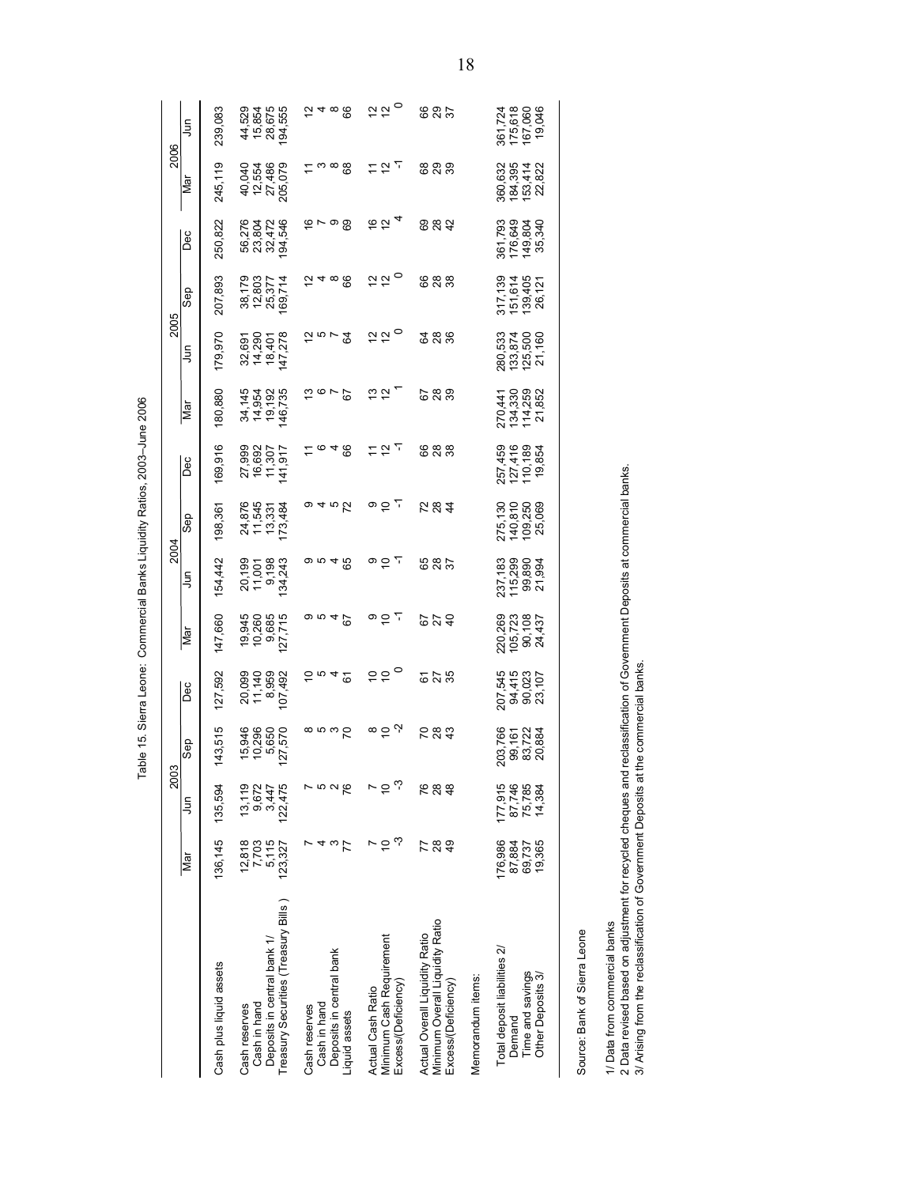Table 15. Sierra Leone: Commercial Banks Liquidity Ratios, 2003–June 2006

| | 2003 | | | | 2004 | | | | 2005 | | | | 2006 | |
|---|---|---|---|---|---|---|---|---|---|---|---|---|---|---|
| | Mar | Jun | Sep | Dec | Mar | Jun | Sep | Dec | Mar | Jun | Sep | Dec | Mar | Jun |
| Cash plus liquid assets | 136,145 | 135,594 | 143,515 | 127,592 | 147,660 | 154,442 | 198,361 | 169,916 | 180,880 | 179,970 | 207,893 | 250,822 | 245,119 | 239,083 |
| Cash reserves | | | | | | | | | | | | | | |
| Cash in hand | 12,818 | 13,119 | 15,946 | 20,099 | 19,945 | 20,199 | 24,876 | 27,999 | 34,145 | 32,691 | 38,179 | 56,276 | 40,040 | 44,529 |
| Deposits in central bank 1/ | 7,703 | 9,672 | 10,296 | 11,140 | 10,260 | 11,001 | 11,545 | 16,692 | 14,954 | 14,290 | 12,803 | 23,804 | 12,554 | 15,854 |
| | 5,115 | 3,447 | 5,650 | 8,959 | 9,685 | 9,198 | 13,331 | 11,307 | 19,192 | 18,401 | 25,377 | 32,472 | 27,486 | 28,675 |
| Treasury Securities (Treasury Bills ) | 123,327 | 122,475 | 127,570 | 107,492 | 127,715 | 134,243 | 173,484 | 141,917 | 146,735 | 147,278 | 169,714 | 194,546 | 205,079 | 194,555 |
| Cash reserves | 7 | 7 | 8 | 10 | 9 | 9 | 9 | 11 | 13 | 12 | 12 | 16 | 11 | 12 |
| Cash in hand | 4 | 5 | 5 | 5 | 5 | 5 | 4 | 6 | 6 | 5 | 4 | 7 | 3 | 4 |
| Deposits in central bank | 3 | 2 | 3 | 4 | 4 | 4 | 5 | 4 | 7 | 7 | 8 | 9 | 8 | 8 |
| Liquid assets | 77 | 76 | 70 | 61 | 67 | 65 | 72 | 66 | 67 | 64 | 66 | 69 | 68 | 66 |
| Actual Cash Ratio | 7 | 7 | 8 | 10 | 9 | 9 | 9 | 11 | 13 | 12 | 12 | 16 | 11 | 12 |
| Minimum Cash Requirement | 10 | 10 | 10 | 10 | 10 | 10 | 10 | 12 | 12 | 12 | 12 | 12 | 12 | 12 |
| Excess/(Deficiency) | -3 | -3 | -2 | 0 | -1 | -1 | -1 | -1 | 1 | 0 | 0 | 4 | -1 | 0 |
| Actual Overall Liquidity Ratio | 77 | 76 | 70 | 61 | 67 | 65 | 72 | 66 | 67 | 64 | 66 | 69 | 68 | 66 |
| Minimum Overall Liquidity Ratio | 28 | 28 | 28 | 27 | 27 | 28 | 28 | 28 | 28 | 28 | 28 | 28 | 29 | 29 |
| Excess/(Deficiency) | 49 | 48 | 43 | 35 | 40 | 37 | 44 | 38 | 39 | 36 | 38 | 42 | 39 | 37 |
| Memorandum items: | | | | | | | | | | | | | | |
| Total deposit liabilities 2/ | 176,986 | 177,915 | 203,766 | 207,545 | 220,269 | 237,183 | 275,130 | 257,459 | 270,441 | 280,533 | 317,139 | 361,793 | 360,632 | 361,724 |
| Demand | 87,884 | 87,746 | 99,161 | 94,415 | 105,723 | 115,299 | 140,810 | 127,416 | 134,330 | 133,874 | 151,614 | 176,649 | 184,395 | 175,618 |
| Time and savings | 69,737 | 75,785 | 83,722 | 90,023 | 90,108 | 99,890 | 109,250 | 110,189 | 114,259 | 125,500 | 139,405 | 149,804 | 153,414 | 167,060 |
| Other Deposits 3/ | 19,365 | 14,384 | 20,884 | 23,107 | 24,437 | 21,994 | 25,069 | 19,854 | 21,852 | 21,160 | 26,121 | 35,340 | 22,822 | 19,046 |

Source: Bank of Sierra Leone

1/ Data from commercial banks
2 Data revised based on adjustment for recycled cheques and reclassification of Government Deposits at commercial banks.
3/ Arising from the reclassification of Government Deposits at the commercial banks.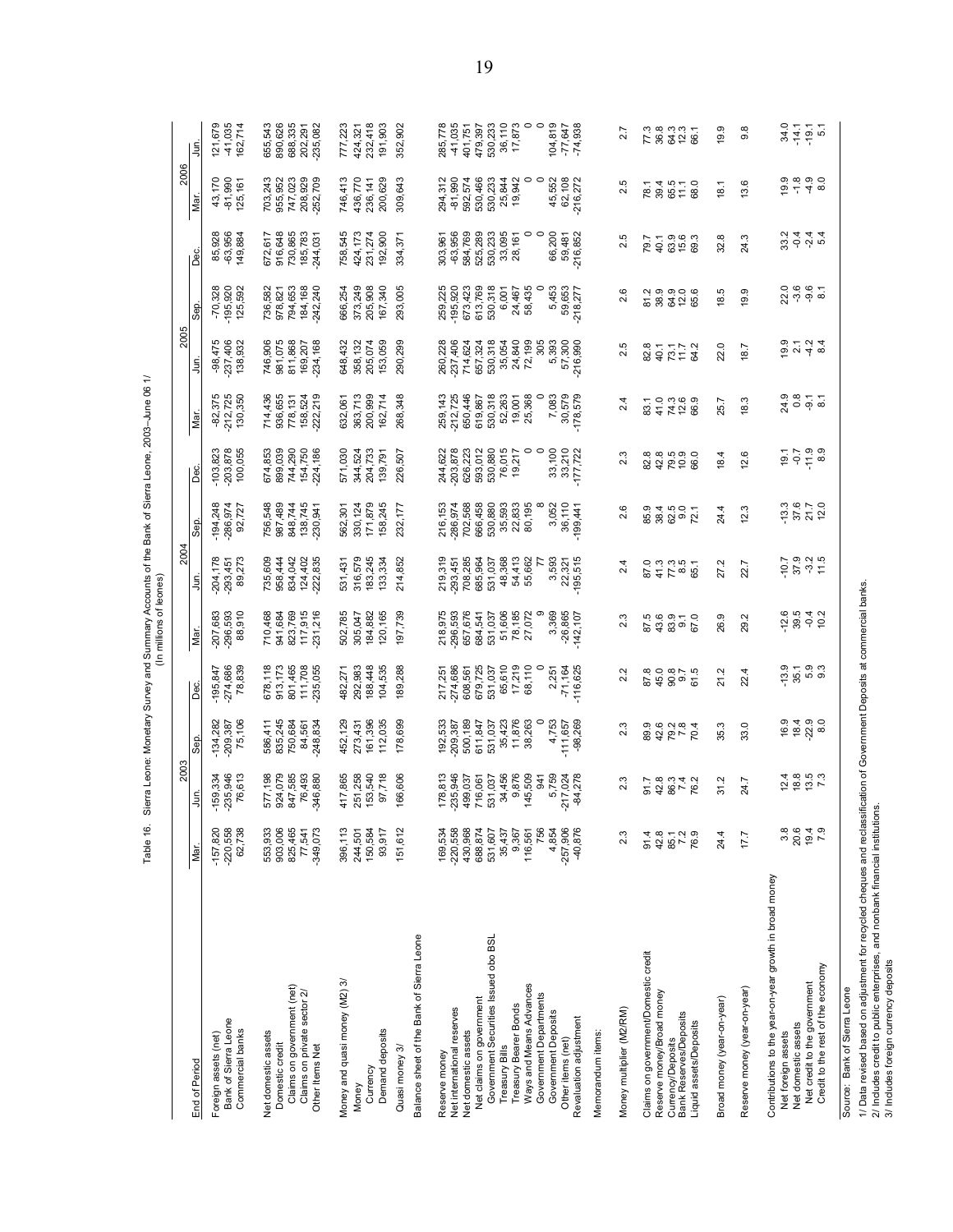Table 16. Sierra Leone: Monetary Survey and Summary Accounts of the Bank of Sierra Leone, 2003–June 06 1/

(In millions of leones)

| End of Period | 2003 Mar. | Jun. | Sep. | Dec. | 2004 Mar. | Jun. | Sep. | Dec. | 2005 Mar. | Jun. | Sep. | Dec. | 2006 Mar. | Jun. |
|---|---|---|---|---|---|---|---|---|---|---|---|---|---|---|
| Foreign assets (net) | -157,820 | -159,334 | -134,282 | -195,847 | -207,683 | -204,178 | -194,248 | -103,823 | -82,375 | -98,475 | -70,328 | 85,928 | 43,170 | 121,679 |
| Bank of Sierra Leone | -220,558 | -235,946 | -209,387 | -274,686 | -296,593 | -293,451 | -286,974 | -203,878 | -212,725 | -237,406 | -195,920 | -63,956 | -81,990 | -41,035 |
| Commercial banks | 62,738 | 76,613 | 75,106 | 78,839 | 88,910 | 89,273 | 92,727 | 100,055 | 130,350 | 138,932 | 125,592 | 149,884 | 125,161 | 162,714 |
| Net domestic assets | 553,933 | 577,198 | 586,411 | 678,118 | 710,468 | 735,609 | 756,548 | 674,853 | 714,436 | 746,906 | 736,582 | 672,617 | 703,243 | 655,543 |
| Domestic credit | 903,006 | 924,079 | 835,245 | 913,173 | 941,684 | 958,444 | 987,489 | 899,039 | 936,655 | 981,075 | 978,821 | 916,648 | 955,952 | 890,626 |
| Claims on government (net) | 825,465 | 847,585 | 750,684 | 801,465 | 823,769 | 834,042 | 848,744 | 744,290 | 778,131 | 811,868 | 794,653 | 730,865 | 747,023 | 688,335 |
| Claims on private sector 2/ | 77,541 | 76,493 | 84,561 | 111,708 | 117,915 | 124,402 | 138,745 | 154,750 | 158,524 | 169,207 | 184,168 | 185,783 | 208,929 | 202,291 |
| Other Items Net | -349,073 | -346,880 | -248,834 | -235,055 | -231,216 | -222,835 | -230,941 | -224,186 | -222,219 | -234,168 | -242,240 | -244,031 | -252,709 | -235,082 |
| Money and quasi money (M2) 3/ | 396,113 | 417,865 | 452,129 | 482,271 | 502,785 | 531,431 | 562,301 | 571,030 | 632,061 | 648,432 | 666,254 | 758,545 | 746,413 | 777,223 |
| Money | 244,501 | 251,258 | 273,431 | 292,983 | 305,047 | 316,579 | 330,124 | 344,524 | 363,713 | 358,132 | 373,249 | 424,173 | 436,770 | 424,321 |
| Currency | 150,584 | 153,540 | 161,396 | 188,448 | 184,882 | 183,245 | 171,879 | 204,733 | 200,999 | 205,074 | 205,908 | 231,274 | 236,141 | 232,418 |
| Demand deposits | 93,917 | 97,718 | 112,035 | 104,535 | 120,165 | 133,334 | 158,245 | 139,791 | 162,714 | 153,059 | 167,340 | 192,900 | 200,629 | 191,903 |
| Quasi money 3/ | 151,612 | 166,606 | 178,699 | 189,288 | 197,739 | 214,852 | 232,177 | 226,507 | 268,348 | 290,299 | 293,005 | 334,371 | 309,643 | 352,902 |
| **Balance sheet of the Bank of Sierra Leone** | | | | | | | | | | | | | | |
| Reserve money | 169,534 | 178,813 | 192,533 | 217,251 | 218,975 | 219,319 | 216,153 | 244,622 | 259,143 | 260,228 | 259,225 | 303,961 | 294,312 | 285,778 |
| Net international reserves | -220,558 | -235,946 | -209,387 | -274,686 | -296,593 | -293,451 | -286,974 | -203,878 | -212,725 | -237,406 | -195,920 | -63,956 | -81,990 | -41,035 |
| Net domestic assets | 430,968 | 499,037 | 500,189 | 608,561 | 657,676 | 708,285 | 702,568 | 626,223 | 650,446 | 714,624 | 673,423 | 584,769 | 592,574 | 401,751 |
| Net claims on government | 688,874 | 716,061 | 611,847 | 679,725 | 684,541 | 685,964 | 666,458 | 593,012 | 619,867 | 657,324 | 613,769 | 525,289 | 530,466 | 479,397 |
| Government Securities Issued obo BSL | 531,607 | 531,037 | 531,037 | 531,037 | 531,037 | 531,037 | 530,880 | 530,880 | 530,318 | 530,318 | 530,318 | 530,233 | 530,233 | 530,233 |
| Treasury Bills | 35,437 | 34,456 | 35,423 | 65,610 | 51,606 | 48,368 | 35,593 | 76,015 | 52,263 | 35,054 | 6,001 | 33,095 | 25,844 | 36,110 |
| Treasury Bearer Bonds | 9,367 | 9,876 | 11,876 | 17,219 | 78,185 | 54,413 | 22,833 | 19,217 | 19,001 | 24,840 | 24,467 | 28,161 | 19,942 | 17,873 |
| Ways and Means Advances | 116,561 | 145,509 | 38,263 | 68,110 | 27,072 | 55,662 | 80,195 | 0 | 25,368 | 72,199 | 58,435 | 0 | 0 | 0 |
| Government Departments | 756 | 941 | 0 | 0 | 9 | 77 | 8 | 0 | 0 | 305 | 0 | 0 | 0 | 0 |
| Government Deposits | 4,854 | 5,759 | 4,753 | 2,251 | 3,369 | 3,593 | 3,052 | 33,100 | 7,083 | 5,393 | 5,453 | 66,200 | 45,552 | 104,819 |
| Other Items (net) | -257,906 | -217,024 | -111,657 | -71,164 | -26,865 | 22,321 | 36,110 | 33,210 | 30,579 | 57,300 | 59,653 | 59,481 | 62,108 | -77,647 |
| Revaluation adjustment | -40,876 | -84,278 | -98,269 | -116,625 | -142,107 | -195,515 | -199,441 | -177,722 | -178,579 | -216,990 | -218,277 | -216,852 | -216,272 | -74,938 |
| Memorandum items: | | | | | | | | | | | | | | |
| Money multiplier (M2/RM) | 2.3 | 2.3 | 2.3 | 2.2 | 2.3 | 2.4 | 2.6 | 2.3 | 2.4 | 2.5 | 2.6 | 2.5 | 2.5 | 2.7 |
| Claims on government/Domestic credit | 91.4 | 91.7 | 89.9 | 87.8 | 87.5 | 87.0 | 85.9 | 82.8 | 83.1 | 82.8 | 81.2 | 79.7 | 78.1 | 77.3 |
| Reserve money/Broad money | 42.8 | 42.8 | 42.6 | 45.0 | 43.6 | 41.3 | 38.4 | 42.8 | 41.0 | 40.1 | 38.9 | 40.1 | 39.4 | 36.8 |
| Currency/Deposits | 85.1 | 86.3 | 79.2 | 90.8 | 83.9 | 77.3 | 62.5 | 79.5 | 74.3 | 73.1 | 64.9 | 63.9 | 65.5 | 64.3 |
| Bank Reserves/Deposits | 7.2 | 7.4 | 7.8 | 9.7 | 9.1 | 8.5 | 9.0 | 10.9 | 12.6 | 11.7 | 12.0 | 15.6 | 11.1 | 12.3 |
| Liquid assets/Deposits | 76.9 | 76.2 | 70.4 | 61.5 | 67.0 | 65.1 | 72.1 | 66.0 | 66.9 | 64.2 | 65.6 | 69.3 | 68.0 | 66.1 |
| Broad money (year-on-year) | 24.4 | 31.2 | 35.3 | 21.2 | 26.9 | 27.2 | 24.4 | 18.4 | 25.7 | 22.0 | 18.5 | 32.8 | 18.1 | 19.9 |
| Reserve money (year-on-year) | 17.7 | 24.7 | 33.0 | 22.4 | 29.2 | 22.7 | 12.3 | 12.6 | 18.3 | 18.7 | 19.9 | 24.3 | 13.6 | 9.8 |
| Contributions to the year-on-year growth in broad money | | | | | | | | | | | | | | |
| Net foreign assets | 3.8 | 12.4 | 16.9 | -13.9 | -12.6 | -10.7 | -13.3 | 19.1 | 24.9 | 19.9 | 22.0 | 33.2 | 19.9 | 34.0 |
| Net domestic assets | 20.6 | 18.8 | 18.4 | 35.1 | 39.5 | 37.9 | 37.6 | -0.7 | 0.8 | 2.1 | -3.6 | -0.4 | -1.8 | -14.1 |
| Net credit to the government | 19.4 | 13.5 | -22.9 | 5.9 | -0.4 | -3.2 | 21.7 | -11.9 | -9.1 | -4.2 | -9.6 | -2.4 | -4.9 | -19.1 |
| Credit to the rest of the economy | 7.9 | 7.3 | 8.0 | 9.3 | 10.2 | 11.5 | 12.0 | 8.9 | 8.1 | 8.4 | 8.1 | 5.4 | 8.0 | 5.1 |

Source: Bank of Sierra Leone

1/ Data revised based on adjustment for recycled cheques and reclassification of Government Deposits at commercial banks.

2/ Includes credit to public enterprises, and nonbank financial institutions.

3/ Includes foreign currency deposits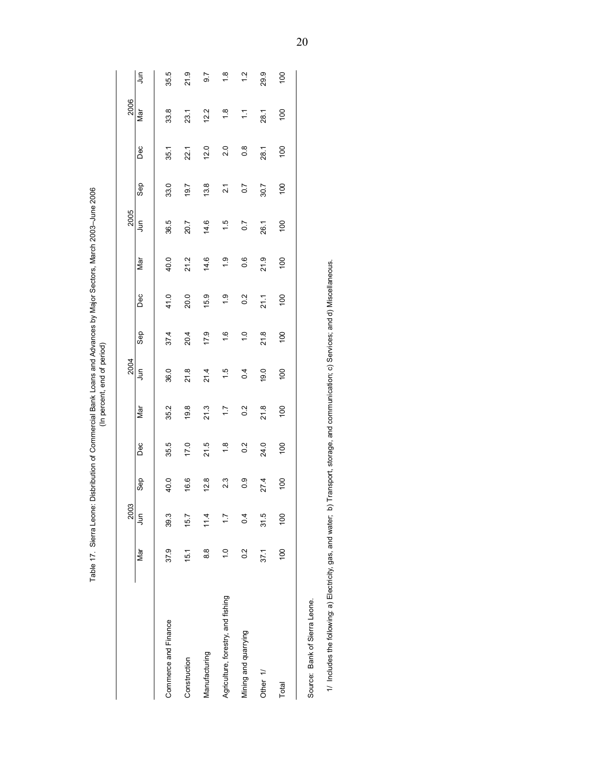Table 17. Sierra Leone: Disbribution of Commercial Bank Loans and Advances by Major Sectors, March 2003–June 2006

(In percent, end of period)

| | 2003 | | | | 2004 | | | | 2005 | | | | 2006 | |
|---|---|---|---|---|---|---|---|---|---|---|---|---|---|---|
| | Mar | Jun | Sep | Dec | Mar | Jun | Sep | Dec | Mar | Jun | Sep | Dec | Mar | Jun |
| Commerce and Finance | 37.9 | 39.3 | 40.0 | 35.5 | 35.2 | 36.0 | 37.4 | 41.0 | 40.0 | 36.5 | 33.0 | 35.1 | 33.8 | 35.5 |
| Construction | 15.1 | 15.7 | 16.6 | 17.0 | 19.8 | 21.8 | 20.4 | 20.0 | 21.2 | 20.7 | 19.7 | 22.1 | 23.1 | 21.9 |
| Manufacturing | 8.8 | 11.4 | 12.8 | 21.5 | 21.3 | 21.4 | 17.9 | 15.9 | 14.6 | 14.6 | 13.8 | 12.0 | 12.2 | 9.7 |
| Agriculture, forestry, and fishing | 1.0 | 1.7 | 2.3 | 1.8 | 1.7 | 1.5 | 1.6 | 1.9 | 1.9 | 1.5 | 2.1 | 2.0 | 1.8 | 1.8 |
| Mining and quarrying | 0.2 | 0.4 | 0.9 | 0.2 | 0.2 | 0.4 | 1.0 | 0.2 | 0.6 | 0.7 | 0.7 | 0.8 | 1.1 | 1.2 |
| Other 1/ | 37.1 | 31.5 | 27.4 | 24.0 | 21.8 | 19.0 | 21.8 | 21.1 | 21.9 | 26.1 | 30.7 | 28.1 | 28.1 | 29.9 |
| Total | 100 | 100 | 100 | 100 | 100 | 100 | 100 | 100 | 100 | 100 | 100 | 100 | 100 | 100 |

Source: Bank of Sierra Leone.

1/ Includes the following: a) Electricity, gas, and water; b) Transport, storage, and communication; c) Services; and d) Miscellaneous.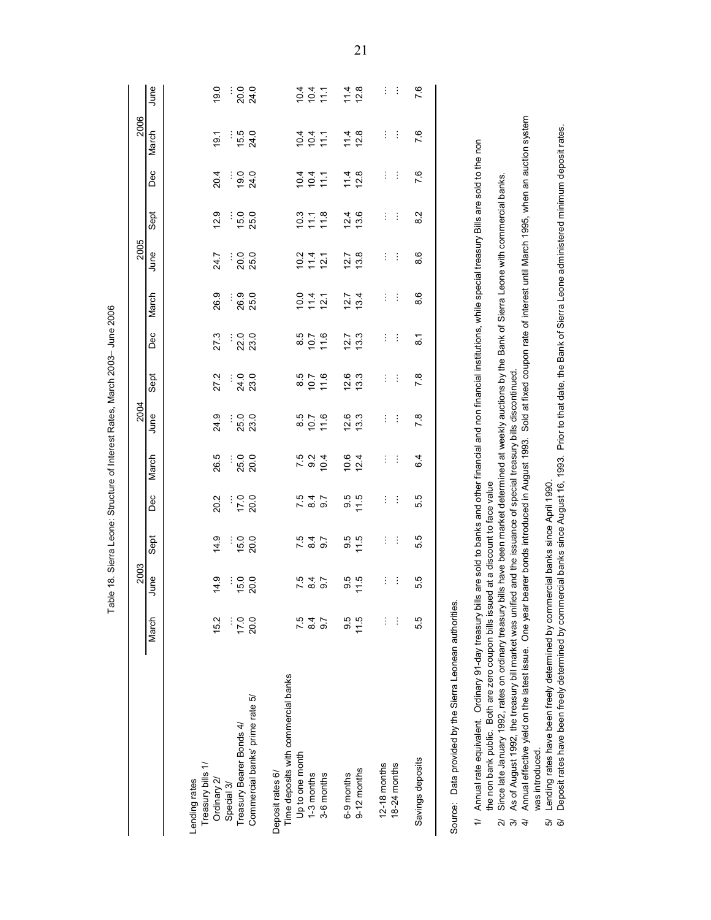Table 18. Sierra Leone: Structure of Interest Rates, March 2003– June 2006

| | 2003 | | | | 2004 | | | | 2005 | | | | 2006 | |
|---|---|---|---|---|---|---|---|---|---|---|---|---|---|---|
| | March | June | Sept | Dec | March | June | Sept | Dec | March | June | Sept | Dec | March | June |
| Lending rates | | | | | | | | | | | | | | |
| Treasury bills 1/ | | | | | | | | | | | | | | |
| Ordinary 2/ | 15.2 | 14.9 | 14.9 | 20.2 | 26.5 | 24.9 | 27.2 | 27.3 | 26.9 | 24.7 | 12.9 | 20.4 | 19.1 | 19.0 |
| Special 3/ | … | … | … | … | … | … | … | … | … | … | … | … | … | … |
| Treasury Bearer Bonds 4/ | 17.0 | 15.0 | 15.0 | 17.0 | 25.0 | 25.0 | 24.0 | 22.0 | 26.9 | 20.0 | 15.0 | 19.0 | 15.5 | 20.0 |
| Commercial banks' prime rate 5/ | 20.0 | 20.0 | 20.0 | 20.0 | 20.0 | 23.0 | 23.0 | 23.0 | 25.0 | 25.0 | 25.0 | 24.0 | 24.0 | 24.0 |
| Deposit rates 6/ | | | | | | | | | | | | | | |
| Time deposits with commercial banks | | | | | | | | | | | | | | |
| Up to one month | 7.5 | 7.5 | 7.5 | 7.5 | 7.5 | 8.5 | 8.5 | 8.5 | 10.0 | 10.2 | 10.3 | 10.4 | 10.4 | 10.4 |
| 1-3 months | 8.4 | 8.4 | 8.4 | 8.4 | 9.2 | 10.7 | 10.7 | 10.7 | 11.4 | 11.4 | 11.1 | 10.4 | 10.4 | 10.4 |
| 3-6 months | 9.7 | 9.7 | 9.7 | 9.7 | 10.4 | 11.6 | 11.6 | 11.6 | 12.1 | 12.1 | 11.8 | 11.1 | 11.1 | 11.1 |
| 6-9 months | 9.5 | 9.5 | 9.5 | 9.5 | 10.6 | 12.6 | 12.6 | 12.7 | 12.7 | 12.7 | 12.4 | 11.4 | 11.4 | 11.4 |
| 9-12 months | 11.5 | 11.5 | 11.5 | 11.5 | 12.4 | 13.3 | 13.3 | 13.3 | 13.4 | 13.8 | 13.6 | 12.8 | 12.8 | 12.8 |
| 12-18 months | … | … | … | … | … | … | … | … | … | … | … | … | … | … |
| 18-24 months | … | … | … | … | … | … | … | … | … | … | … | … | … | … |
| Savings deposits | 5.5 | 5.5 | 5.5 | 5.5 | 6.4 | 7.8 | 7.8 | 8.1 | 8.6 | 8.6 | 8.2 | 7.6 | 7.6 | 7.6 |

Source: Data provided by the Sierra Leonean authorities.

1/ Annual rate equivalent. Ordinary 91-day treasury bills are sold to banks and other financial and non financial institutions, while special treasury Bills are sold to the non the non bank public. Both are zero coupon bills issued at a discount to face value

2/ Since late January 1992, rates on ordinary treasury bills have been market determined at weekly auctions by the Bank of Sierra Leone with commercial banks.

3/ As of August 1992, the treasury bill market was unified and the issuance of special treasury bills discontinued.

4/ Annual effective yield on the latest issue. One year bearer bonds introduced in August 1993. Sold at fixed coupon rate of interest until March 1995, when an auction system was introduced.

5/ Lending rates have been freely determined by commercial banks since April 1990.

6/ Deposit rates have been freely determined by commercial banks since August 16, 1993. Prior to that date, the Bank of Sierra Leone administered minimum deposit rates.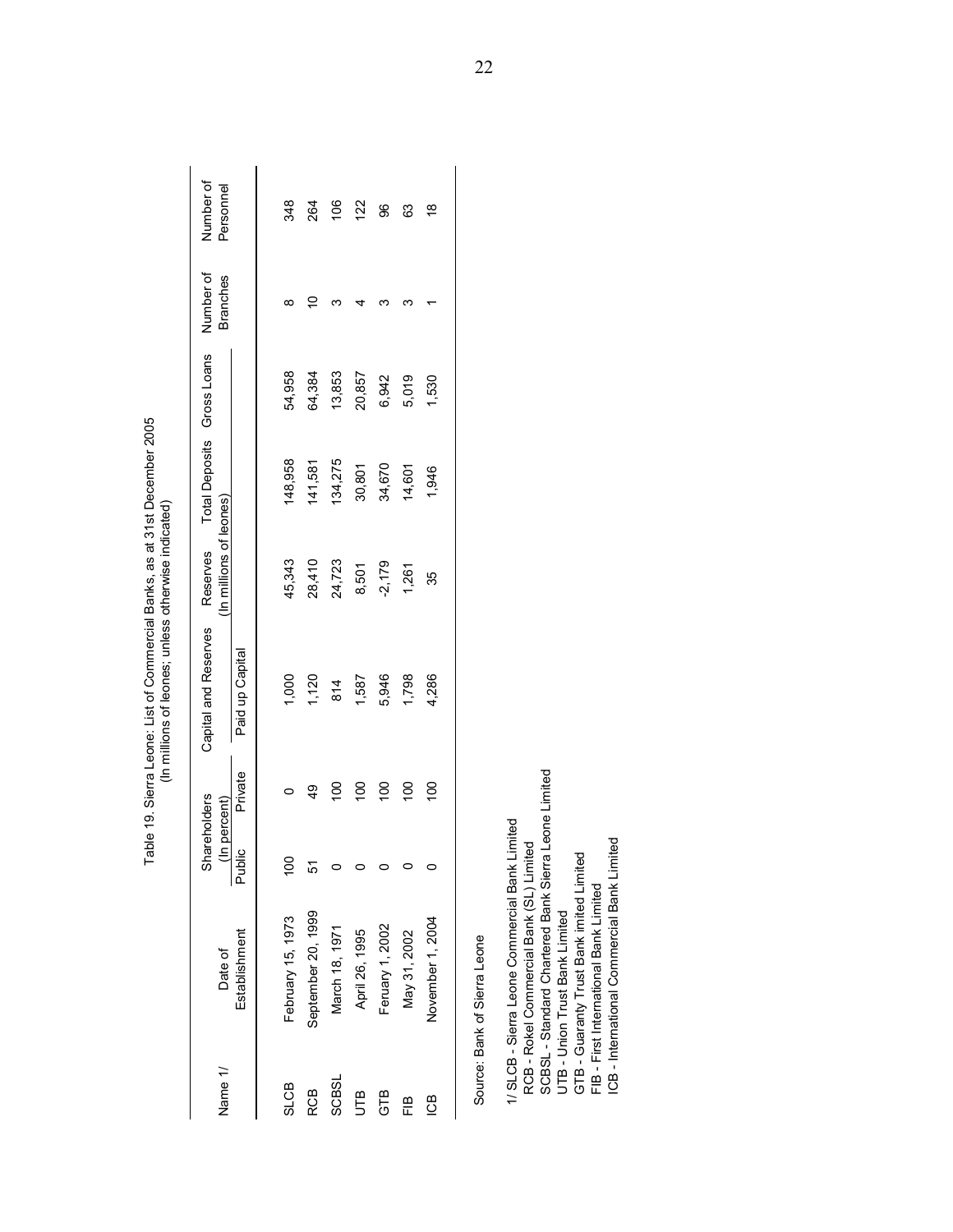Table 19. Sierra Leone: List of Commercial Banks, as at 31st December 2005
(In millions of leones; unless otherwise indicated)

| Name 1/ | Date of Establishment | Shareholders (In percent) | | Capital and Reserves | Reserves | Total Deposits | Gross Loans | Number of Branches | Number of Personnel |
|---|---|---|---|---|---|---|---|---|---|
| | | Public | Private | Paid up Capital | (In millions of leones) | | | | |
| SLCB | February 15, 1973 | 100 | 0 | 1,000 | 45,343 | 148,958 | 54,958 | 8 | 348 |
| RCB | September 20, 1999 | 51 | 49 | 1,120 | 28,410 | 141,581 | 64,384 | 10 | 264 |
| SCBSL | March 18, 1971 | 0 | 100 | 814 | 24,723 | 134,275 | 13,853 | 3 | 106 |
| UTB | April 26, 1995 | 0 | 100 | 1,587 | 8,501 | 30,801 | 20,857 | 4 | 122 |
| GTB | Feruary 1, 2002 | 0 | 100 | 5,946 | -2,179 | 34,670 | 6,942 | 3 | 96 |
| FIB | May 31, 2002 | 0 | 100 | 1,798 | 1,261 | 14,601 | 5,019 | 3 | 63 |
| ICB | November 1, 2004 | 0 | 100 | 4,286 | 35 | 1,946 | 1,530 | 1 | 18 |

Source: Bank of Sierra Leone

1/ SLCB - Sierra Leone Commercial Bank Limited
RCB - Rokel Commercial Bank (SL) Limited
SCBSL - Standard Chartered Bank Sierra Leone Limited
UTB - Union Trust Bank Limited
GTB - Guaranty Trust Bank imited Limited
FIB - First International Bank Limited
ICB - International Commercial Bank Limited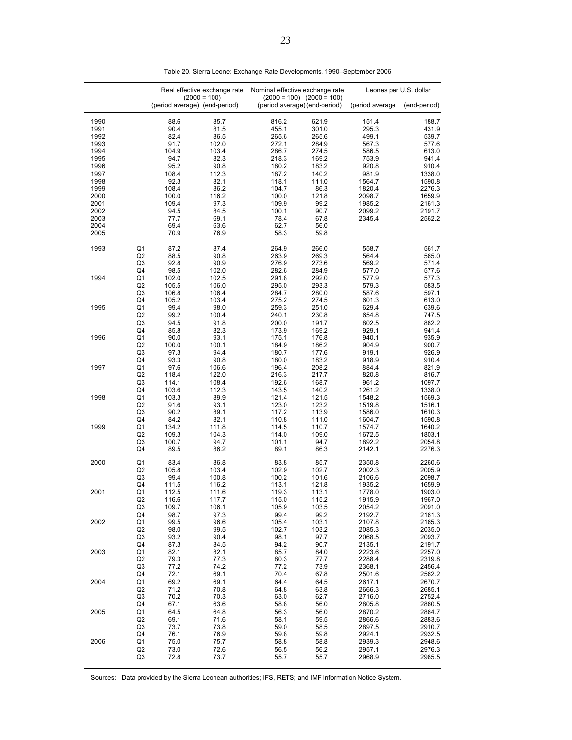Table 20. Sierra Leone: Exchange Rate Developments, 1990–September 2006

| | | Real effective exchange rate (2000 = 100) | | Nominal effective exchange rate (2000 = 100) (2000 = 100) | | Leones per U.S. dollar | |
|---|---|---|---|---|---|---|---|
| | | (period average) | (end-period) | (period average) | (end-period) | (period average | (end-period) |
| 1990 | | 88.6 | 85.7 | 816.2 | 621.9 | 151.4 | 188.7 |
| 1991 | | 90.4 | 81.5 | 455.1 | 301.0 | 295.3 | 431.9 |
| 1992 | | 82.4 | 86.5 | 265.6 | 265.6 | 499.1 | 539.7 |
| 1993 | | 91.7 | 102.0 | 272.1 | 284.9 | 567.3 | 577.6 |
| 1994 | | 104.9 | 103.4 | 286.7 | 274.5 | 586.5 | 613.0 |
| 1995 | | 94.7 | 82.3 | 218.3 | 169.2 | 753.9 | 941.4 |
| 1996 | | 95.2 | 90.8 | 180.2 | 183.2 | 920.8 | 910.4 |
| 1997 | | 108.4 | 112.3 | 187.2 | 140.2 | 981.9 | 1338.0 |
| 1998 | | 92.3 | 82.1 | 118.1 | 111.0 | 1564.7 | 1590.8 |
| 1999 | | 108.4 | 86.2 | 104.7 | 86.3 | 1820.4 | 2276.3 |
| 2000 | | 100.0 | 116.2 | 100.0 | 121.8 | 2098.7 | 1659.9 |
| 2001 | | 109.4 | 97.3 | 109.9 | 99.2 | 1985.2 | 2161.3 |
| 2002 | | 94.5 | 84.5 | 100.1 | 90.7 | 2099.2 | 2191.7 |
| 2003 | | 77.7 | 69.1 | 78.4 | 67.8 | 2345.4 | 2562.2 |
| 2004 | | 69.4 | 63.6 | 62.7 | 56.0 | | |
| 2005 | | 70.9 | 76.9 | 58.3 | 59.8 | | |
| 1993 | Q1 | 87.2 | 87.4 | 264.9 | 266.0 | 558.7 | 561.7 |
| | Q2 | 88.5 | 90.8 | 263.9 | 269.3 | 564.4 | 565.0 |
| | Q3 | 92.8 | 90.9 | 276.9 | 273.6 | 569.2 | 571.4 |
| | Q4 | 98.5 | 102.0 | 282.6 | 284.9 | 577.0 | 577.6 |
| 1994 | Q1 | 102.0 | 102.5 | 291.8 | 292.0 | 577.9 | 577.3 |
| | Q2 | 105.5 | 106.0 | 295.0 | 293.3 | 579.3 | 583.5 |
| | Q3 | 106.8 | 106.4 | 284.7 | 280.0 | 587.6 | 597.1 |
| | Q4 | 105.2 | 103.4 | 275.2 | 274.5 | 601.3 | 613.0 |
| 1995 | Q1 | 99.4 | 98.0 | 259.3 | 251.0 | 629.4 | 639.6 |
| | Q2 | 99.2 | 100.4 | 240.1 | 230.8 | 654.8 | 747.5 |
| | Q3 | 94.5 | 91.8 | 200.0 | 191.7 | 802.5 | 882.2 |
| | Q4 | 85.8 | 82.3 | 173.9 | 169.2 | 929.1 | 941.4 |
| 1996 | Q1 | 90.0 | 93.1 | 175.1 | 176.8 | 940.1 | 935.9 |
| | Q2 | 100.0 | 100.1 | 184.9 | 186.2 | 904.9 | 900.7 |
| | Q3 | 97.3 | 94.4 | 180.7 | 177.6 | 919.1 | 926.9 |
| | Q4 | 93.3 | 90.8 | 180.0 | 183.2 | 918.9 | 910.4 |
| 1997 | Q1 | 97.6 | 106.6 | 196.4 | 208.2 | 884.4 | 821.9 |
| | Q2 | 118.4 | 122.0 | 216.3 | 217.7 | 820.8 | 816.7 |
| | Q3 | 114.1 | 108.4 | 192.6 | 168.7 | 961.2 | 1097.7 |
| | Q4 | 103.6 | 112.3 | 143.5 | 140.2 | 1261.2 | 1338.0 |
| 1998 | Q1 | 103.3 | 89.9 | 121.4 | 121.5 | 1548.2 | 1569.3 |
| | Q2 | 91.6 | 93.1 | 123.0 | 123.2 | 1519.8 | 1516.1 |
| | Q3 | 90.2 | 89.1 | 117.2 | 113.9 | 1586.0 | 1610.3 |
| | Q4 | 84.2 | 82.1 | 110.8 | 111.0 | 1604.7 | 1590.8 |
| 1999 | Q1 | 134.2 | 111.8 | 114.5 | 110.7 | 1574.7 | 1640.2 |
| | Q2 | 109.3 | 104.3 | 114.0 | 109.0 | 1672.5 | 1803.1 |
| | Q3 | 100.7 | 94.7 | 101.1 | 94.7 | 1892.2 | 2054.8 |
| | Q4 | 89.5 | 86.2 | 89.1 | 86.3 | 2142.1 | 2276.3 |
| 2000 | Q1 | 83.4 | 86.8 | 83.8 | 85.7 | 2350.8 | 2260.6 |
| | Q2 | 105.8 | 103.4 | 102.9 | 102.7 | 2002.3 | 2005.9 |
| | Q3 | 99.4 | 100.8 | 100.2 | 101.6 | 2106.6 | 2098.7 |
| | Q4 | 111.5 | 116.2 | 113.1 | 121.8 | 1935.2 | 1659.9 |
| 2001 | Q1 | 112.5 | 111.6 | 119.3 | 113.1 | 1778.0 | 1903.0 |
| | Q2 | 116.6 | 117.7 | 115.0 | 115.2 | 1915.9 | 1967.0 |
| | Q3 | 109.7 | 106.1 | 105.9 | 103.5 | 2054.2 | 2091.0 |
| | Q4 | 98.7 | 97.3 | 99.4 | 99.2 | 2192.7 | 2161.3 |
| 2002 | Q1 | 99.5 | 96.6 | 105.4 | 103.1 | 2107.8 | 2165.3 |
| | Q2 | 98.0 | 99.5 | 102.7 | 103.2 | 2085.3 | 2035.0 |
| | Q3 | 93.2 | 90.4 | 98.1 | 97.7 | 2068.5 | 2093.7 |
| | Q4 | 87.3 | 84.5 | 94.2 | 90.7 | 2135.1 | 2191.7 |
| 2003 | Q1 | 82.1 | 82.1 | 85.7 | 84.0 | 2223.6 | 2257.0 |
| | Q2 | 79.3 | 77.3 | 80.3 | 77.7 | 2288.4 | 2319.8 |
| | Q3 | 77.2 | 74.2 | 77.2 | 73.9 | 2368.1 | 2456.4 |
| | Q4 | 72.1 | 69.1 | 70.4 | 67.8 | 2501.6 | 2562.2 |
| 2004 | Q1 | 69.2 | 69.1 | 64.4 | 64.5 | 2617.1 | 2670.7 |
| | Q2 | 71.2 | 70.8 | 64.8 | 63.8 | 2666.3 | 2685.1 |
| | Q3 | 70.2 | 70.3 | 63.0 | 62.7 | 2716.0 | 2752.4 |
| | Q4 | 67.1 | 63.6 | 58.8 | 56.0 | 2805.8 | 2860.5 |
| 2005 | Q1 | 64.5 | 64.8 | 56.3 | 56.0 | 2870.2 | 2864.7 |
| | Q2 | 69.1 | 71.6 | 58.1 | 59.5 | 2866.6 | 2883.6 |
| | Q3 | 73.7 | 73.8 | 59.0 | 58.5 | 2897.5 | 2910.7 |
| | Q4 | 76.1 | 76.9 | 59.8 | 59.8 | 2924.1 | 2932.5 |
| 2006 | Q1 | 75.0 | 75.7 | 58.8 | 58.8 | 2939.3 | 2948.6 |
| | Q2 | 73.0 | 72.6 | 56.5 | 56.2 | 2957.1 | 2976.3 |
| | Q3 | 72.8 | 73.7 | 55.7 | 55.7 | 2968.9 | 2985.5 |

Sources: Data provided by the Sierra Leonean authorities; IFS, RETS; and IMF Information Notice System.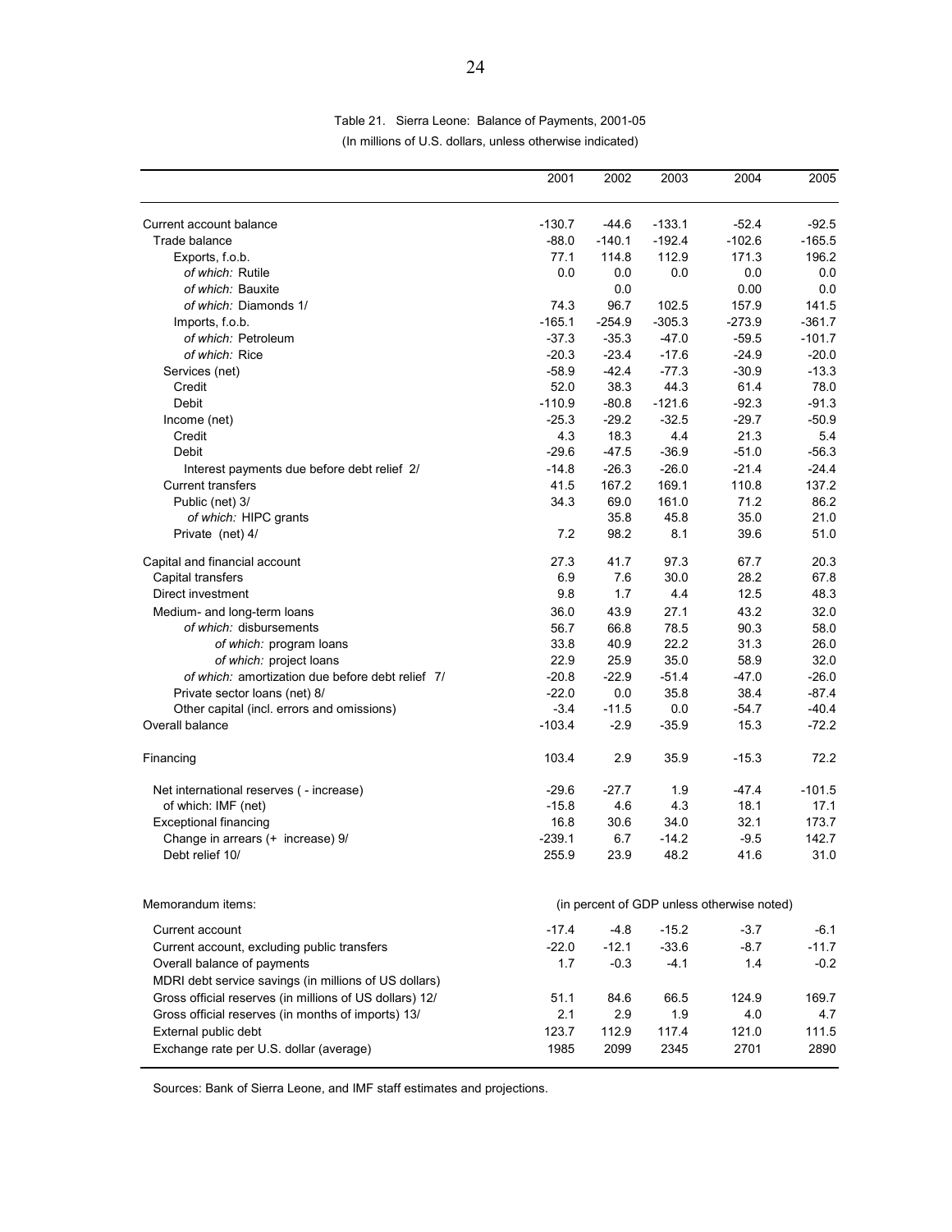Table 21. Sierra Leone: Balance of Payments, 2001-05

(In millions of U.S. dollars, unless otherwise indicated)

| | 2001 | 2002 | 2003 | 2004 | 2005 |
|---|---|---|---|---|---|
| Current account balance | -130.7 | -44.6 | -133.1 | -52.4 | -92.5 |
| Trade balance | -88.0 | -140.1 | -192.4 | -102.6 | -165.5 |
| Exports, f.o.b. | 77.1 | 114.8 | 112.9 | 171.3 | 196.2 |
| *of which:* Rutile | 0.0 | 0.0 | 0.0 | 0.0 | 0.0 |
| *of which:* Bauxite | | 0.0 | | 0.00 | 0.0 |
| *of which:* Diamonds 1/ | 74.3 | 96.7 | 102.5 | 157.9 | 141.5 |
| Imports, f.o.b. | -165.1 | -254.9 | -305.3 | -273.9 | -361.7 |
| *of which:* Petroleum | -37.3 | -35.3 | -47.0 | -59.5 | -101.7 |
| *of which:* Rice | -20.3 | -23.4 | -17.6 | -24.9 | -20.0 |
| Services (net) | -58.9 | -42.4 | -77.3 | -30.9 | -13.3 |
| Credit | 52.0 | 38.3 | 44.3 | 61.4 | 78.0 |
| Debit | -110.9 | -80.8 | -121.6 | -92.3 | -91.3 |
| Income (net) | -25.3 | -29.2 | -32.5 | -29.7 | -50.9 |
| Credit | 4.3 | 18.3 | 4.4 | 21.3 | 5.4 |
| Debit | -29.6 | -47.5 | -36.9 | -51.0 | -56.3 |
| Interest payments due before debt relief 2/ | -14.8 | -26.3 | -26.0 | -21.4 | -24.4 |
| Current transfers | 41.5 | 167.2 | 169.1 | 110.8 | 137.2 |
| Public (net) 3/ | 34.3 | 69.0 | 161.0 | 71.2 | 86.2 |
| *of which:* HIPC grants | | 35.8 | 45.8 | 35.0 | 21.0 |
| Private (net) 4/ | 7.2 | 98.2 | 8.1 | 39.6 | 51.0 |
| Capital and financial account | 27.3 | 41.7 | 97.3 | 67.7 | 20.3 |
| Capital transfers | 6.9 | 7.6 | 30.0 | 28.2 | 67.8 |
| Direct investment | 9.8 | 1.7 | 4.4 | 12.5 | 48.3 |
| Medium- and long-term loans | 36.0 | 43.9 | 27.1 | 43.2 | 32.0 |
| *of which:* disbursements | 56.7 | 66.8 | 78.5 | 90.3 | 58.0 |
| *of which:* program loans | 33.8 | 40.9 | 22.2 | 31.3 | 26.0 |
| *of which:* project loans | 22.9 | 25.9 | 35.0 | 58.9 | 32.0 |
| *of which:* amortization due before debt relief 7/ | -20.8 | -22.9 | -51.4 | -47.0 | -26.0 |
| Private sector loans (net) 8/ | -22.0 | 0.0 | 35.8 | 38.4 | -87.4 |
| Other capital (incl. errors and omissions) | -3.4 | -11.5 | 0.0 | -54.7 | -40.4 |
| Overall balance | -103.4 | -2.9 | -35.9 | 15.3 | -72.2 |
| Financing | 103.4 | 2.9 | 35.9 | -15.3 | 72.2 |
| Net international reserves ( - increase) | -29.6 | -27.7 | 1.9 | -47.4 | -101.5 |
| of which: IMF (net) | -15.8 | 4.6 | 4.3 | 18.1 | 17.1 |
| Exceptional financing | 16.8 | 30.6 | 34.0 | 32.1 | 173.7 |
| Change in arrears (+ increase) 9/ | -239.1 | 6.7 | -14.2 | -9.5 | 142.7 |
| Debt relief 10/ | 255.9 | 23.9 | 48.2 | 41.6 | 31.0 |
| Memorandum items: | (in percent of GDP unless otherwise noted) | | | | |
| Current account | -17.4 | -4.8 | -15.2 | -3.7 | -6.1 |
| Current account, excluding public transfers | -22.0 | -12.1 | -33.6 | -8.7 | -11.7 |
| Overall balance of payments | 1.7 | -0.3 | -4.1 | 1.4 | -0.2 |
| MDRI debt service savings (in millions of US dollars) | | | | | |
| Gross official reserves (in millions of US dollars) 12/ | 51.1 | 84.6 | 66.5 | 124.9 | 169.7 |
| Gross official reserves (in months of imports) 13/ | 2.1 | 2.9 | 1.9 | 4.0 | 4.7 |
| External public debt | 123.7 | 112.9 | 117.4 | 121.0 | 111.5 |
| Exchange rate per U.S. dollar (average) | 1985 | 2099 | 2345 | 2701 | 2890 |

Sources: Bank of Sierra Leone, and IMF staff estimates and projections.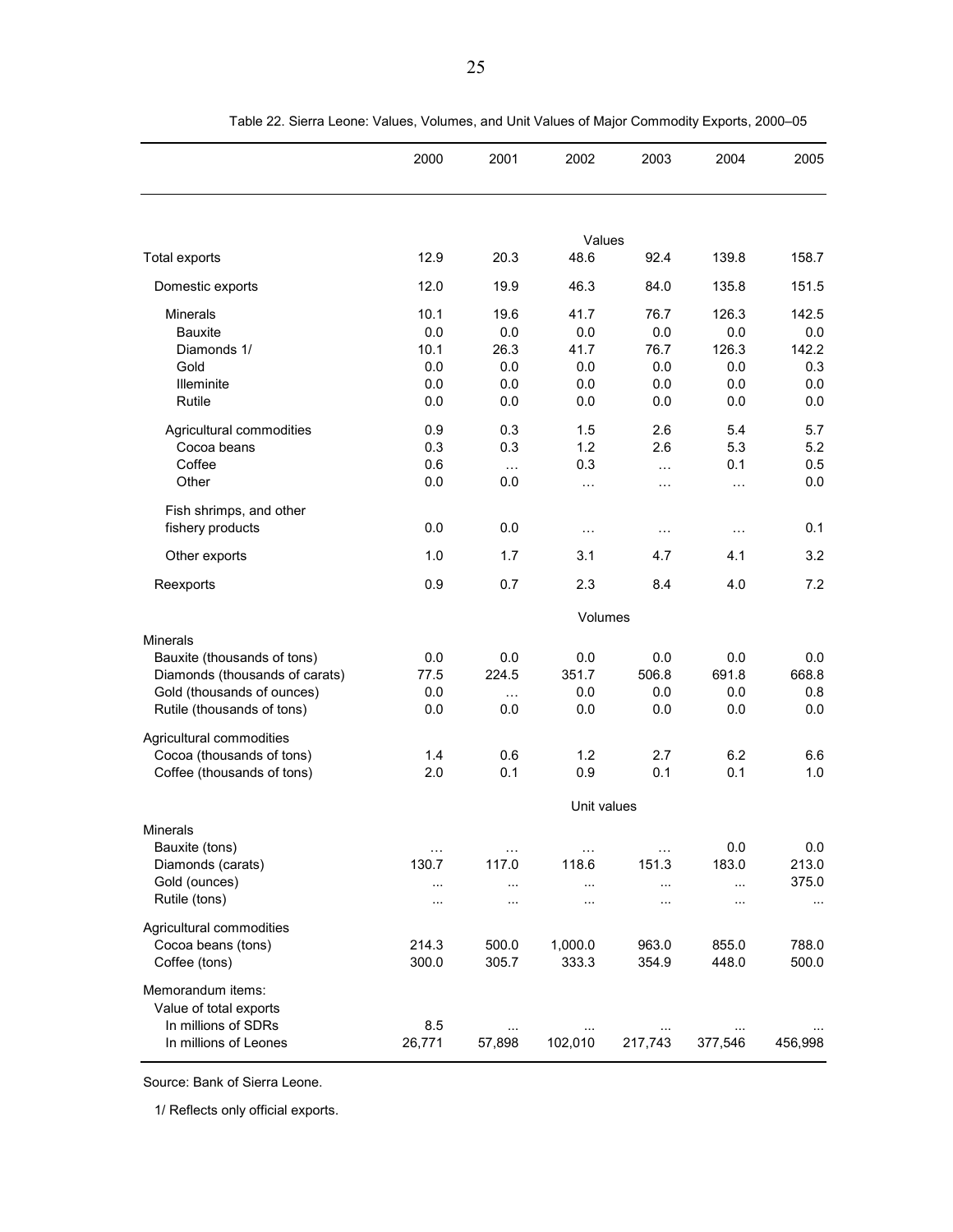Table 22. Sierra Leone: Values, Volumes, and Unit Values of Major Commodity Exports, 2000–05

| | 2000 | 2001 | 2002 | 2003 | 2004 | 2005 |
|---|---|---|---|---|---|---|
| | | | Values | | | |
| Total exports | 12.9 | 20.3 | 48.6 | 92.4 | 139.8 | 158.7 |
| Domestic exports | 12.0 | 19.9 | 46.3 | 84.0 | 135.8 | 151.5 |
| Minerals | 10.1 | 19.6 | 41.7 | 76.7 | 126.3 | 142.5 |
| Bauxite | 0.0 | 0.0 | 0.0 | 0.0 | 0.0 | 0.0 |
| Diamonds 1/ | 10.1 | 26.3 | 41.7 | 76.7 | 126.3 | 142.2 |
| Gold | 0.0 | 0.0 | 0.0 | 0.0 | 0.0 | 0.3 |
| Illeminite | 0.0 | 0.0 | 0.0 | 0.0 | 0.0 | 0.0 |
| Rutile | 0.0 | 0.0 | 0.0 | 0.0 | 0.0 | 0.0 |
| Agricultural commodities | 0.9 | 0.3 | 1.5 | 2.6 | 5.4 | 5.7 |
| Cocoa beans | 0.3 | 0.3 | 1.2 | 2.6 | 5.3 | 5.2 |
| Coffee | 0.6 | … | 0.3 | … | 0.1 | 0.5 |
| Other | 0.0 | 0.0 | … | … | … | 0.0 |
| Fish shrimps, and other fishery products | 0.0 | 0.0 | … | … | … | 0.1 |
| Other exports | 1.0 | 1.7 | 3.1 | 4.7 | 4.1 | 3.2 |
| Reexports | 0.9 | 0.7 | 2.3 | 8.4 | 4.0 | 7.2 |
| | | | Volumes | | | |
| Minerals | | | | | | |
| Bauxite (thousands of tons) | 0.0 | 0.0 | 0.0 | 0.0 | 0.0 | 0.0 |
| Diamonds (thousands of carats) | 77.5 | 224.5 | 351.7 | 506.8 | 691.8 | 668.8 |
| Gold (thousands of ounces) | 0.0 | … | 0.0 | 0.0 | 0.0 | 0.8 |
| Rutile (thousands of tons) | 0.0 | 0.0 | 0.0 | 0.0 | 0.0 | 0.0 |
| Agricultural commodities | | | | | | |
| Cocoa (thousands of tons) | 1.4 | 0.6 | 1.2 | 2.7 | 6.2 | 6.6 |
| Coffee (thousands of tons) | 2.0 | 0.1 | 0.9 | 0.1 | 0.1 | 1.0 |
| | | | Unit values | | | |
| Minerals | | | | | | |
| Bauxite (tons) | … | … | … | … | 0.0 | 0.0 |
| Diamonds (carats) | 130.7 | 117.0 | 118.6 | 151.3 | 183.0 | 213.0 |
| Gold (ounces) | ... | ... | ... | ... | ... | 375.0 |
| Rutile (tons) | ... | ... | ... | ... | ... | ... |
| Agricultural commodities | | | | | | |
| Cocoa beans (tons) | 214.3 | 500.0 | 1,000.0 | 963.0 | 855.0 | 788.0 |
| Coffee (tons) | 300.0 | 305.7 | 333.3 | 354.9 | 448.0 | 500.0 |
| Memorandum items: | | | | | | |
| Value of total exports | | | | | | |
| In millions of SDRs | 8.5 | ... | ... | ... | ... | ... |
| In millions of Leones | 26,771 | 57,898 | 102,010 | 217,743 | 377,546 | 456,998 |

Source: Bank of Sierra Leone.

1/ Reflects only official exports.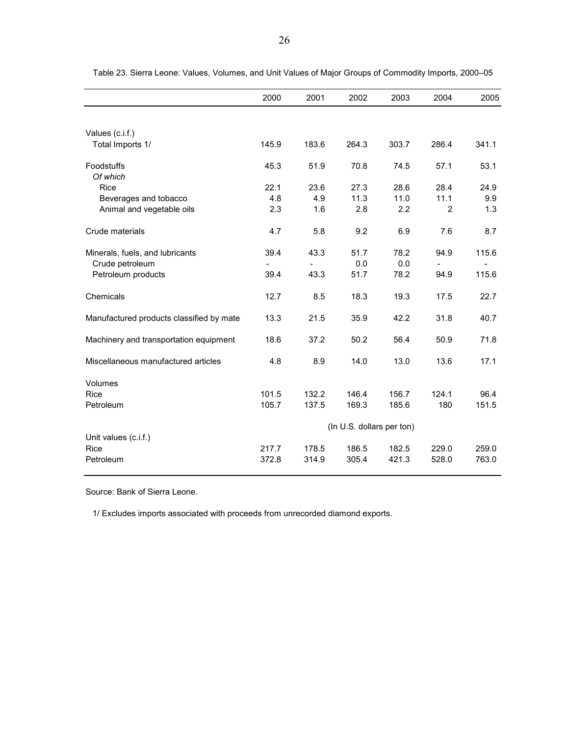Table 23. Sierra Leone: Values, Volumes, and Unit Values of Major Groups of Commodity Imports, 2000–05

| | 2000 | 2001 | 2002 | 2003 | 2004 | 2005 |
|---|---|---|---|---|---|---|
| Values (c.i.f.) | | | | | | |
| Total Imports 1/ | 145.9 | 183.6 | 264.3 | 303.7 | 286.4 | 341.1 |
| Foodstuffs | 45.3 | 51.9 | 70.8 | 74.5 | 57.1 | 53.1 |
| *Of which* | | | | | | |
| Rice | 22.1 | 23.6 | 27.3 | 28.6 | 28.4 | 24.9 |
| Beverages and tobacco | 4.8 | 4.9 | 11.3 | 11.0 | 11.1 | 9.9 |
| Animal and vegetable oils | 2.3 | 1.6 | 2.8 | 2.2 | 2 | 1.3 |
| Crude materials | 4.7 | 5.8 | 9.2 | 6.9 | 7.6 | 8.7 |
| Minerals, fuels, and lubricants | 39.4 | 43.3 | 51.7 | 78.2 | 94.9 | 115.6 |
| Crude petroleum | - | - | 0.0 | 0.0 | - | - |
| Petroleum products | 39.4 | 43.3 | 51.7 | 78.2 | 94.9 | 115.6 |
| Chemicals | 12.7 | 8.5 | 18.3 | 19.3 | 17.5 | 22.7 |
| Manufactured products classified by mate | 13.3 | 21.5 | 35.9 | 42.2 | 31.8 | 40.7 |
| Machinery and transportation equipment | 18.6 | 37.2 | 50.2 | 56.4 | 50.9 | 71.8 |
| Miscellaneous manufactured articles | 4.8 | 8.9 | 14.0 | 13.0 | 13.6 | 17.1 |
| Volumes | | | | | | |
| Rice | 101.5 | 132.2 | 146.4 | 156.7 | 124.1 | 96.4 |
| Petroleum | 105.7 | 137.5 | 169.3 | 185.6 | 180 | 151.5 |
| | | | (In U.S. dollars per ton) | | | |
| Unit values (c.i.f.) | | | | | | |
| Rice | 217.7 | 178.5 | 186.5 | 182.5 | 229.0 | 259.0 |
| Petroleum | 372.8 | 314.9 | 305.4 | 421.3 | 528.0 | 763.0 |

Source: Bank of Sierra Leone.

1/ Excludes imports associated with proceeds from unrecorded diamond exports.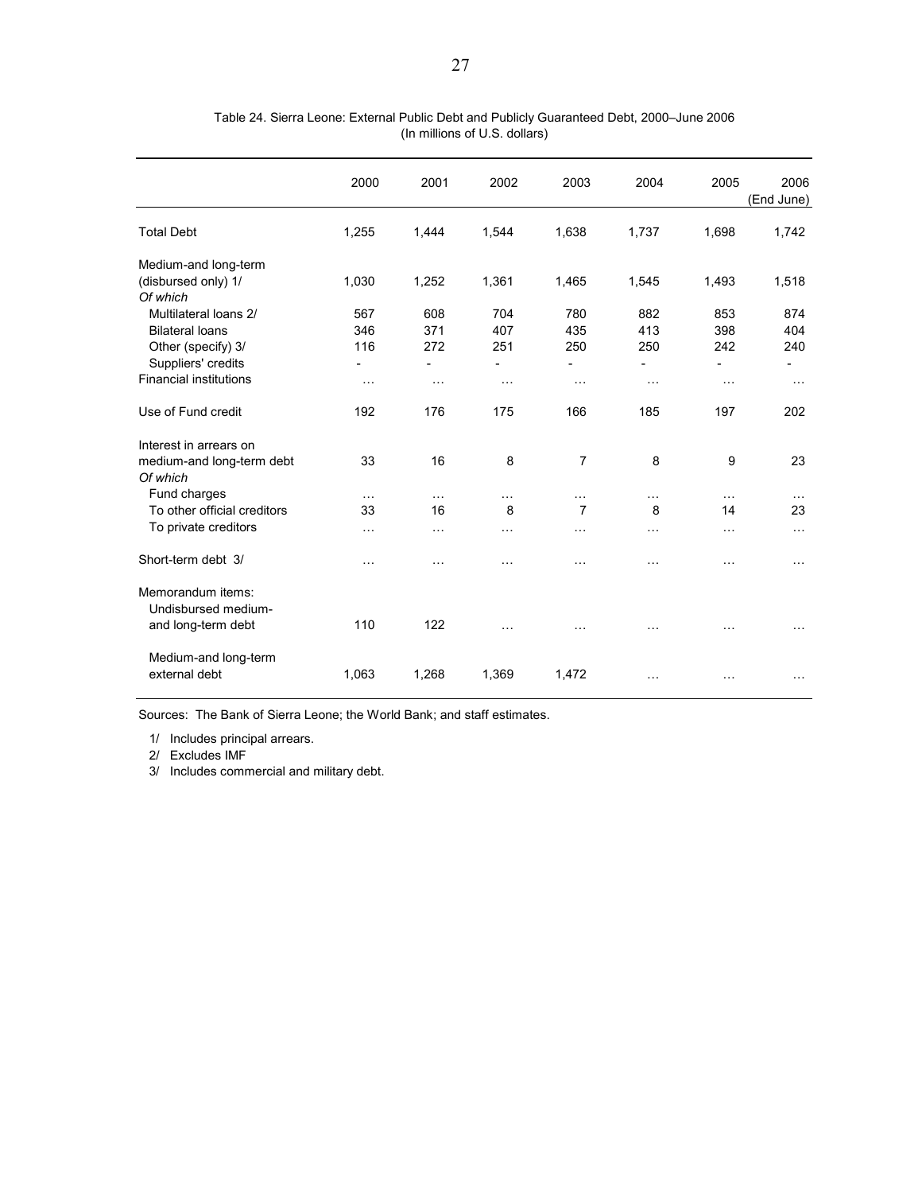Table 24. Sierra Leone: External Public Debt and Publicly Guaranteed Debt, 2000–June 2006
(In millions of U.S. dollars)

| | 2000 | 2001 | 2002 | 2003 | 2004 | 2005 | 2006 (End June) |
|---|---|---|---|---|---|---|---|
| Total Debt | 1,255 | 1,444 | 1,544 | 1,638 | 1,737 | 1,698 | 1,742 |
| Medium-and long-term (disbursed only) 1/ | 1,030 | 1,252 | 1,361 | 1,465 | 1,545 | 1,493 | 1,518 |
| *Of which* | | | | | | | |
| Multilateral loans 2/ | 567 | 608 | 704 | 780 | 882 | 853 | 874 |
| Bilateral loans | 346 | 371 | 407 | 435 | 413 | 398 | 404 |
| Other (specify) 3/ | 116 | 272 | 251 | 250 | 250 | 242 | 240 |
| Suppliers' credits | - | - | - | - | - | - | - |
| Financial institutions | … | … | … | … | … | … | … |
| Use of Fund credit | 192 | 176 | 175 | 166 | 185 | 197 | 202 |
| Interest in arrears on medium-and long-term debt | 33 | 16 | 8 | 7 | 8 | 9 | 23 |
| *Of which* | | | | | | | |
| Fund charges | … | … | … | … | … | … | … |
| To other official creditors | 33 | 16 | 8 | 7 | 8 | 14 | 23 |
| To private creditors | … | … | … | … | … | … | … |
| Short-term debt 3/ | … | … | … | … | … | … | … |
| Memorandum items: | | | | | | | |
| Undisbursed medium-and long-term debt | 110 | 122 | … | … | … | … | … |
| Medium-and long-term external debt | 1,063 | 1,268 | 1,369 | 1,472 | … | … | … |

Sources: The Bank of Sierra Leone; the World Bank; and staff estimates.

1/ Includes principal arrears.

2/ Excludes IMF

3/ Includes commercial and military debt.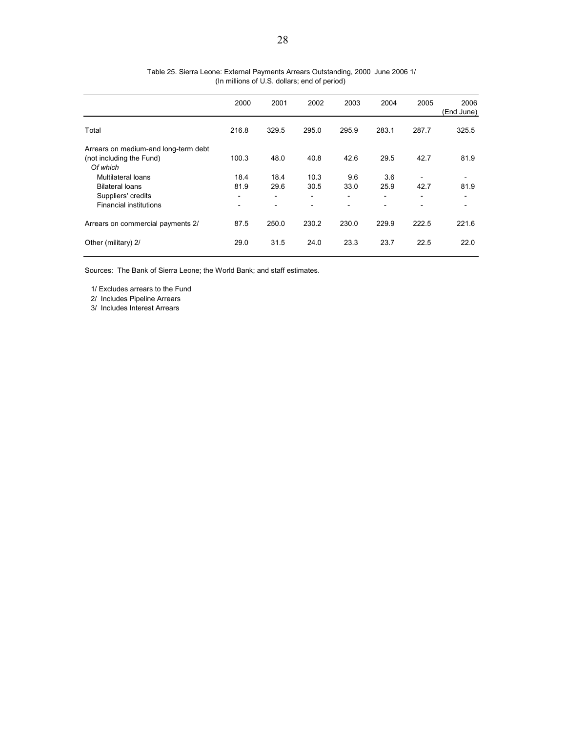Table 25. Sierra Leone: External Payments Arrears Outstanding, 2000–June 2006 1/
(In millions of U.S. dollars; end of period)

| | 2000 | 2001 | 2002 | 2003 | 2004 | 2005 | 2006 (End June) |
|---|---|---|---|---|---|---|---|
| Total | 216.8 | 329.5 | 295.0 | 295.9 | 283.1 | 287.7 | 325.5 |
| Arrears on medium-and long-term debt (not including the Fund) | 100.3 | 48.0 | 40.8 | 42.6 | 29.5 | 42.7 | 81.9 |
| *Of which* | | | | | | | |
| Multilateral loans | 18.4 | 18.4 | 10.3 | 9.6 | 3.6 | - | - |
| Bilateral loans | 81.9 | 29.6 | 30.5 | 33.0 | 25.9 | 42.7 | 81.9 |
| Suppliers' credits | - | - | - | - | - | - | - |
| Financial institutions | - | - | - | - | - | - | - |
| Arrears on commercial payments 2/ | 87.5 | 250.0 | 230.2 | 230.0 | 229.9 | 222.5 | 221.6 |
| Other (military) 2/ | 29.0 | 31.5 | 24.0 | 23.3 | 23.7 | 22.5 | 22.0 |

Sources: The Bank of Sierra Leone; the World Bank; and staff estimates.

1/ Excludes arrears to the Fund

2/ Includes Pipeline Arrears

3/ Includes Interest Arrears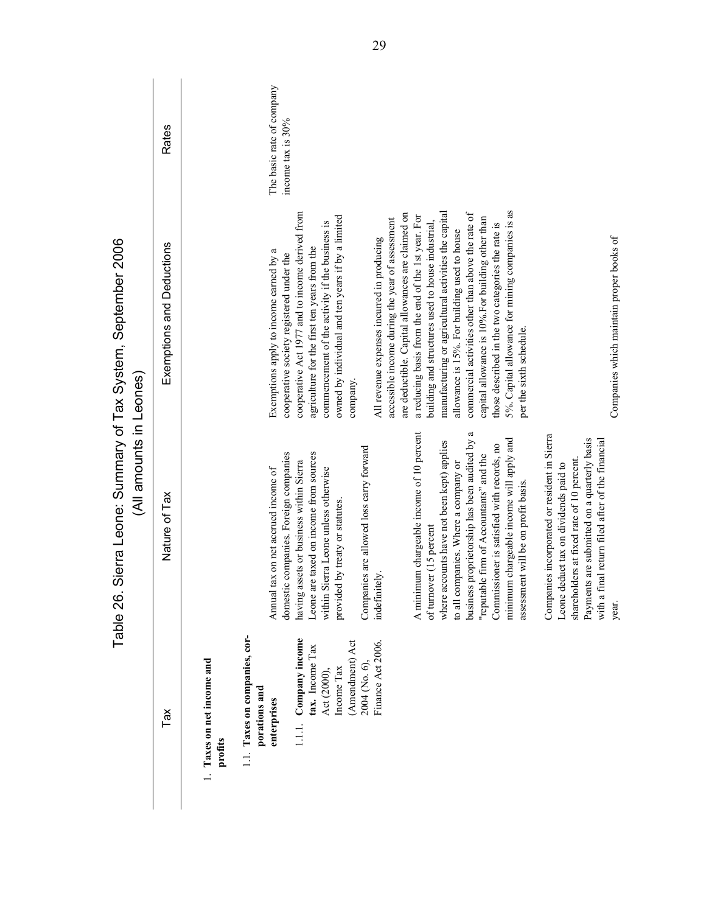# Table 26. Sierra Leone: Summary of Tax System, September 2006
(All amounts in Leones)

| Tax | Nature of Tax | Exemptions and Deductions | Rates |
|---|---|---|---|
| 1. **Taxes on net income and profits** | | | |
| 1.1. **Taxes on companies, corporations and enterprises** | | | |
| 1.1.1. **Company income tax.** Income Tax Act (2000), Income Tax (Amendment) Act 2004 (No. 6), Finance Act 2006. | Annual tax on net accrued income of domestic companies. Foreign companies having assets or business within Sierra Leone are taxed on income from sources within Sierra Leone unless otherwise provided by treaty or statutes. | Exemptions apply to income earned by a cooperative society registered under the cooperative Act 1977 and to income derived from agriculture for the first ten years from the commencement of the activity if the business is owned by individual and ten years if by a limited company. | The basic rate of company income tax is 30% |
| | Companies are allowed loss carry forward indefinitely. | All revenue expenses incurred in producing accessible income during the year of assessment are deductible. Capital allowances are claimed on a reducing basis from the end of the 1st year. For building and structures used to house industrial, manufacturing or agricultural activities the capital allowance is 15%. For building used to house commercial activities other than above the rate of capital allowance is 10%.For building other than those described in the two categories the rate is 5%. Capital allowance for mining companies is as per the sixth schedule. | |
| | A minimum chargeable income of 10 percent of turnover (15 percent where accounts have not been kept) applies to all companies. Where a company or business proprietorship has been audited by a "reputable firm of Accountants" and the Commissioner is satisfied with records, no minimum chargeable income will apply and assessment will be on profit basis. | | |
| | Companies incorporated or resident in Sierra Leone deduct tax on dividends paid to shareholders at fixed rate of 10 percent. Payments are submitted on a quarterly basis with a final return filed after of the financial year. | Companies which maintain proper books of | |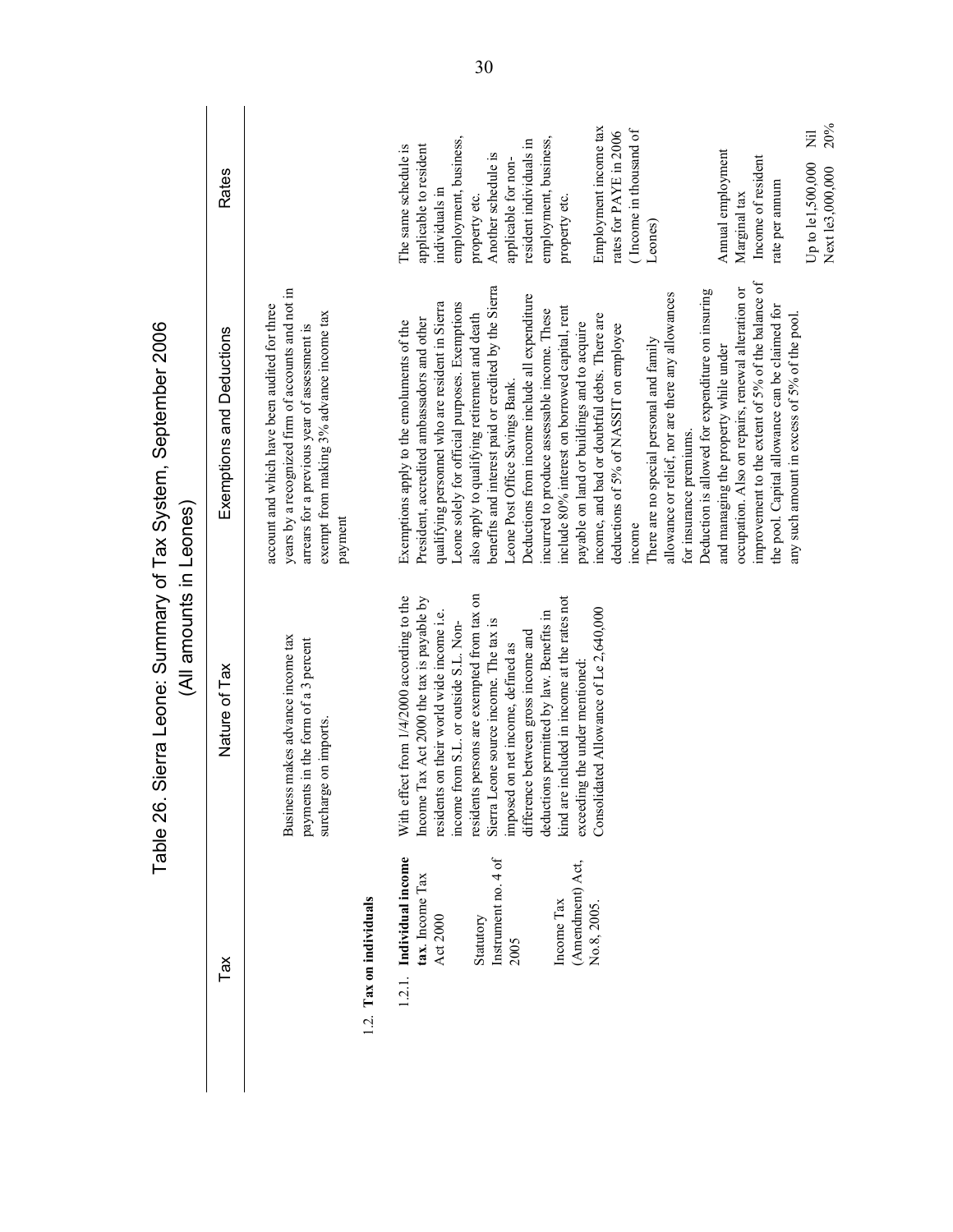# Table 26. Sierra Leone: Summary of Tax System, September 2006
(All amounts in Leones)

| Tax | Nature of Tax | Exemptions and Deductions | Rates |
|---|---|---|---|
| | Business makes advance income tax payments in the form of a 3 percent surcharge on imports. | account and which have been audited for three years by a recognized firm of accounts and not in arrears for a previous year of assessment is exempt from making 3% advance income tax payment | |
| 1.2. **Tax on individuals** | | | |
| 1.2.1. **Individual income tax.** Income Tax Act 2000<br><br>Statutory Instrument no. 4 of 2005<br><br>Income Tax (Amendment) Act, No.8, 2005. | With effect from 1/4/2000 according to the Income Tax Act 2000 the tax is payable by residents on their world wide income i.e. income from S.L. or outside S.L. Non-residents persons are exempted from tax on Sierra Leone source income. The tax is imposed on net income, defined as difference between gross income and deductions permitted by law. Benefits in kind are included in income at the rates not exceeding the under mentioned:<br>Consolidated Allowance of Le 2,640,000 | Exemptions apply to the emoluments of the President, accredited ambassadors and other qualifying personnel who are resident in Sierra Leone solely for official purposes. Exemptions also apply to qualifying retirement and death benefits and interest paid or credited by the Sierra Leone Post Office Savings Bank.<br>Deductions from income include all expenditure incurred to produce assessable income. These include 80% interest on borrowed capital, rent payable on land or buildings and to acquire income, and bad or doubtful debts. There are deductions of 5% of NASSIT on employee income<br>There are no special personal and family allowance or relief, nor are there any allowances for insurance premiums.<br>Deduction is allowed for expenditure on insuring and managing the property while under occupation. Also on repairs, renewal alteration or improvement to the extent of 5% of the balance of the pool. Capital allowance can be claimed for any such amount in excess of 5% of the pool. | The same schedule is applicable to resident individuals in employment, business, property etc.<br>Another schedule is applicable for non-resident individuals in employment, business, property etc.<br><br>Employment income tax rates for PAYE in 2006 ( Income in thousand of Leones)<br><br>Annual employment Marginal tax<br>Income of resident rate per annum<br><br>Up to le1,500,000 Nil<br>Next le3,000,000 20% |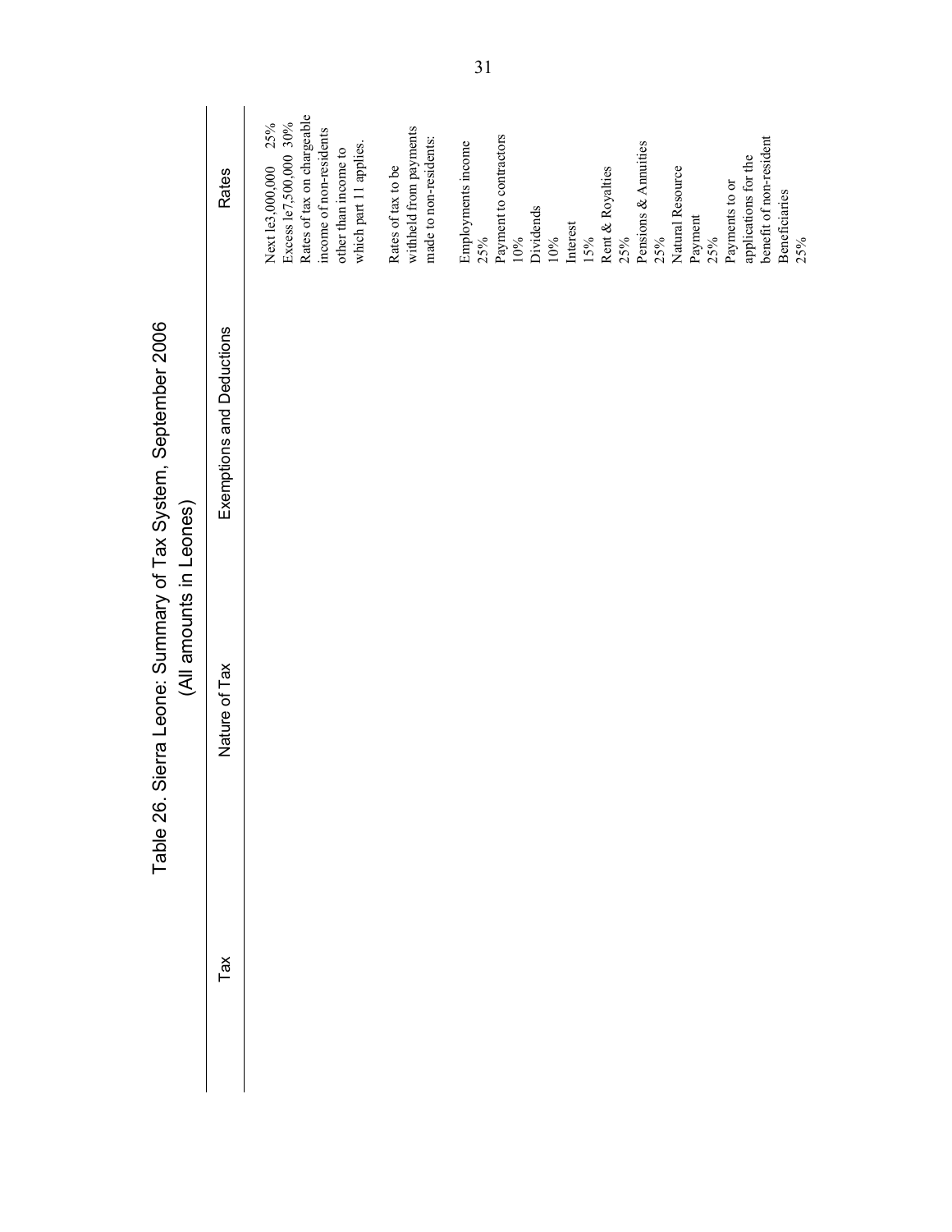# Table 26. Sierra Leone: Summary of Tax System, September 2006
(All amounts in Leones)

| Tax | Nature of Tax | Exemptions and Deductions | Rates |
|---|---|---|---|
| | | | Next le3,000,000 25%<br>Excess le7,500,000 30%<br>Rates of tax on chargeable income of non-residents other than income to which part 11 applies.<br><br>Rates of tax to be withheld from payments made to non-residents:<br><br>Employments income 25%<br>Payment to contractors 10%<br>Dividends 10%<br>Interest 15%<br>Rent & Royalties 25%<br>Pensions & Annuities 25%<br>Natural Resource Payment 25%<br>Payments to or applications for the benefit of non-resident Beneficiaries 25% |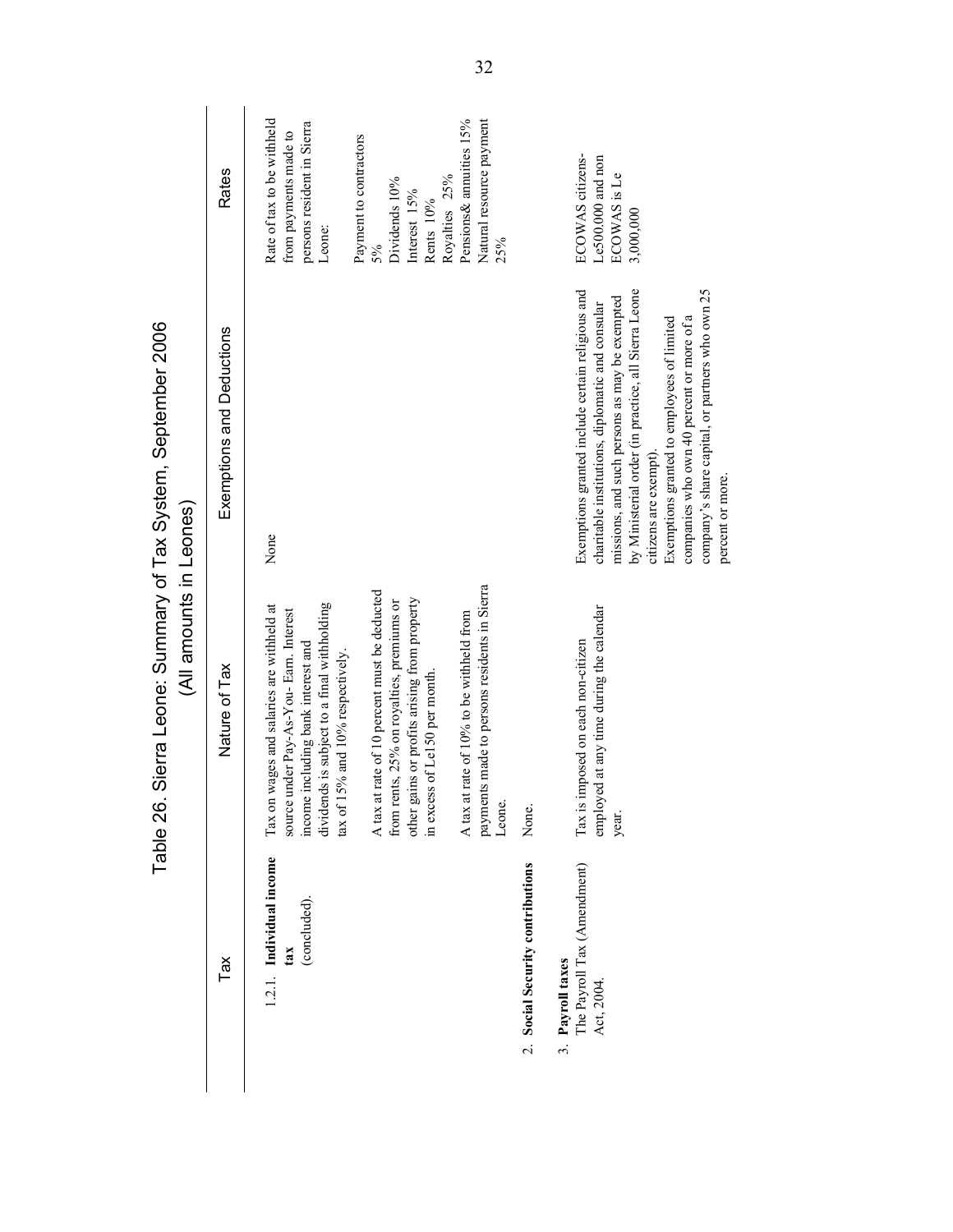## Table 26. Sierra Leone: Summary of Tax System, September 2006
(All amounts in Leones)

| Tax | Nature of Tax | Exemptions and Deductions | Rates |
|---|---|---|---|
| 1.2.1. **Individual income tax** (concluded). | Tax on wages and salaries are withheld at source under Pay-As-You- Earn. Interest income including bank interest and dividends is subject to a final withholding tax of 15% and 10% respectively.<br><br>A tax at rate of 10 percent must be deducted from rents, 25% on royalties, premiums or other gains or profits arising from property in excess of Le150 per month.<br><br>A tax at rate of 10% to be withheld from payments made to persons residents in Sierra Leone. | None | Rate of tax to be withheld from payments made to persons resident in Sierra Leone:<br><br>Payment to contractors 5%<br>Dividends 10%<br>Interest 15%<br>Rents 10%<br>Royalties 25%<br>Pensions& annuities 15%<br>Natural resource payment 25% |
| 2. **Social Security contributions** | None. | | |
| 3. **Payroll taxes**<br>The Payroll Tax (Amendment) Act, 2004. | Tax is imposed on each non-citizen employed at any time during the calendar year. | Exemptions granted include certain religious and charitable institutions, diplomatic and consular missions, and such persons as may be exempted by Ministerial order (in practice, all Sierra Leone citizens are exempt).<br>Exemptions granted to employees of limited companies who own 40 percent or more of a company's share capital, or partners who own 25 percent or more. | ECOWAS citizens-Le500,000 and non ECOWAS is Le 3,000,000 |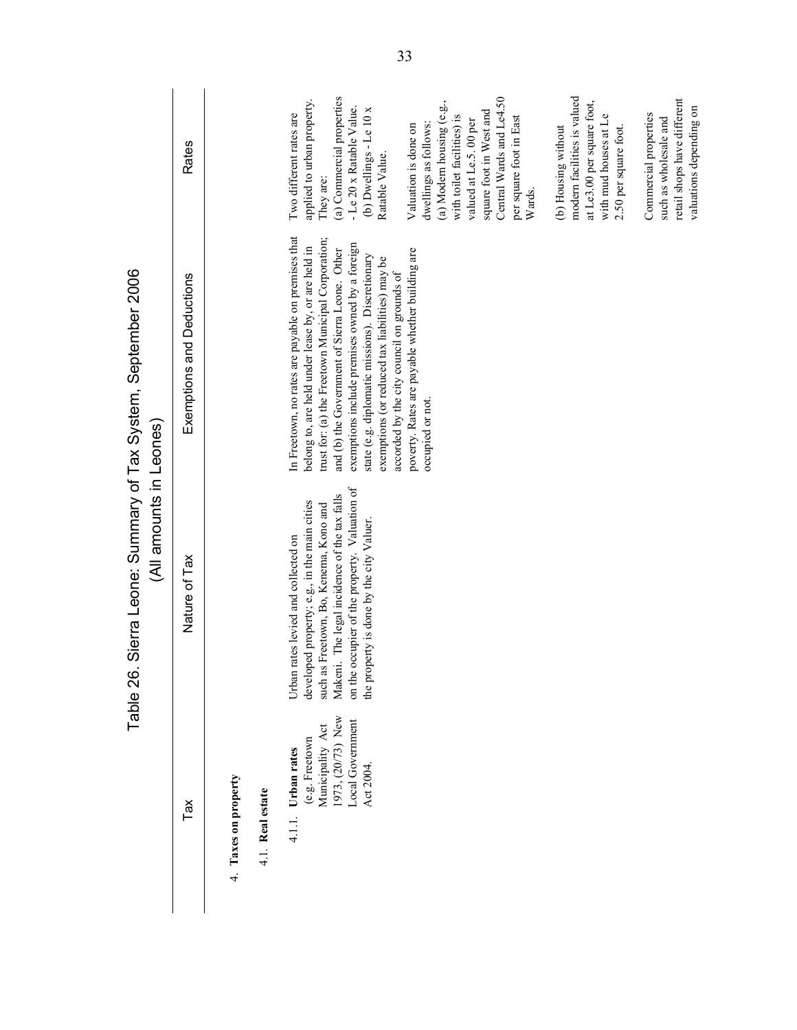# Table 26. Sierra Leone: Summary of Tax System, September 2006

(All amounts in Leones)

| Tax | Nature of Tax | Exemptions and Deductions | Rates |
|---|---|---|---|
| 4. **Taxes on property** | | | |
| 4.1. **Real estate** | | | |
| 4.1.1. **Urban rates** (e.g. Freetown Municipality Act 1973, (20/73) New Local Government Act 2004. | Urban rates levied and collected on developed property; e.g., in the main cities such as Freetown, Bo, Kenema, Kono and Makeni. The legal incidence of the tax falls on the occupier of the property. Valuation of the property is done by the city Valuer. | In Freetown, no rates are payable on premises that belong to, are held under lease by, or are held in trust for: (a) the Freetown Municipal Corporation; and (b) the Government of Sierra Leone. Other exemptions include premises owned by a foreign state (e.g. diplomatic missions). Discretionary exemptions (or reduced tax liabilities) may be accorded by the city council on grounds of poverty. Rates are payable whether building are occupied or not. | Two different rates are applied to urban property. They are:<br>(a) Commercial properties - Le 20 x Ratable Value.<br>(b) Dwellings - Le 10 x Ratable Value.<br><br>Valuation is done on dwellings as follows:<br>(a) Modern housing (e.g., with toilet facilities) is valued at Le.5.00 per square foot in West and Central Wards and Le4.50 per square foot in East Wards.<br><br>(b) Housing without modern facilities is valued at Le3.00 per square foot, with mud houses at Le 2.50 per square foot.<br><br>Commercial properties such as wholesale and retail shops have different valuations depending on |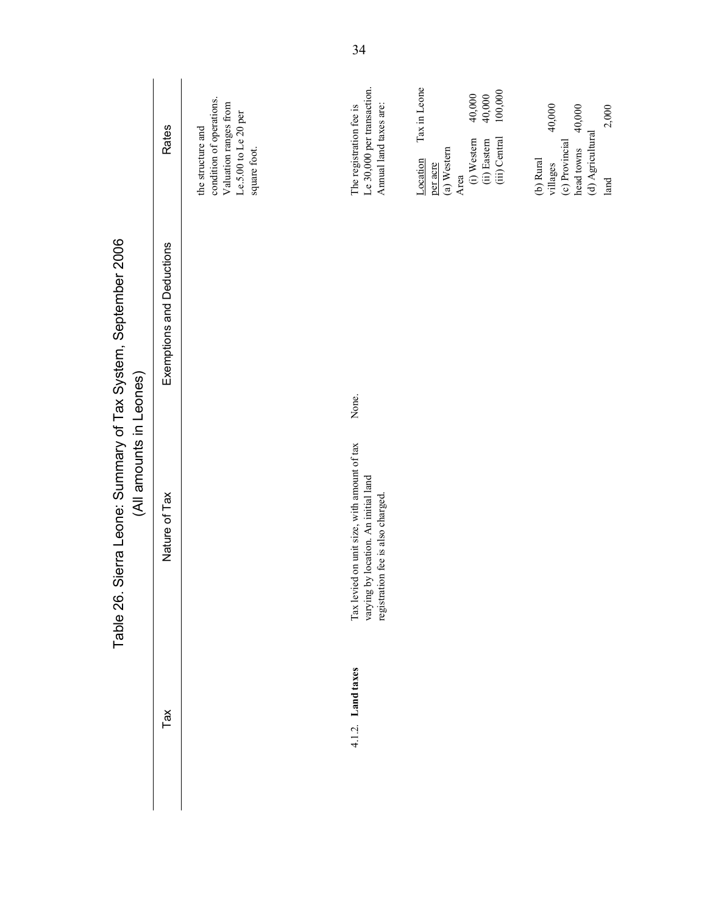# Table 26. Sierra Leone: Summary of Tax System, September 2006
(All amounts in Leones)

| Tax | Nature of Tax | Exemptions and Deductions | Rates |
|---|---|---|---|
| | | | the structure and condition of operations. Valuation ranges from Le.5.00 to Le 20 per square foot. |
| 4.1.2. **Land taxes** | Tax levied on unit size, with amount of tax varying by location. An initial land registration fee is also charged. | None. | The registration fee is Le 30,000 per transaction. Annual land taxes are:<br><br>Location — Tax in Leone per acre<br>(a) Western Area<br>(i) Western — 40,000<br>(ii) Eastern — 40,000<br>(iii) Central — 100,000<br><br>(b) Rural villages — 40,000<br>(c) Provincial head towns — 40,000<br>(d) Agricultural land — 2,000 |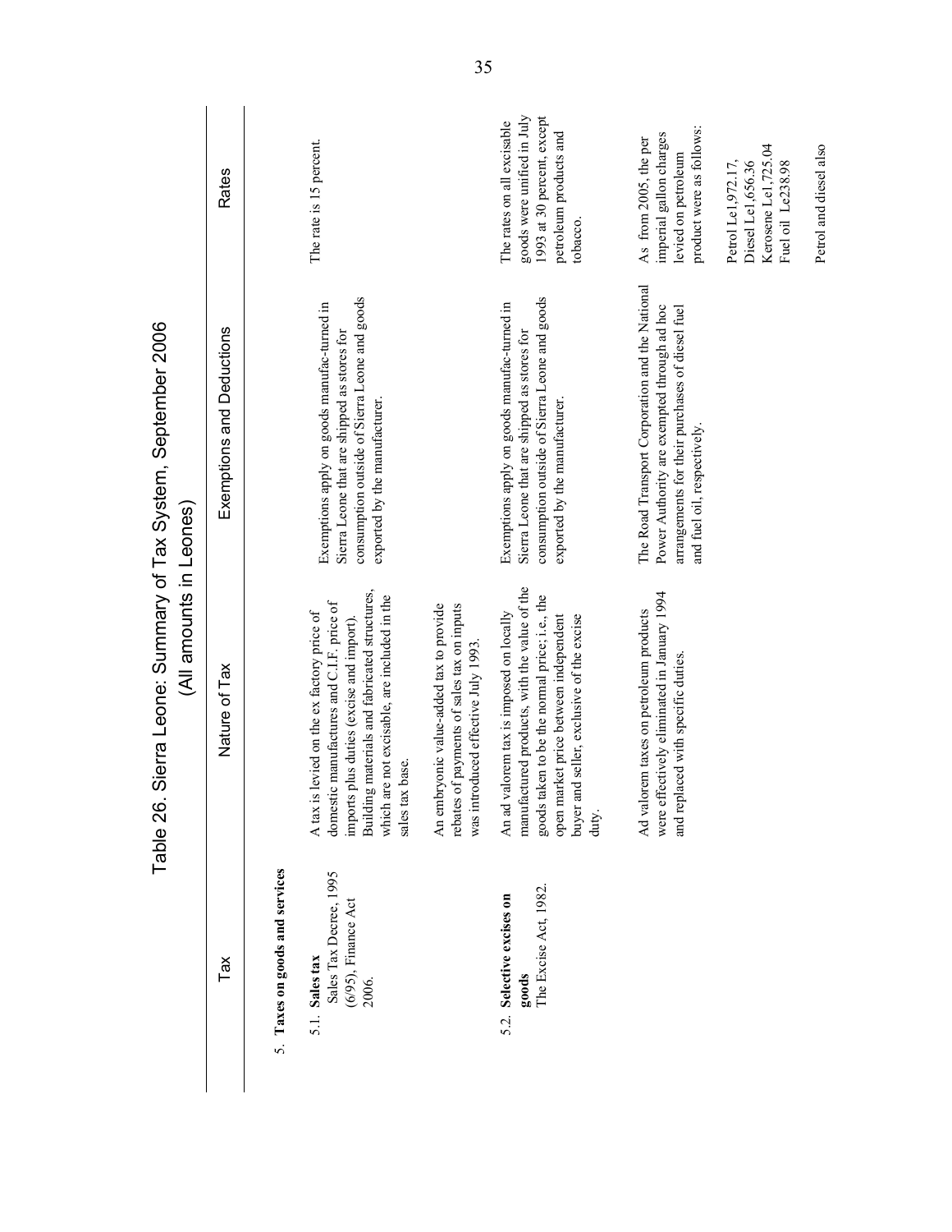# Table 26. Sierra Leone: Summary of Tax System, September 2006
## (All amounts in Leones)

| Tax | Nature of Tax | Exemptions and Deductions | Rates |
|---|---|---|---|
| 5. **Taxes on goods and services** | | | |
| 5.1. **Sales tax**<br>Sales Tax Decree, 1995 (6/95), Finance Act 2006. | A tax is levied on the ex factory price of domestic manufactures and C.I.F. price of imports plus duties (excise and import). Building materials and fabricated structures, which are not excisable, are included in the sales tax base. | Exemptions apply on goods manufac-turned in Sierra Leone that are shipped as stores for consumption outside of Sierra Leone and goods exported by the manufacturer. | The rate is 15 percent. |
| | An embryonic value-added tax to provide rebates of payments of sales tax on inputs was introduced effective July 1993. | | |
| 5.2. **Selective excises on goods**<br>The Excise Act, 1982. | An ad valorem tax is imposed on locally manufactured products, with the value of the goods taken to be the normal price; i.e., the open market price between independent buyer and seller, exclusive of the excise duty. | Exemptions apply on goods manufac-turned in Sierra Leone that are shipped as stores for consumption outside of Sierra Leone and goods exported by the manufacturer. | The rates on all excisable goods were unified in July 1993 at 30 percent, except petroleum products and tobacco. |
| | Ad valorem taxes on petroleum products were effectively eliminated in January 1994 and replaced with specific duties. | The Road Transport Corporation and the National Power Authority are exempted through ad hoc arrangements for their purchases of diesel fuel and fuel oil, respectively. | As from 2005, the per imperial gallon charges levied on petroleum product were as follows:<br><br>Petrol Le1,972.17,<br>Diesel Le1,656.36<br>Kerosene Le1,725.04<br>Fuel oil Le238.98<br><br>Petrol and diesel also |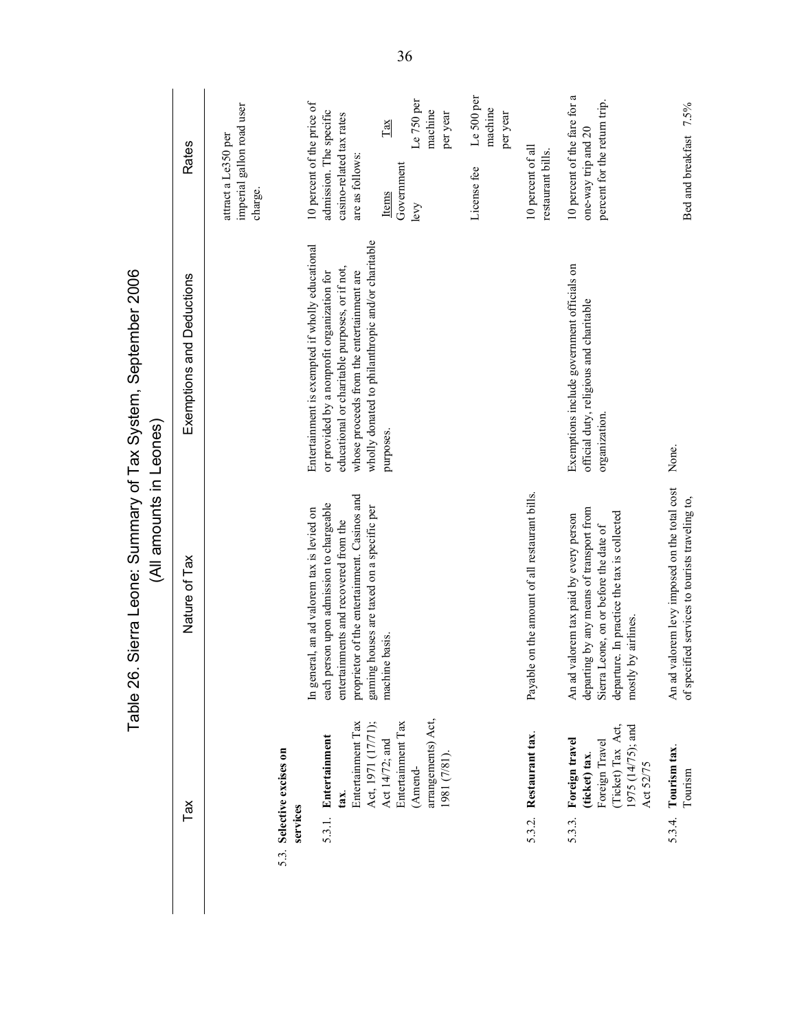# Table 26. Sierra Leone: Summary of Tax System, September 2006
(All amounts in Leones)

| Tax | Nature of Tax | Exemptions and Deductions | Rates |
|---|---|---|---|
| | | | attract a Le350 per imperial gallon road user charge. |
| 5.3. **Selective excises on services** | | | |
| 5.3.1. **Entertainment tax**. Entertainment Tax Act, 1971 (17/71); Act 14/72; and Entertainment Tax (Amend-arrangements) Act, 1981 (7/81). | In general, an ad valorem tax is levied on each person upon admission to chargeable entertainments and recovered from the proprietor of the entertainment. Casinos and gaming houses are taxed on a specific per machine basis. | Entertainment is exempted if wholly educational or provided by a nonprofit organization for educational or charitable purposes, or if not, whose proceeds from the entertainment are wholly donated to philanthropic and/or charitable purposes. | 10 percent of the price of admission. The specific casino-related tax rates are as follows:<br><br>Items / Tax<br>Government levy: Le 750 per machine per year<br>License fee: Le 500 per machine per year |
| 5.3.2. **Restaurant tax**. | Payable on the amount of all restaurant bills. | | 10 percent of all restaurant bills. |
| 5.3.3. **Foreign travel (ticket) tax**. Foreign Travel (Ticket) Tax Act, 1975 (14/75); and Act 52/75 | An ad valorem tax paid by every person departing by any means of transport from Sierra Leone, on or before the date of departure. In practice the tax is collected mostly by airlines. | Exemptions include government officials on official duty, religious and charitable organization. | 10 percent of the fare for a one-way trip and 20 percent for the return trip. |
| 5.3.4. **Tourism tax**. Tourism | An ad valorem levy imposed on the total cost of specified services to tourists traveling to, | None. | Bed and breakfast 7.5% |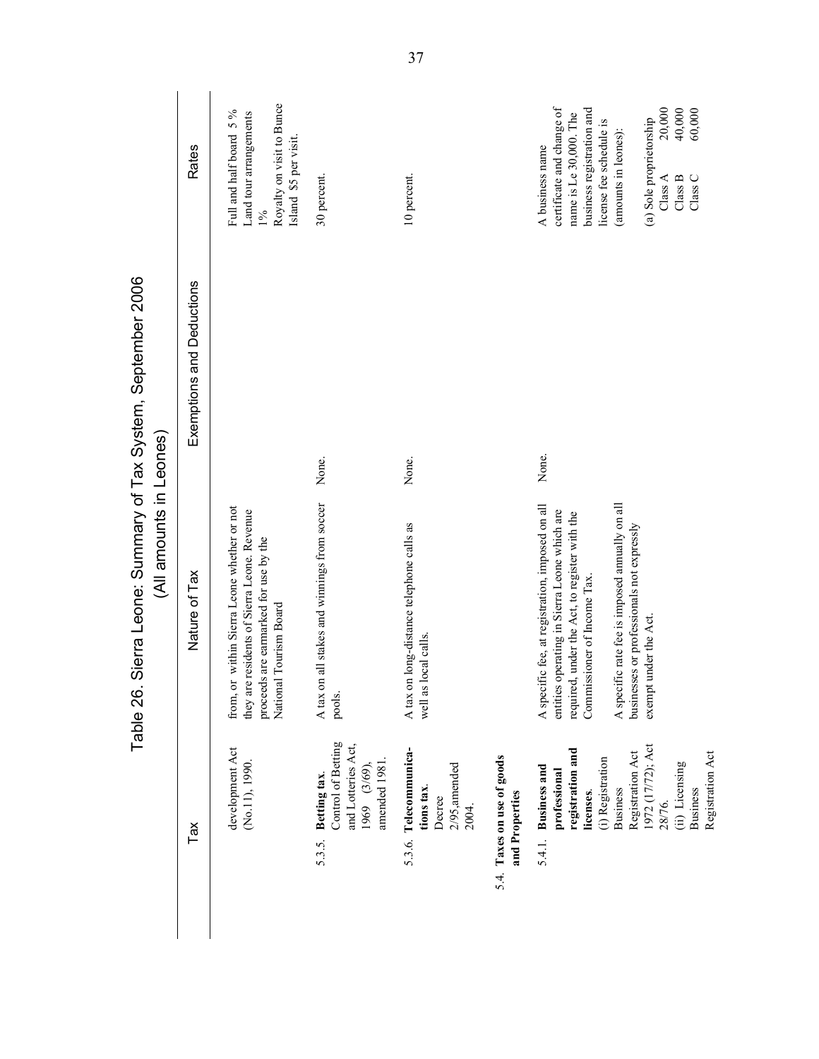# Table 26. Sierra Leone: Summary of Tax System, September 2006
## (All amounts in Leones)

| Tax | Nature of Tax | Exemptions and Deductions | Rates |
|---|---|---|---|
| development Act (No.11), 1990. | from, or within Sierra Leone whether or not they are residents of Sierra Leone. Revenue proceeds are earmarked for use by the National Tourism Board | | Full and half board 5 % Land tour arrangements 1% Royalty on visit to Bunce Island $5 per visit. |
| 5.3.5. **Betting tax.** Control of Betting and Lotteries Act, 1969 (3/69), amended 1981. | A tax on all stakes and winnings from soccer pools. | None. | 30 percent. |
| 5.3.6. **Telecommunications tax.** Decree 2/95,amended 2004. | A tax on long-distance telephone calls as well as local calls. | None. | 10 percent. |
| 5.4. **Taxes on use of goods and Properties** | | | |
| 5.4.1. **Business and professional registration and licenses.** (i) Registration Business Registration Act 1972 (17/72); Act 28/76. (ii) Licensing Business Registration Act | A specific fee, at registration, imposed on all entities operating in Sierra Leone which are required, under the Act, to register with the Commissioner of Income Tax. A specific rate fee is imposed annually on all businesses or professionals not expressly exempt under the Act. | None. | A business name certificate and change of name is Le 30,000. The business registration and license fee schedule is (amounts in leones): (a) Sole proprietorship Class A 20,000 Class B 40,000 Class C 60,000 |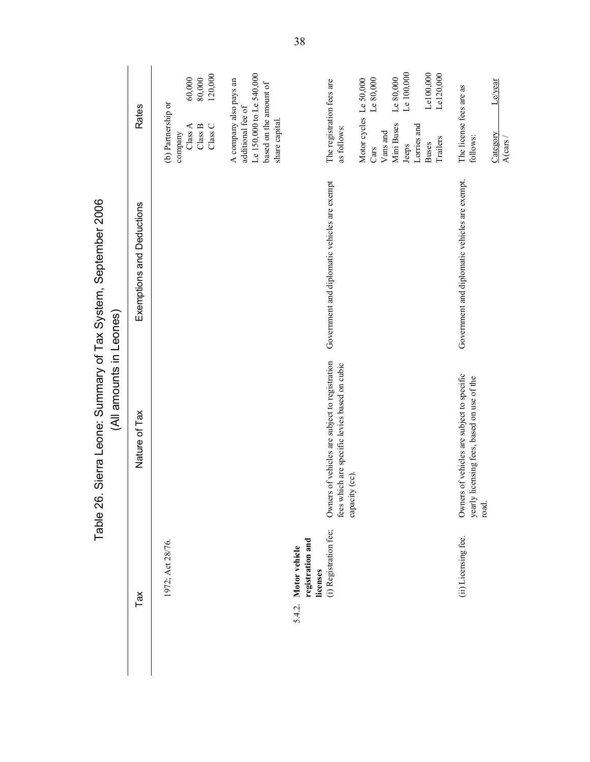# Table 26. Sierra Leone: Summary of Tax System, September 2006

(All amounts in Leones)

| Tax | Nature of Tax | Exemptions and Deductions | Rates |
|---|---|---|---|
| 1972; Act 28/76. | | | (b) Partnership or company<br>Class A 60,000<br>Class B 80,000<br>Class C 120,000<br><br>A company also pays an additional fee of Le 150,000 to Le 540,000 based on the amount of share capital. |
| 5.4.2. **Motor vehicle registration and licenses** | | | |
| (i) Registration fee; | Owners of vehicles are subject to registration fees which are specific levies based on cubic capacity (cc). | Government and diplomatic vehicles are exempt | The registration fees are as follows:<br><br>Motor cycles Le 50,000<br>Cars Le 80,000<br>Vans and<br>Mini Buses Le 80,000<br>Jeeps Le 100,000<br>Lorries and<br>Buses Le100,000<br>Trailers Le120,000 |
| (ii) Licensing fee. | Owners of vehicles are subject to specific yearly licensing fees, based on use of the road. | Government and diplomatic vehicles are exempt. | The license fees are as follows:<br><br>Category Le/year<br>A(cars / |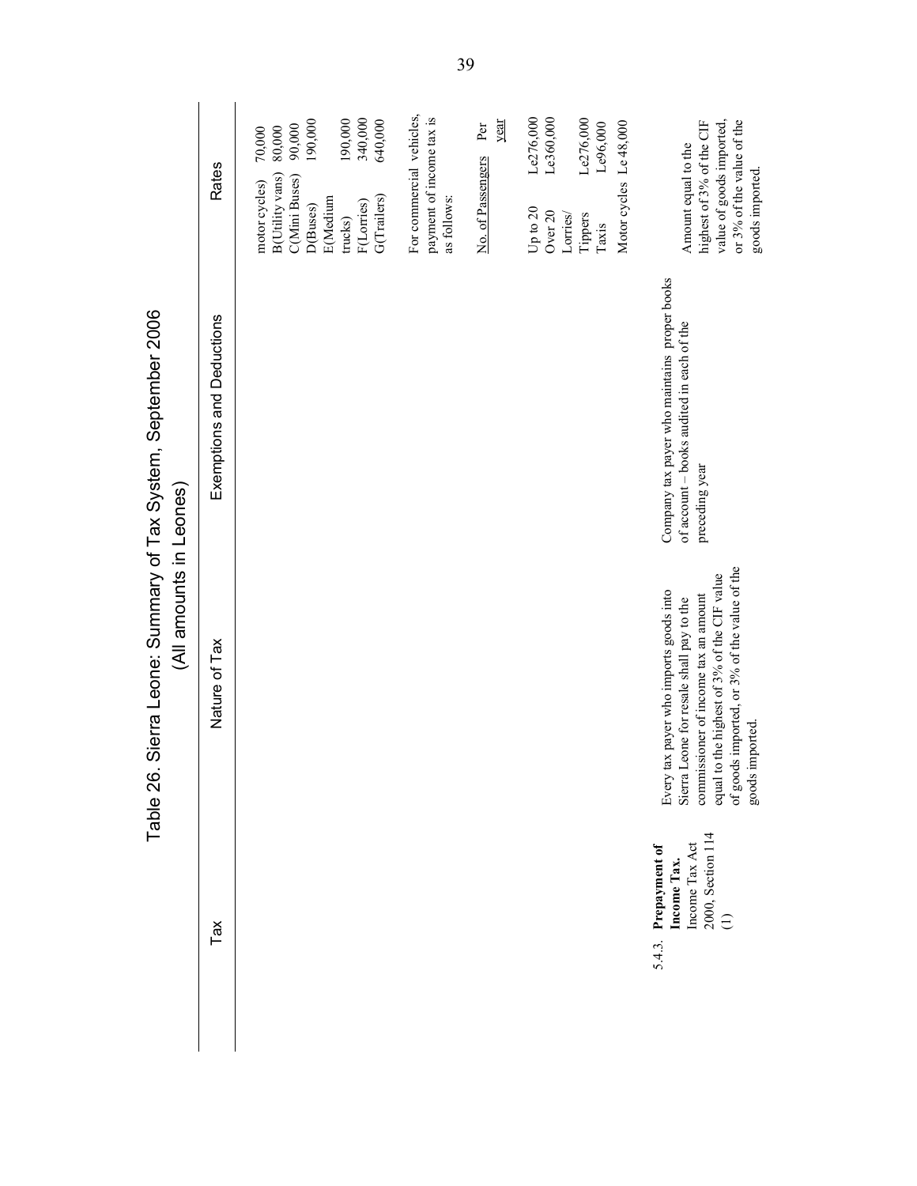# Table 26. Sierra Leone: Summary of Tax System, September 2006

(All amounts in Leones)

| Tax | Nature of Tax | Exemptions and Deductions | Rates |
|---|---|---|---|
| | | | motor cycles) 70,000<br>B(Utility vans) 80,000<br>C(Mini Buses) 90,000<br>D(Buses) 190,000<br>E(Medium trucks) 190,000<br>F(Lorries) 340,000<br>G(Trailers) 640,000<br><br>For commercial vehicles, payment of income tax is as follows:<br><br>No. of Passengers Per year<br><br>Up to 20 Le276,000<br>Over 20 Le360,000<br>Lorries/<br>Tippers Le276,000<br>Taxis Le96,000<br>Motor cycles Le 48,000 |
| 5.4.3. **Prepayment of Income Tax.** Income Tax Act 2000, Section 114 (1) | Every tax payer who imports goods into Sierra Leone for resale shall pay to the commissioner of income tax an amount equal to the highest of 3% of the CIF value of goods imported, or 3% of the value of the goods imported. | Company tax payer who maintains proper books of account – books audited in each of the preceding year | Amount equal to the highest of 3% of the CIF value of goods imported, or 3% of the value of the goods imported. |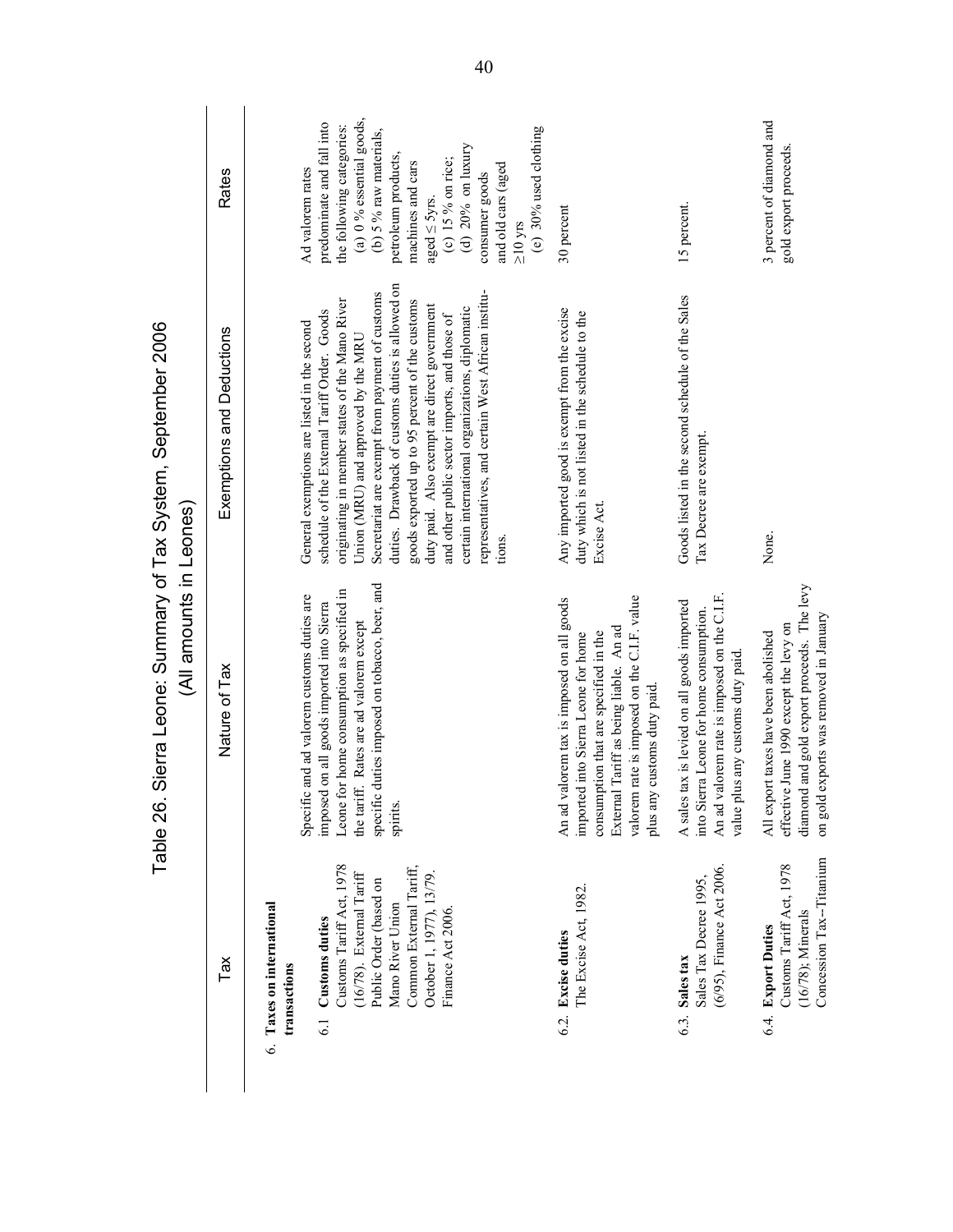# Table 26. Sierra Leone: Summary of Tax System, September 2006
(All amounts in Leones)

| Tax | Nature of Tax | Exemptions and Deductions | Rates |
|---|---|---|---|
| 6. **Taxes on international transactions** | | | |
| 6.1 **Customs duties** Customs Tariff Act, 1978 (16/78). External Tariff Public Order (based on Mano River Union Common External Tariff, October 1, 1977), 13/79. Finance Act 2006. | Specific and ad valorem customs duties are imposed on all goods imported into Sierra Leone for home consumption as specified in the tariff. Rates are ad valorem except specific duties imposed on tobacco, beer, and spirits. | General exemptions are listed in the second schedule of the External Tariff Order. Goods originating in member states of the Mano River Union (MRU) and approved by the MRU Secretariat are exempt from payment of customs duties. Drawback of customs duties is allowed on goods exported up to 95 percent of the customs duty paid. Also exempt are direct government and other public sector imports, and those of certain international organizations, diplomatic representatives, and certain West African institutions. | Ad valorem rates predominate and fall into the following categories: (a) 0 % essential goods, (b) 5 % raw materials, petroleum products, machines and cars aged ≤ 5yrs. (c) 15 % on rice; (d) 20% on luxury consumer goods and old cars (aged ≥10 yrs (e) 30% used clothing |
| 6.2. **Excise duties** The Excise Act, 1982. | An ad valorem tax is imposed on all goods imported into Sierra Leone for home consumption that are specified in the External Tariff as being liable. An ad valorem rate is imposed on the C.I.F. value plus any customs duty paid. | Any imported good is exempt from the excise duty which is not listed in the schedule to the Excise Act. | 30 percent |
| 6.3. **Sales tax** Sales Tax Decree 1995, (6/95), Finance Act 2006. | A sales tax is levied on all goods imported into Sierra Leone for home consumption. An ad valorem rate is imposed on the C.I.F. value plus any customs duty paid. | Goods listed in the second schedule of the Sales Tax Decree are exempt. | 15 percent. |
| 6.4. **Export Duties** Customs Tariff Act, 1978 (16/78); Minerals Concession Tax--Titanium | All export taxes have been abolished effective June 1990 except the levy on diamond and gold export proceeds. The levy on gold exports was removed in January | None. | 3 percent of diamond and gold export proceeds. |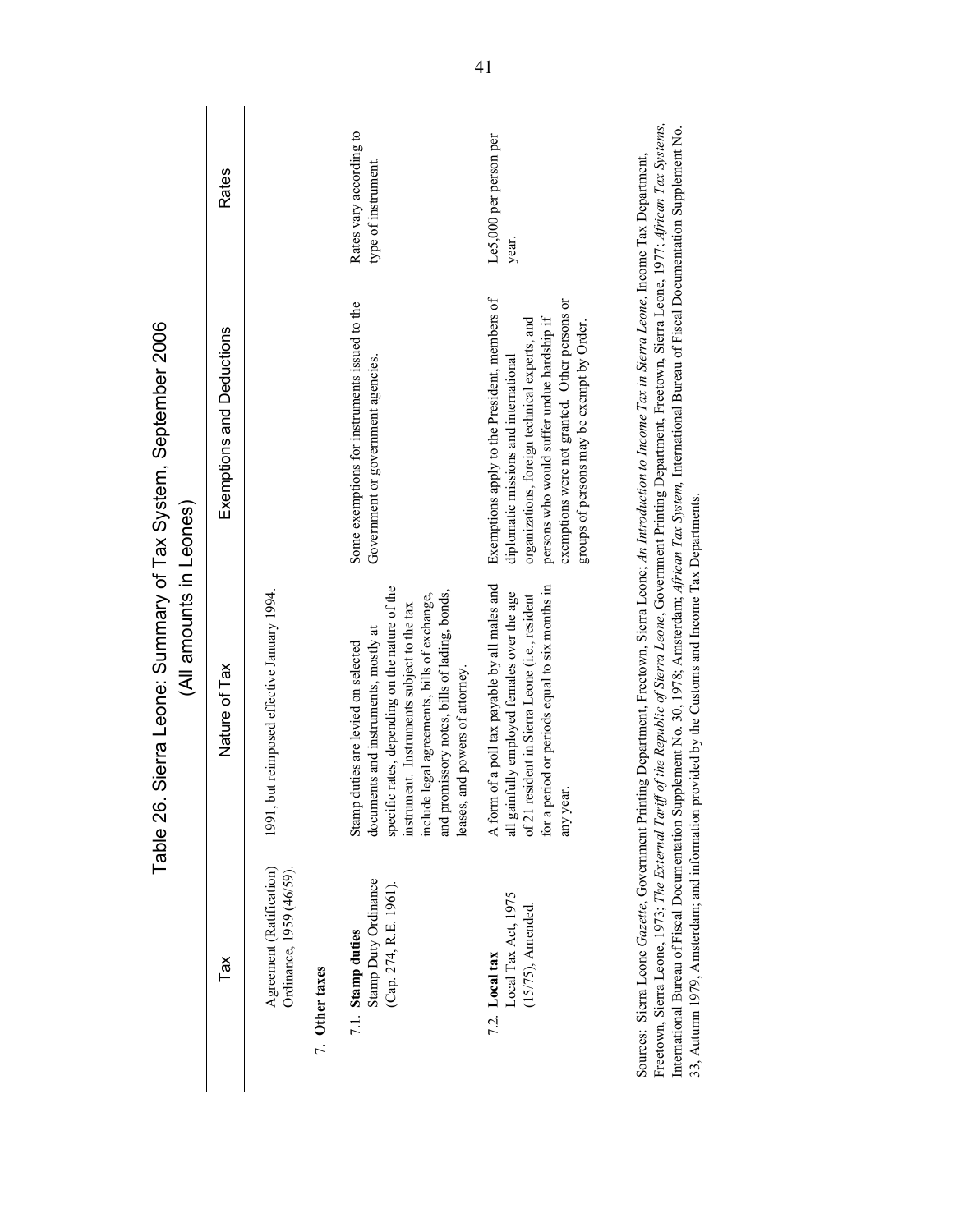# Table 26. Sierra Leone: Summary of Tax System, September 2006
(All amounts in Leones)

| Tax | Nature of Tax | Exemptions and Deductions | Rates |
|---|---|---|---|
| Agreement (Ratification) Ordinance, 1959 (46/59). | 1991, but reimposed effective January 1994. | | |
| 7. **Other taxes** | | | |
| 7.1. **Stamp duties** Stamp Duty Ordinance (Cap. 274, R.E. 1961). | Stamp duties are levied on selected documents and instruments, mostly at specific rates, depending on the nature of the instrument. Instruments subject to the tax include legal agreements, bills of exchange, and promissory notes, bills of lading, bonds, leases, and powers of attorney. | Some exemptions for instruments issued to the Government or government agencies. | Rates vary according to type of instrument. |
| 7.2. **Local tax** Local Tax Act, 1975 (15/75), Amended. | A form of a poll tax payable by all males and all gainfully employed females over the age of 21 resident in Sierra Leone (i.e., resident for a period or periods equal to six months in any year. | Exemptions apply to the President, members of diplomatic missions and international organizations, foreign technical experts, and persons who would suffer undue hardship if exemptions were not granted. Other persons or groups of persons may be exempt by Order. | Le5,000 per person per year. |

Sources: Sierra Leone *Gazette*, Government Printing Department, Freetown, Sierra Leone; *An Introduction to Income Tax in Sierra Leone*, Income Tax Department, Freetown, Sierra Leone, 1973; *The External Tariff of the Republic of Sierra Leone*, Government Printing Department, Freetown, Sierra Leone, 1977; *African Tax Systems*, International Bureau of Fiscal Documentation Supplement No. 30, 1978; Amsterdam; *African Tax System*, International Bureau of Fiscal Documentation Supplement No. 33, Autumn 1979, Amsterdam; and information provided by the Customs and Income Tax Departments.